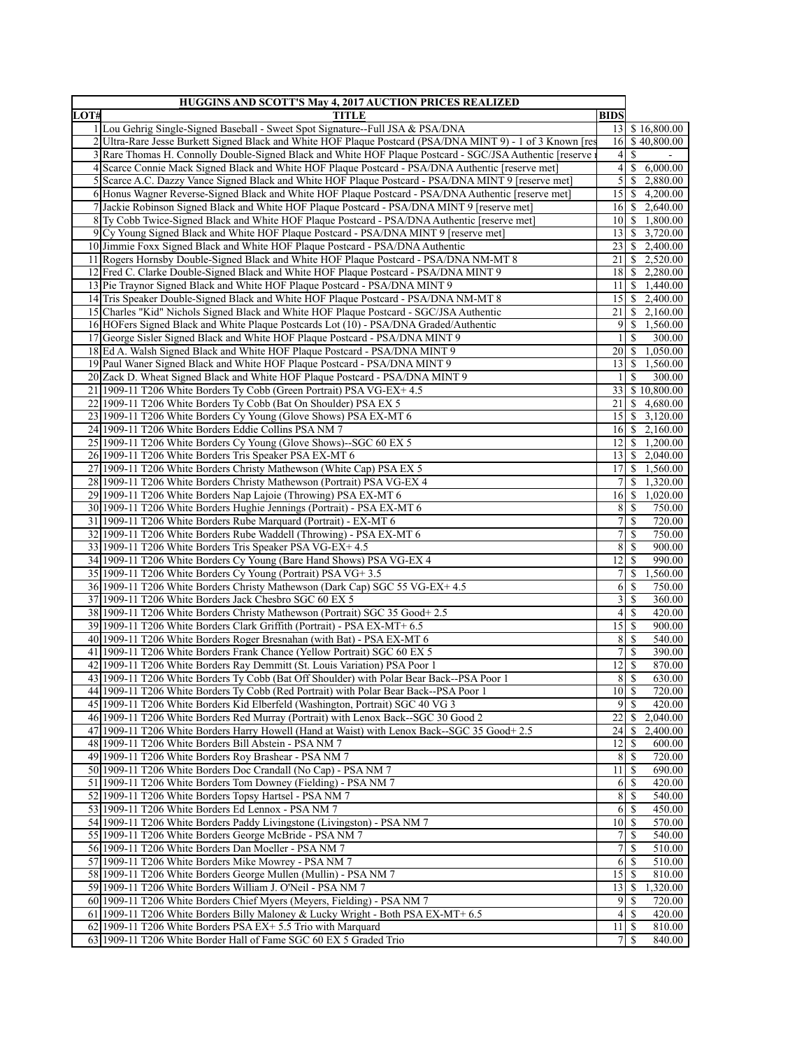| HUGGINS AND SCOTT'S May 4, 2017 AUCTION PRICES REALIZED | | | |
|---|---|---|---|
| LOT# | TITLE | BIDS | |
| 1 | Lou Gehrig Single-Signed Baseball - Sweet Spot Signature--Full JSA & PSA/DNA | 13 | $ 16,800.00 |
| 2 | Ultra-Rare Jesse Burkett Signed Black and White HOF Plaque Postcard (PSA/DNA MINT 9) - 1 of 3 Known [res | 16 | $ 40,800.00 |
| 3 | Rare Thomas H. Connolly Double-Signed Black and White HOF Plaque Postcard - SGC/JSA Authentic [reserve r | 4 | $ - |
| 4 | Scarce Connie Mack Signed Black and White HOF Plaque Postcard - PSA/DNA Authentic [reserve met] | 4 | $ 6,000.00 |
| 5 | Scarce A.C. Dazzy Vance Signed Black and White HOF Plaque Postcard - PSA/DNA MINT 9 [reserve met] | 5 | $ 2,880.00 |
| 6 | Honus Wagner Reverse-Signed Black and White HOF Plaque Postcard - PSA/DNA Authentic [reserve met] | 15 | $ 4,200.00 |
| 7 | Jackie Robinson Signed Black and White HOF Plaque Postcard - PSA/DNA MINT 9 [reserve met] | 16 | $ 2,640.00 |
| 8 | Ty Cobb Twice-Signed Black and White HOF Plaque Postcard - PSA/DNA Authentic [reserve met] | 10 | $ 1,800.00 |
| 9 | Cy Young Signed Black and White HOF Plaque Postcard - PSA/DNA MINT 9 [reserve met] | 13 | $ 3,720.00 |
| 10 | Jimmie Foxx Signed Black and White HOF Plaque Postcard - PSA/DNA Authentic | 23 | $ 2,400.00 |
| 11 | Rogers Hornsby Double-Signed Black and White HOF Plaque Postcard - PSA/DNA NM-MT 8 | 21 | $ 2,520.00 |
| 12 | Fred C. Clarke Double-Signed Black and White HOF Plaque Postcard - PSA/DNA MINT 9 | 18 | $ 2,280.00 |
| 13 | Pie Traynor Signed Black and White HOF Plaque Postcard - PSA/DNA MINT 9 | 11 | $ 1,440.00 |
| 14 | Tris Speaker Double-Signed Black and White HOF Plaque Postcard - PSA/DNA NM-MT 8 | 15 | $ 2,400.00 |
| 15 | Charles "Kid" Nichols Signed Black and White HOF Plaque Postcard - SGC/JSA Authentic | 21 | $ 2,160.00 |
| 16 | HOFers Signed Black and White Plaque Postcards Lot (10) - PSA/DNA Graded/Authentic | 9 | $ 1,560.00 |
| 17 | George Sisler Signed Black and White HOF Plaque Postcard - PSA/DNA MINT 9 | 1 | $ 300.00 |
| 18 | Ed A. Walsh Signed Black and White HOF Plaque Postcard - PSA/DNA MINT 9 | 20 | $ 1,050.00 |
| 19 | Paul Waner Signed Black and White HOF Plaque Postcard - PSA/DNA MINT 9 | 13 | $ 1,560.00 |
| 20 | Zack D. Wheat Signed Black and White HOF Plaque Postcard - PSA/DNA MINT 9 | 1 | $ 300.00 |
| 21 | 1909-11 T206 White Borders Ty Cobb (Green Portrait) PSA VG-EX+ 4.5 | 33 | $ 10,800.00 |
| 22 | 1909-11 T206 White Borders Ty Cobb (Bat On Shoulder) PSA EX 5 | 21 | $ 4,680.00 |
| 23 | 1909-11 T206 White Borders Cy Young (Glove Shows) PSA EX-MT 6 | 15 | $ 3,120.00 |
| 24 | 1909-11 T206 White Borders Eddie Collins PSA NM 7 | 16 | $ 2,160.00 |
| 25 | 1909-11 T206 White Borders Cy Young (Glove Shows)--SGC 60 EX 5 | 12 | $ 1,200.00 |
| 26 | 1909-11 T206 White Borders Tris Speaker PSA EX-MT 6 | 13 | $ 2,040.00 |
| 27 | 1909-11 T206 White Borders Christy Mathewson (White Cap) PSA EX 5 | 17 | $ 1,560.00 |
| 28 | 1909-11 T206 White Borders Christy Mathewson (Portrait) PSA VG-EX 4 | 7 | $ 1,320.00 |
| 29 | 1909-11 T206 White Borders Nap Lajoie (Throwing) PSA EX-MT 6 | 16 | $ 1,020.00 |
| 30 | 1909-11 T206 White Borders Hughie Jennings (Portrait) - PSA EX-MT 6 | 8 | $ 750.00 |
| 31 | 1909-11 T206 White Borders Rube Marquard (Portrait) - EX-MT 6 | 7 | $ 720.00 |
| 32 | 1909-11 T206 White Borders Rube Waddell (Throwing) - PSA EX-MT 6 | 7 | $ 750.00 |
| 33 | 1909-11 T206 White Borders Tris Speaker PSA VG-EX+ 4.5 | 8 | $ 900.00 |
| 34 | 1909-11 T206 White Borders Cy Young (Bare Hand Shows) PSA VG-EX 4 | 12 | $ 990.00 |
| 35 | 1909-11 T206 White Borders Cy Young (Portrait) PSA VG+ 3.5 | 7 | $ 1,560.00 |
| 36 | 1909-11 T206 White Borders Christy Mathewson (Dark Cap) SGC 55 VG-EX+ 4.5 | 6 | $ 750.00 |
| 37 | 1909-11 T206 White Borders Jack Chesbro SGC 60 EX 5 | 3 | $ 360.00 |
| 38 | 1909-11 T206 White Borders Christy Mathewson (Portrait) SGC 35 Good+ 2.5 | 4 | $ 420.00 |
| 39 | 1909-11 T206 White Borders Clark Griffith (Portrait) - PSA EX-MT+ 6.5 | 15 | $ 900.00 |
| 40 | 1909-11 T206 White Borders Roger Bresnahan (with Bat) - PSA EX-MT 6 | 8 | $ 540.00 |
| 41 | 1909-11 T206 White Borders Frank Chance (Yellow Portrait) SGC 60 EX 5 | 7 | $ 390.00 |
| 42 | 1909-11 T206 White Borders Ray Demmitt (St. Louis Variation) PSA Poor 1 | 12 | $ 870.00 |
| 43 | 1909-11 T206 White Borders Ty Cobb (Bat Off Shoulder) with Polar Bear Back--PSA Poor 1 | 8 | $ 630.00 |
| 44 | 1909-11 T206 White Borders Ty Cobb (Red Portrait) with Polar Bear Back--PSA Poor 1 | 10 | $ 720.00 |
| 45 | 1909-11 T206 White Borders Kid Elberfeld (Washington, Portrait) SGC 40 VG 3 | 9 | $ 420.00 |
| 46 | 1909-11 T206 White Borders Red Murray (Portrait) with Lenox Back--SGC 30 Good 2 | 22 | $ 2,040.00 |
| 47 | 1909-11 T206 White Borders Harry Howell (Hand at Waist) with Lenox Back--SGC 35 Good+ 2.5 | 24 | $ 2,400.00 |
| 48 | 1909-11 T206 White Borders Bill Abstein - PSA NM 7 | 12 | $ 600.00 |
| 49 | 1909-11 T206 White Borders Roy Brashear - PSA NM 7 | 8 | $ 720.00 |
| 50 | 1909-11 T206 White Borders Doc Crandall (No Cap) - PSA NM 7 | 11 | $ 690.00 |
| 51 | 1909-11 T206 White Borders Tom Downey (Fielding) - PSA NM 7 | 6 | $ 420.00 |
| 52 | 1909-11 T206 White Borders Topsy Hartsel - PSA NM 7 | 8 | $ 540.00 |
| 53 | 1909-11 T206 White Borders Ed Lennox - PSA NM 7 | 6 | $ 450.00 |
| 54 | 1909-11 T206 White Borders Paddy Livingstone (Livingston) - PSA NM 7 | 10 | $ 570.00 |
| 55 | 1909-11 T206 White Borders George McBride - PSA NM 7 | 7 | $ 540.00 |
| 56 | 1909-11 T206 White Borders Dan Moeller - PSA NM 7 | 7 | $ 510.00 |
| 57 | 1909-11 T206 White Borders Mike Mowrey - PSA NM 7 | 6 | $ 510.00 |
| 58 | 1909-11 T206 White Borders George Mullen (Mullin) - PSA NM 7 | 15 | $ 810.00 |
| 59 | 1909-11 T206 White Borders William J. O'Neil - PSA NM 7 | 13 | $ 1,320.00 |
| 60 | 1909-11 T206 White Borders Chief Myers (Meyers, Fielding) - PSA NM 7 | 9 | $ 720.00 |
| 61 | 1909-11 T206 White Borders Billy Maloney & Lucky Wright - Both PSA EX-MT+ 6.5 | 4 | $ 420.00 |
| 62 | 1909-11 T206 White Borders PSA EX+ 5.5 Trio with Marquard | 11 | $ 810.00 |
| 63 | 1909-11 T206 White Border Hall of Fame SGC 60 EX 5 Graded Trio | 7 | $ 840.00 |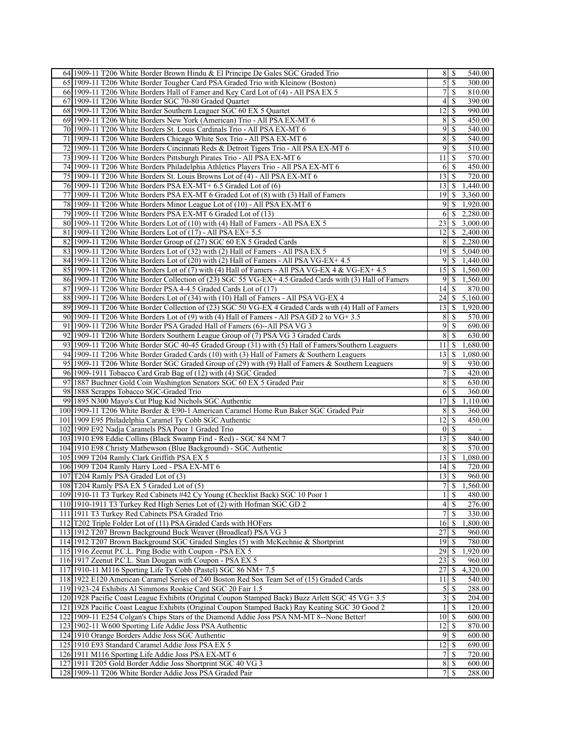| | | | | |
|---|---|---|---|---|
| 64 | 1909-11 T206 White Border Brown Hindu & El Principe De Gales SGC Graded Trio | 8 | $ | 540.00 |
| 65 | 1909-11 T206 White Border Tougher Card PSA Graded Trio with Kleinow (Boston) | 5 | $ | 300.00 |
| 66 | 1909-11 T206 White Borders Hall of Famer and Key Card Lot of (4) - All PSA EX 5 | 7 | $ | 810.00 |
| 67 | 1909-11 T206 White Border SGC 70-80 Graded Quartet | 4 | $ | 390.00 |
| 68 | 1909-11 T206 White Border Southern Leaguer SGC 60 EX 5 Quartet | 12 | $ | 990.00 |
| 69 | 1909-11 T206 White Borders New York (American) Trio - All PSA EX-MT 6 | 8 | $ | 450.00 |
| 70 | 1909-11 T206 White Borders St. Louis Cardinals Trio - All PSA EX-MT 6 | 9 | $ | 540.00 |
| 71 | 1909-11 T206 White Borders Chicago White Sox Trio - All PSA EX-MT 6 | 8 | $ | 540.00 |
| 72 | 1909-11 T206 White Borders Cincinnati Reds & Detroit Tigers Trio - All PSA EX-MT 6 | 9 | $ | 510.00 |
| 73 | 1909-11 T206 White Borders Pittsburgh Pirates Trio - All PSA EX-MT 6 | 11 | $ | 570.00 |
| 74 | 1909-11 T206 White Borders Philadelphia Athletics Players Trio - All PSA EX-MT 6 | 6 | $ | 450.00 |
| 75 | 1909-11 T206 White Borders St. Louis Browns Lot of (4) - All PSA EX-MT 6 | 13 | $ | 720.00 |
| 76 | 1909-11 T206 White Borders PSA EX-MT+ 6.5 Graded Lot of (6) | 13 | $ | 1,440.00 |
| 77 | 1909-11 T206 White Borders PSA EX-MT 6 Graded Lot of (8) with (3) Hall of Famers | 19 | $ | 3,360.00 |
| 78 | 1909-11 T206 White Borders Minor League Lot of (10) - All PSA EX-MT 6 | 9 | $ | 1,920.00 |
| 79 | 1909-11 T206 White Borders PSA EX-MT 6 Graded Lot of (13) | 6 | $ | 2,280.00 |
| 80 | 1909-11 T206 White Borders Lot of (10) with (4) Hall of Famers - All PSA EX 5 | 23 | $ | 3,000.00 |
| 81 | 1909-11 T206 White Borders Lot of (17) - All PSA EX+ 5.5 | 12 | $ | 2,400.00 |
| 82 | 1909-11 T206 White Border Group of (27) SGC 60 EX 5 Graded Cards | 8 | $ | 2,280.00 |
| 83 | 1909-11 T206 White Borders Lot of (32) with (2) Hall of Famers - All PSA EX 5 | 19 | $ | 5,040.00 |
| 84 | 1909-11 T206 White Borders Lot of (20) with (2) Hall of Famers - All PSA VG-EX+ 4.5 | 9 | $ | 1,440.00 |
| 85 | 1909-11 T206 White Borders Lot of (7) with (4) Hall of Famers - All PSA VG-EX 4 & VG-EX+ 4.5 | 15 | $ | 1,560.00 |
| 86 | 1909-11 T206 White Border Collection of (23) SGC 55 VG-EX+ 4.5 Graded Cards with (3) Hall of Famers | 9 | $ | 1,560.00 |
| 87 | 1909-11 T206 White Border PSA 4-4.5 Graded Cards Lot of (17) | 14 | $ | 870.00 |
| 88 | 1909-11 T206 White Borders Lot of (34) with (10) Hall of Famers - All PSA VG-EX 4 | 24 | $ | 5,160.00 |
| 89 | 1909-11 T206 White Border Collection of (23) SGC 50 VG-EX 4 Graded Cards with (4) Hall of Famers | 13 | $ | 1,920.00 |
| 90 | 1909-11 T206 White Borders Lot of (9) with (4) Hall of Famers - All PSA GD 2 to VG+ 3.5 | 8 | $ | 570.00 |
| 91 | 1909-11 T206 White Border PSA Graded Hall of Famers (6)--All PSA VG 3 | 9 | $ | 690.00 |
| 92 | 1909-11 T206 White Borders Southern League Group of (7) PSA VG 3 Graded Cards | 8 | $ | 630.00 |
| 93 | 1909-11 T206 White Border SGC 40-45 Graded Group (31) with (5) Hall of Famers/Southern Leaguers | 11 | $ | 1,680.00 |
| 94 | 1909-11 T206 White Border Graded Cards (10) with (3) Hall of Famers & Southern Leaguers | 13 | $ | 1,080.00 |
| 95 | 1909-11 T206 White Border SGC Graded Group of (29) with (9) Hall of Famers & Southern Leaguers | 9 | $ | 930.00 |
| 96 | 1909-1911 Tobacco Card Grab Bag of (12) with (4) SGC Graded | 7 | $ | 420.00 |
| 97 | 1887 Buchner Gold Coin Washington Senators SGC 60 EX 5 Graded Pair | 8 | $ | 630.00 |
| 98 | 1888 Scrapps Tobacco SGC-Graded Trio | 6 | $ | 360.00 |
| 99 | 1895 N300 Mayo's Cut Plug Kid Nichols SGC Authentic | 17 | $ | 1,110.00 |
| 100 | 1909-11 T206 White Border & E90-1 American Caramel Home Run Baker SGC Graded Pair | 8 | $ | 360.00 |
| 101 | 1909 E95 Philadelphia Caramel Ty Cobb SGC Authentic | 12 | $ | 450.00 |
| 102 | 1909 E92 Nadja Caramels PSA Poor 1 Graded Trio | 0 | $ | - |
| 103 | 1910 E98 Eddie Collins (Black Swamp Find - Red) - SGC 84 NM 7 | 13 | $ | 840.00 |
| 104 | 1910 E98 Christy Mathewson (Blue Background) - SGC Authentic | 8 | $ | 570.00 |
| 105 | 1909 T204 Ramly Clark Griffith PSA EX 5 | 13 | $ | 1,080.00 |
| 106 | 1909 T204 Ramly Harry Lord - PSA EX-MT 6 | 14 | $ | 720.00 |
| 107 | T204 Ramly PSA Graded Lot of (3) | 13 | $ | 960.00 |
| 108 | T204 Ramly PSA EX 5 Graded Lot of (5) | 7 | $ | 1,560.00 |
| 109 | 1910-11 T3 Turkey Red Cabinets #42 Cy Young (Checklist Back) SGC 10 Poor 1 | 1 | $ | 480.00 |
| 110 | 1910-1911 T3 Turkey Red High Series Lot of (2) with Hofman SGC GD 2 | 4 | $ | 276.00 |
| 111 | 1911 T3 Turkey Red Cabinets PSA Graded Trio | 7 | $ | 330.00 |
| 112 | T202 Triple Folder Lot of (11) PSA Graded Cards with HOFers | 16 | $ | 1,800.00 |
| 113 | 1912 T207 Brown Background Buck Weaver (Broadleaf) PSA VG 3 | 27 | $ | 960.00 |
| 114 | 1912 T207 Brown Background SGC Graded Singles (5) with McKechnie & Shortprint | 19 | $ | 780.00 |
| 115 | 1916 Zeenut P.C.L. Ping Bodie with Coupon - PSA EX 5 | 29 | $ | 1,920.00 |
| 116 | 1917 Zeenut P.C.L. Stan Dougan with Coupon - PSA EX 5 | 23 | $ | 960.00 |
| 117 | 1910-11 M116 Sporting Life Ty Cobb (Pastel) SGC 86 NM+ 7.5 | 27 | $ | 4,320.00 |
| 118 | 1922 E120 American Caramel Series of 240 Boston Red Sox Team Set of (15) Graded Cards | 11 | $ | 540.00 |
| 119 | 1923-24 Exhibits Al Simmons Rookie Card SGC 20 Fair 1.5 | 5 | $ | 288.00 |
| 120 | 1928 Pacific Coast League Exhibits (Original Coupon Stamped Back) Buzz Arlett SGC 45 VG+ 3.5 | 3 | $ | 204.00 |
| 121 | 1928 Pacific Coast League Exhibits (Original Coupon Stamped Back) Ray Keating SGC 30 Good 2 | 1 | $ | 120.00 |
| 122 | 1909-11 E254 Colgan's Chips Stars of the Diamond Addie Joss PSA NM-MT 8--None Better! | 10 | $ | 600.00 |
| 123 | 1902-11 W600 Sporting Life Addie Joss PSA Authentic | 12 | $ | 870.00 |
| 124 | 1910 Orange Borders Addie Joss SGC Authentic | 9 | $ | 600.00 |
| 125 | 1910 E93 Standard Caramel Addie Joss PSA EX 5 | 12 | $ | 690.00 |
| 126 | 1911 M116 Sporting Life Addie Joss PSA EX-MT 6 | 7 | $ | 720.00 |
| 127 | 1911 T205 Gold Border Addie Joss Shortprint SGC 40 VG 3 | 8 | $ | 600.00 |
| 128 | 1909-11 T206 White Border Addie Joss PSA Graded Pair | 7 | $ | 288.00 |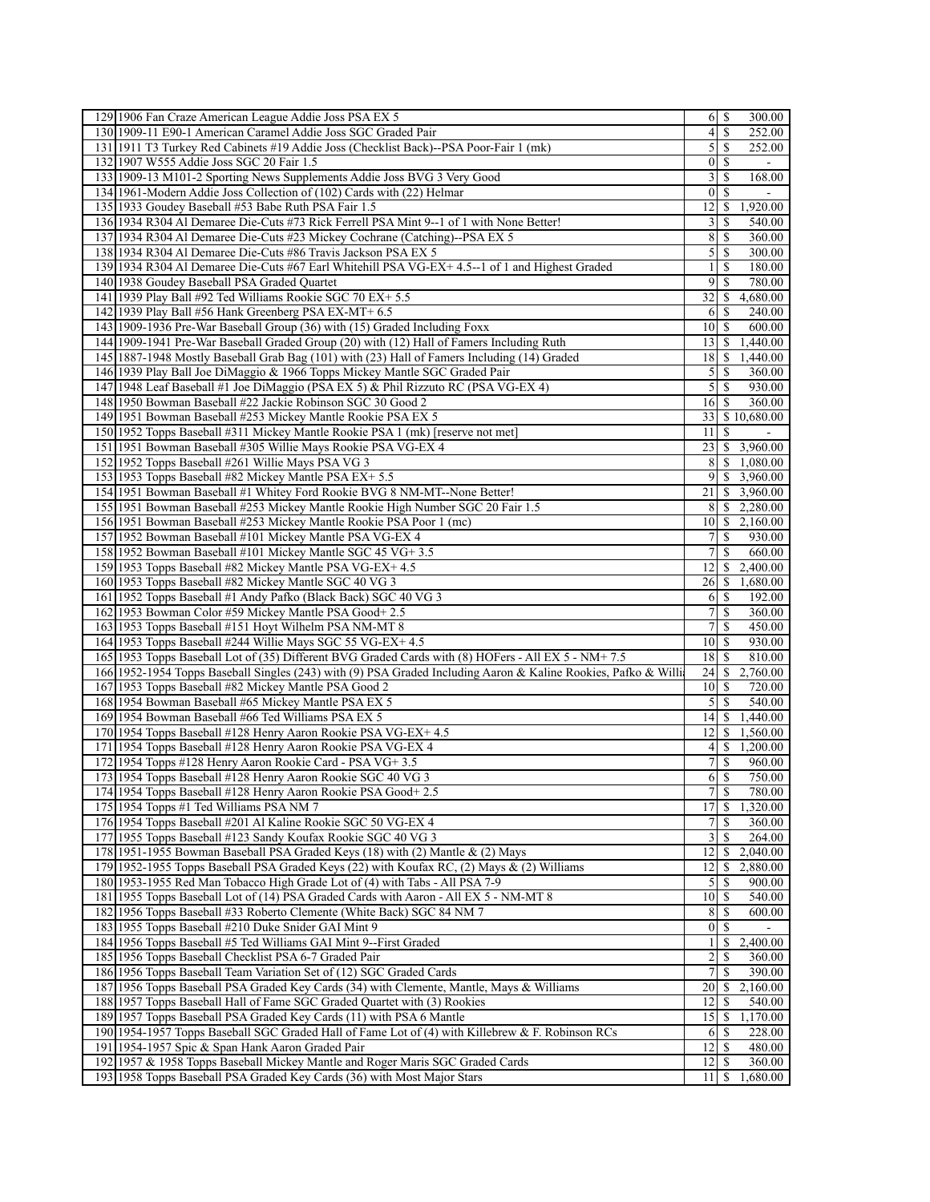| | | | |
|---|---|---|---|
| 129 | 1906 Fan Craze American League Addie Joss PSA EX 5 | 6 | $ 300.00 |
| 130 | 1909-11 E90-1 American Caramel Addie Joss SGC Graded Pair | 4 | $ 252.00 |
| 131 | 1911 T3 Turkey Red Cabinets #19 Addie Joss (Checklist Back)--PSA Poor-Fair 1 (mk) | 5 | $ 252.00 |
| 132 | 1907 W555 Addie Joss SGC 20 Fair 1.5 | 0 | $ - |
| 133 | 1909-13 M101-2 Sporting News Supplements Addie Joss BVG 3 Very Good | 3 | $ 168.00 |
| 134 | 1961-Modern Addie Joss Collection of (102) Cards with (22) Helmar | 0 | $ - |
| 135 | 1933 Goudey Baseball #53 Babe Ruth PSA Fair 1.5 | 12 | $ 1,920.00 |
| 136 | 1934 R304 Al Demaree Die-Cuts #73 Rick Ferrell PSA Mint 9--1 of 1 with None Better! | 3 | $ 540.00 |
| 137 | 1934 R304 Al Demaree Die-Cuts #23 Mickey Cochrane (Catching)--PSA EX 5 | 8 | $ 360.00 |
| 138 | 1934 R304 Al Demaree Die-Cuts #86 Travis Jackson PSA EX 5 | 5 | $ 300.00 |
| 139 | 1934 R304 Al Demaree Die-Cuts #67 Earl Whitehill PSA VG-EX+ 4.5--1 of 1 and Highest Graded | 1 | $ 180.00 |
| 140 | 1938 Goudey Baseball PSA Graded Quartet | 9 | $ 780.00 |
| 141 | 1939 Play Ball #92 Ted Williams Rookie SGC 70 EX+ 5.5 | 32 | $ 4,680.00 |
| 142 | 1939 Play Ball #56 Hank Greenberg PSA EX-MT+ 6.5 | 6 | $ 240.00 |
| 143 | 1909-1936 Pre-War Baseball Group (36) with (15) Graded Including Foxx | 10 | $ 600.00 |
| 144 | 1909-1941 Pre-War Baseball Graded Group (20) with (12) Hall of Famers Including Ruth | 13 | $ 1,440.00 |
| 145 | 1887-1948 Mostly Baseball Grab Bag (101) with (23) Hall of Famers Including (14) Graded | 18 | $ 1,440.00 |
| 146 | 1939 Play Ball Joe DiMaggio & 1966 Topps Mickey Mantle SGC Graded Pair | 5 | $ 360.00 |
| 147 | 1948 Leaf Baseball #1 Joe DiMaggio (PSA EX 5) & Phil Rizzuto RC (PSA VG-EX 4) | 5 | $ 930.00 |
| 148 | 1950 Bowman Baseball #22 Jackie Robinson SGC 30 Good 2 | 16 | $ 360.00 |
| 149 | 1951 Bowman Baseball #253 Mickey Mantle Rookie PSA EX 5 | 33 | $ 10,680.00 |
| 150 | 1952 Topps Baseball #311 Mickey Mantle Rookie PSA 1 (mk) [reserve not met] | 11 | $ - |
| 151 | 1951 Bowman Baseball #305 Willie Mays Rookie PSA VG-EX 4 | 23 | $ 3,960.00 |
| 152 | 1952 Topps Baseball #261 Willie Mays PSA VG 3 | 8 | $ 1,080.00 |
| 153 | 1953 Topps Baseball #82 Mickey Mantle PSA EX+ 5.5 | 9 | $ 3,960.00 |
| 154 | 1951 Bowman Baseball #1 Whitey Ford Rookie BVG 8 NM-MT--None Better! | 21 | $ 3,960.00 |
| 155 | 1951 Bowman Baseball #253 Mickey Mantle Rookie High Number SGC 20 Fair 1.5 | 8 | $ 2,280.00 |
| 156 | 1951 Bowman Baseball #253 Mickey Mantle Rookie PSA Poor 1 (mc) | 10 | $ 2,160.00 |
| 157 | 1952 Bowman Baseball #101 Mickey Mantle PSA VG-EX 4 | 7 | $ 930.00 |
| 158 | 1952 Bowman Baseball #101 Mickey Mantle SGC 45 VG+ 3.5 | 7 | $ 660.00 |
| 159 | 1953 Topps Baseball #82 Mickey Mantle PSA VG-EX+ 4.5 | 12 | $ 2,400.00 |
| 160 | 1953 Topps Baseball #82 Mickey Mantle SGC 40 VG 3 | 26 | $ 1,680.00 |
| 161 | 1952 Topps Baseball #1 Andy Pafko (Black Back) SGC 40 VG 3 | 6 | $ 192.00 |
| 162 | 1953 Bowman Color #59 Mickey Mantle PSA Good+ 2.5 | 7 | $ 360.00 |
| 163 | 1953 Topps Baseball #151 Hoyt Wilhelm PSA NM-MT 8 | 7 | $ 450.00 |
| 164 | 1953 Topps Baseball #244 Willie Mays SGC 55 VG-EX+ 4.5 | 10 | $ 930.00 |
| 165 | 1953 Topps Baseball Lot of (35) Different BVG Graded Cards with (8) HOFers - All EX 5 - NM+ 7.5 | 18 | $ 810.00 |
| 166 | 1952-1954 Topps Baseball Singles (243) with (9) PSA Graded Including Aaron & Kaline Rookies, Pafko & Willi | 24 | $ 2,760.00 |
| 167 | 1953 Topps Baseball #82 Mickey Mantle PSA Good 2 | 10 | $ 720.00 |
| 168 | 1954 Bowman Baseball #65 Mickey Mantle PSA EX 5 | 5 | $ 540.00 |
| 169 | 1954 Bowman Baseball #66 Ted Williams PSA EX 5 | 14 | $ 1,440.00 |
| 170 | 1954 Topps Baseball #128 Henry Aaron Rookie PSA VG-EX+ 4.5 | 12 | $ 1,560.00 |
| 171 | 1954 Topps Baseball #128 Henry Aaron Rookie PSA VG-EX 4 | 4 | $ 1,200.00 |
| 172 | 1954 Topps #128 Henry Aaron Rookie Card - PSA VG+ 3.5 | 7 | $ 960.00 |
| 173 | 1954 Topps Baseball #128 Henry Aaron Rookie SGC 40 VG 3 | 6 | $ 750.00 |
| 174 | 1954 Topps Baseball #128 Henry Aaron Rookie PSA Good+ 2.5 | 7 | $ 780.00 |
| 175 | 1954 Topps #1 Ted Williams PSA NM 7 | 17 | $ 1,320.00 |
| 176 | 1954 Topps Baseball #201 Al Kaline Rookie SGC 50 VG-EX 4 | 7 | $ 360.00 |
| 177 | 1955 Topps Baseball #123 Sandy Koufax Rookie SGC 40 VG 3 | 3 | $ 264.00 |
| 178 | 1951-1955 Bowman Baseball PSA Graded Keys (18) with (2) Mantle & (2) Mays | 12 | $ 2,040.00 |
| 179 | 1952-1955 Topps Baseball PSA Graded Keys (22) with Koufax RC, (2) Mays & (2) Williams | 12 | $ 2,880.00 |
| 180 | 1953-1955 Red Man Tobacco High Grade Lot of (4) with Tabs - All PSA 7-9 | 5 | $ 900.00 |
| 181 | 1955 Topps Baseball Lot of (14) PSA Graded Cards with Aaron - All EX 5 - NM-MT 8 | 10 | $ 540.00 |
| 182 | 1956 Topps Baseball #33 Roberto Clemente (White Back) SGC 84 NM 7 | 8 | $ 600.00 |
| 183 | 1955 Topps Baseball #210 Duke Snider GAI Mint 9 | 0 | $ - |
| 184 | 1956 Topps Baseball #5 Ted Williams GAI Mint 9--First Graded | 1 | $ 2,400.00 |
| 185 | 1956 Topps Baseball Checklist PSA 6-7 Graded Pair | 2 | $ 360.00 |
| 186 | 1956 Topps Baseball Team Variation Set of (12) SGC Graded Cards | 7 | $ 390.00 |
| 187 | 1956 Topps Baseball PSA Graded Key Cards (34) with Clemente, Mantle, Mays & Williams | 20 | $ 2,160.00 |
| 188 | 1957 Topps Baseball Hall of Fame SGC Graded Quartet with (3) Rookies | 12 | $ 540.00 |
| 189 | 1957 Topps Baseball PSA Graded Key Cards (11) with PSA 6 Mantle | 15 | $ 1,170.00 |
| 190 | 1954-1957 Topps Baseball SGC Graded Hall of Fame Lot of (4) with Killebrew & F. Robinson RCs | 6 | $ 228.00 |
| 191 | 1954-1957 Spic & Span Hank Aaron Graded Pair | 12 | $ 480.00 |
| 192 | 1957 & 1958 Topps Baseball Mickey Mantle and Roger Maris SGC Graded Cards | 12 | $ 360.00 |
| 193 | 1958 Topps Baseball PSA Graded Key Cards (36) with Most Major Stars | 11 | $ 1,680.00 |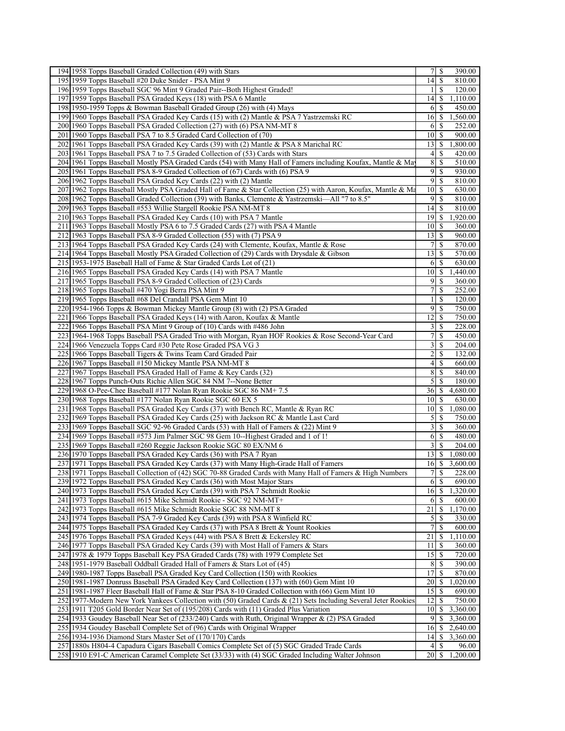| | | | | |
|---|---|---|---|---|
| 194 | 1958 Topps Baseball Graded Collection (49) with Stars | 7 | $ | 390.00 |
| 195 | 1959 Topps Baseball #20 Duke Snider - PSA Mint 9 | 14 | $ | 810.00 |
| 196 | 1959 Topps Baseball SGC 96 Mint 9 Graded Pair--Both Highest Graded! | 1 | $ | 120.00 |
| 197 | 1959 Topps Baseball PSA Graded Keys (18) with PSA 6 Mantle | 14 | $ | 1,110.00 |
| 198 | 1950-1959 Topps & Bowman Baseball Graded Group (26) with (4) Mays | 6 | $ | 450.00 |
| 199 | 1960 Topps Baseball PSA Graded Key Cards (15) with (2) Mantle & PSA 7 Yastrzemski RC | 16 | $ | 1,560.00 |
| 200 | 1960 Topps Baseball PSA Graded Collection (27) with (6) PSA NM-MT 8 | 6 | $ | 252.00 |
| 201 | 1960 Topps Baseball PSA 7 to 8.5 Graded Card Collection of (70) | 10 | $ | 900.00 |
| 202 | 1961 Topps Baseball PSA Graded Key Cards (39) with (2) Mantle & PSA 8 Marichal RC | 13 | $ | 1,800.00 |
| 203 | 1961 Topps Baseball PSA 7 to 7.5 Graded Collection of (53) Cards with Stars | 4 | $ | 420.00 |
| 204 | 1961 Topps Baseball Mostly PSA Graded Cards (54) with Many Hall of Famers including Koufax, Mantle & May | 8 | $ | 510.00 |
| 205 | 1961 Topps Baseball PSA 8-9 Graded Collection of (67) Cards with (6) PSA 9 | 9 | $ | 930.00 |
| 206 | 1962 Topps Baseball PSA Graded Key Cards (22) with (2) Mantle | 9 | $ | 810.00 |
| 207 | 1962 Topps Baseball Mostly PSA Graded Hall of Fame & Star Collection (25) with Aaron, Koufax, Mantle & Ma | 10 | $ | 630.00 |
| 208 | 1962 Topps Baseball Graded Collection (39) with Banks, Clemente & Yastrzemski—All "7 to 8.5" | 9 | $ | 810.00 |
| 209 | 1963 Topps Baseball #553 Willie Stargell Rookie PSA NM-MT 8 | 14 | $ | 810.00 |
| 210 | 1963 Topps Baseball PSA Graded Key Cards (10) with PSA 7 Mantle | 19 | $ | 1,920.00 |
| 211 | 1963 Topps Baseball Mostly PSA 6 to 7.5 Graded Cards (27) with PSA 4 Mantle | 10 | $ | 360.00 |
| 212 | 1963 Topps Baseball PSA 8-9 Graded Collection (55) with (7) PSA 9 | 13 | $ | 960.00 |
| 213 | 1964 Topps Baseball PSA Graded Key Cards (24) with Clemente, Koufax, Mantle & Rose | 7 | $ | 870.00 |
| 214 | 1964 Topps Baseball Mostly PSA Graded Collection of (29) Cards with Drysdale & Gibson | 13 | $ | 570.00 |
| 215 | 1953-1975 Baseball Hall of Fame & Star Graded Cards Lot of (21) | 6 | $ | 630.00 |
| 216 | 1965 Topps Baseball PSA Graded Key Cards (14) with PSA 7 Mantle | 10 | $ | 1,440.00 |
| 217 | 1965 Topps Baseball PSA 8-9 Graded Collection of (23) Cards | 9 | $ | 360.00 |
| 218 | 1965 Topps Baseball #470 Yogi Berra PSA Mint 9 | 7 | $ | 252.00 |
| 219 | 1965 Topps Baseball #68 Del Crandall PSA Gem Mint 10 | 1 | $ | 120.00 |
| 220 | 1954-1966 Topps & Bowman Mickey Mantle Group (8) with (2) PSA Graded | 9 | $ | 750.00 |
| 221 | 1966 Topps Baseball PSA Graded Keys (14) with Aaron, Koufax & Mantle | 12 | $ | 750.00 |
| 222 | 1966 Topps Baseball PSA Mint 9 Group of (10) Cards with #486 John | 3 | $ | 228.00 |
| 223 | 1964-1968 Topps Baseball PSA Graded Trio with Morgan, Ryan HOF Rookies & Rose Second-Year Card | 7 | $ | 450.00 |
| 224 | 1966 Venezuela Topps Card #30 Pete Rose Graded PSA VG 3 | 3 | $ | 204.00 |
| 225 | 1966 Topps Baseball Tigers & Twins Team Card Graded Pair | 2 | $ | 132.00 |
| 226 | 1967 Topps Baseball #150 Mickey Mantle PSA NM-MT 8 | 4 | $ | 660.00 |
| 227 | 1967 Topps Baseball PSA Graded Hall of Fame & Key Cards (32) | 8 | $ | 840.00 |
| 228 | 1967 Topps Punch-Outs Richie Allen SGC 84 NM 7--None Better | 5 | $ | 180.00 |
| 229 | 1968 O-Pee-Chee Baseball #177 Nolan Ryan Rookie SGC 86 NM+ 7.5 | 36 | $ | 4,680.00 |
| 230 | 1968 Topps Baseball #177 Nolan Ryan Rookie SGC 60 EX 5 | 10 | $ | 630.00 |
| 231 | 1968 Topps Baseball PSA Graded Key Cards (37) with Bench RC, Mantle & Ryan RC | 10 | $ | 1,080.00 |
| 232 | 1969 Topps Baseball PSA Graded Key Cards (25) with Jackson RC & Mantle Last Card | 5 | $ | 750.00 |
| 233 | 1969 Topps Baseball SGC 92-96 Graded Cards (53) with Hall of Famers & (22) Mint 9 | 3 | $ | 360.00 |
| 234 | 1969 Topps Baseball #573 Jim Palmer SGC 98 Gem 10--Highest Graded and 1 of 1! | 6 | $ | 480.00 |
| 235 | 1969 Topps Baseball #260 Reggie Jackson Rookie SGC 80 EX/NM 6 | 3 | $ | 204.00 |
| 236 | 1970 Topps Baseball PSA Graded Key Cards (36) with PSA 7 Ryan | 13 | $ | 1,080.00 |
| 237 | 1971 Topps Baseball PSA Graded Key Cards (37) with Many High-Grade Hall of Famers | 16 | $ | 3,600.00 |
| 238 | 1971 Topps Baseball Collection of (42) SGC 70-88 Graded Cards with Many Hall of Famers & High Numbers | 7 | $ | 228.00 |
| 239 | 1972 Topps Baseball PSA Graded Key Cards (36) with Most Major Stars | 6 | $ | 690.00 |
| 240 | 1973 Topps Baseball PSA Graded Key Cards (39) with PSA 7 Schmidt Rookie | 16 | $ | 1,320.00 |
| 241 | 1973 Topps Baseball #615 Mike Schmidt Rookie - SGC 92 NM-MT+ | 6 | $ | 600.00 |
| 242 | 1973 Topps Baseball #615 Mike Schmidt Rookie SGC 88 NM-MT 8 | 21 | $ | 1,170.00 |
| 243 | 1974 Topps Baseball PSA 7-9 Graded Key Cards (39) with PSA 8 Winfield RC | 5 | $ | 330.00 |
| 244 | 1975 Topps Baseball PSA Graded Key Cards (37) with PSA 8 Brett & Yount Rookies | 7 | $ | 600.00 |
| 245 | 1976 Topps Baseball PSA Graded Keys (44) with PSA 8 Brett & Eckersley RC | 21 | $ | 1,110.00 |
| 246 | 1977 Topps Baseball PSA Graded Key Cards (39) with Most Hall of Famers & Stars | 11 | $ | 360.00 |
| 247 | 1978 & 1979 Topps Baseball Key PSA Graded Cards (78) with 1979 Complete Set | 15 | $ | 720.00 |
| 248 | 1951-1979 Baseball Oddball Graded Hall of Famers & Stars Lot of (45) | 8 | $ | 390.00 |
| 249 | 1980-1987 Topps Baseball PSA Graded Key Card Collection (150) with Rookies | 17 | $ | 870.00 |
| 250 | 1981-1987 Donruss Baseball PSA Graded Key Card Collection (137) with (60) Gem Mint 10 | 20 | $ | 1,020.00 |
| 251 | 1981-1987 Fleer Baseball Hall of Fame & Star PSA 8-10 Graded Collection with (66) Gem Mint 10 | 15 | $ | 690.00 |
| 252 | 1977-Modern New York Yankees Collection with (50) Graded Cards & (21) Sets Including Several Jeter Rookies | 12 | $ | 750.00 |
| 253 | 1911 T205 Gold Border Near Set of (195/208) Cards with (11) Graded Plus Variation | 10 | $ | 3,360.00 |
| 254 | 1933 Goudey Baseball Near Set of (233/240) Cards with Ruth, Original Wrapper & (2) PSA Graded | 9 | $ | 3,360.00 |
| 255 | 1934 Goudey Baseball Complete Set of (96) Cards with Original Wrapper | 16 | $ | 2,640.00 |
| 256 | 1934-1936 Diamond Stars Master Set of (170/170) Cards | 14 | $ | 3,360.00 |
| 257 | 1880s H804-4 Capadura Cigars Baseball Comics Complete Set of (5) SGC Graded Trade Cards | 4 | $ | 96.00 |
| 258 | 1910 E91-C American Caramel Complete Set (33/33) with (4) SGC Graded Including Walter Johnson | 20 | $ | 1,200.00 |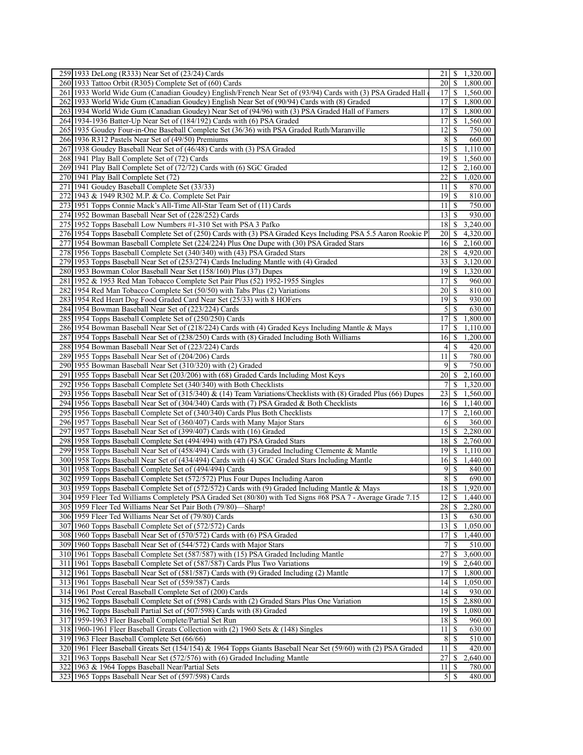| | | | | |
|---|---|---|---|---|
| 259 | 1933 DeLong (R333) Near Set of (23/24) Cards | 21 | $ | 1,320.00 |
| 260 | 1933 Tattoo Orbit (R305) Complete Set of (60) Cards | 20 | $ | 1,800.00 |
| 261 | 1933 World Wide Gum (Canadian Goudey) English/French Near Set of (93/94) Cards with (3) PSA Graded Hall | 17 | $ | 1,560.00 |
| 262 | 1933 World Wide Gum (Canadian Goudey) English Near Set of (90/94) Cards with (8) Graded | 17 | $ | 1,800.00 |
| 263 | 1934 World Wide Gum (Canadian Goudey) Near Set of (94/96) with (3) PSA Graded Hall of Famers | 17 | $ | 1,800.00 |
| 264 | 1934-1936 Batter-Up Near Set of (184/192) Cards with (6) PSA Graded | 17 | $ | 1,560.00 |
| 265 | 1935 Goudey Four-in-One Baseball Complete Set (36/36) with PSA Graded Ruth/Maranville | 12 | $ | 750.00 |
| 266 | 1936 R312 Pastels Near Set of (49/50) Premiums | 8 | $ | 660.00 |
| 267 | 1938 Goudey Baseball Near Set of (46/48) Cards with (3) PSA Graded | 15 | $ | 1,110.00 |
| 268 | 1941 Play Ball Complete Set of (72) Cards | 19 | $ | 1,560.00 |
| 269 | 1941 Play Ball Complete Set of (72/72) Cards with (6) SGC Graded | 12 | $ | 2,160.00 |
| 270 | 1941 Play Ball Complete Set (72) | 22 | $ | 1,020.00 |
| 271 | 1941 Goudey Baseball Complete Set (33/33) | 11 | $ | 870.00 |
| 272 | 1943 & 1949 R302 M.P. & Co. Complete Set Pair | 19 | $ | 810.00 |
| 273 | 1951 Topps Connie Mack's All-Time All-Star Team Set of (11) Cards | 11 | $ | 750.00 |
| 274 | 1952 Bowman Baseball Near Set of (228/252) Cards | 13 | $ | 930.00 |
| 275 | 1952 Topps Baseball Low Numbers #1-310 Set with PSA 3 Pafko | 18 | $ | 3,240.00 |
| 276 | 1954 Topps Baseball Complete Set of (250) Cards with (3) PSA Graded Keys Including PSA 5.5 Aaron Rookie P | 20 | $ | 4,320.00 |
| 277 | 1954 Bowman Baseball Complete Set (224/224) Plus One Dupe with (30) PSA Graded Stars | 16 | $ | 2,160.00 |
| 278 | 1956 Topps Baseball Complete Set (340/340) with (43) PSA Graded Stars | 28 | $ | 4,920.00 |
| 279 | 1953 Topps Baseball Near Set of (253/274) Cards Including Mantle with (4) Graded | 33 | $ | 3,120.00 |
| 280 | 1953 Bowman Color Baseball Near Set (158/160) Plus (37) Dupes | 19 | $ | 1,320.00 |
| 281 | 1952 & 1953 Red Man Tobacco Complete Set Pair Plus (52) 1952-1955 Singles | 17 | $ | 960.00 |
| 282 | 1954 Red Man Tobacco Complete Set (50/50) with Tabs Plus (2) Variations | 20 | $ | 810.00 |
| 283 | 1954 Red Heart Dog Food Graded Card Near Set (25/33) with 8 HOFers | 19 | $ | 930.00 |
| 284 | 1954 Bowman Baseball Near Set of (223/224) Cards | 5 | $ | 630.00 |
| 285 | 1954 Topps Baseball Complete Set of (250/250) Cards | 17 | $ | 1,800.00 |
| 286 | 1954 Bowman Baseball Near Set of (218/224) Cards with (4) Graded Keys Including Mantle & Mays | 17 | $ | 1,110.00 |
| 287 | 1954 Topps Baseball Near Set of (238/250) Cards with (8) Graded Including Both Williams | 16 | $ | 1,200.00 |
| 288 | 1954 Bowman Baseball Near Set of (223/224) Cards | 4 | $ | 420.00 |
| 289 | 1955 Topps Baseball Near Set of (204/206) Cards | 11 | $ | 780.00 |
| 290 | 1955 Bowman Baseball Near Set (310/320) with (2) Graded | 9 | $ | 750.00 |
| 291 | 1955 Topps Baseball Near Set (203/206) with (68) Graded Cards Including Most Keys | 20 | $ | 2,160.00 |
| 292 | 1956 Topps Baseball Complete Set (340/340) with Both Checklists | 7 | $ | 1,320.00 |
| 293 | 1956 Topps Baseball Near Set of (315/340) & (14) Team Variations/Checklists with (8) Graded Plus (66) Dupes | 23 | $ | 1,560.00 |
| 294 | 1956 Topps Baseball Near Set of (304/340) Cards with (7) PSA Graded & Both Checklists | 16 | $ | 1,140.00 |
| 295 | 1956 Topps Baseball Complete Set of (340/340) Cards Plus Both Checklists | 17 | $ | 2,160.00 |
| 296 | 1957 Topps Baseball Near Set of (360/407) Cards with Many Major Stars | 6 | $ | 360.00 |
| 297 | 1957 Topps Baseball Near Set of (399/407) Cards with (16) Graded | 15 | $ | 2,280.00 |
| 298 | 1958 Topps Baseball Complete Set (494/494) with (47) PSA Graded Stars | 18 | $ | 2,760.00 |
| 299 | 1958 Topps Baseball Near Set of (458/494) Cards with (3) Graded Including Clemente & Mantle | 19 | $ | 1,110.00 |
| 300 | 1958 Topps Baseball Near Set of (434/494) Cards with (4) SGC Graded Stars Including Mantle | 16 | $ | 1,440.00 |
| 301 | 1958 Topps Baseball Complete Set of (494/494) Cards | 9 | $ | 840.00 |
| 302 | 1959 Topps Baseball Complete Set (572/572) Plus Four Dupes Including Aaron | 8 | $ | 690.00 |
| 303 | 1959 Topps Baseball Complete Set of (572/572) Cards with (9) Graded Including Mantle & Mays | 18 | $ | 1,920.00 |
| 304 | 1959 Fleer Ted Williams Completely PSA Graded Set (80/80) with Ted Signs #68 PSA 7 - Average Grade 7.15 | 12 | $ | 1,440.00 |
| 305 | 1959 Fleer Ted Williams Near Set Pair Both (79/80)—Sharp! | 28 | $ | 2,280.00 |
| 306 | 1959 Fleer Ted Williams Near Set of (79/80) Cards | 13 | $ | 630.00 |
| 307 | 1960 Topps Baseball Complete Set of (572/572) Cards | 13 | $ | 1,050.00 |
| 308 | 1960 Topps Baseball Near Set of (570/572) Cards with (6) PSA Graded | 17 | $ | 1,440.00 |
| 309 | 1960 Topps Baseball Near Set of (544/572) Cards with Major Stars | 7 | $ | 510.00 |
| 310 | 1961 Topps Baseball Complete Set (587/587) with (15) PSA Graded Including Mantle | 27 | $ | 3,600.00 |
| 311 | 1961 Topps Baseball Complete Set of (587/587) Cards Plus Two Variations | 19 | $ | 2,640.00 |
| 312 | 1961 Topps Baseball Near Set of (581/587) Cards with (9) Graded Including (2) Mantle | 17 | $ | 1,800.00 |
| 313 | 1961 Topps Baseball Near Set of (559/587) Cards | 14 | $ | 1,050.00 |
| 314 | 1961 Post Cereal Baseball Complete Set of (200) Cards | 14 | $ | 930.00 |
| 315 | 1962 Topps Baseball Complete Set of (598) Cards with (2) Graded Stars Plus One Variation | 15 | $ | 2,880.00 |
| 316 | 1962 Topps Baseball Partial Set of (507/598) Cards with (8) Graded | 19 | $ | 1,080.00 |
| 317 | 1959-1963 Fleer Baseball Complete/Partial Set Run | 18 | $ | 960.00 |
| 318 | 1960-1961 Fleer Baseball Greats Collection with (2) 1960 Sets & (148) Singles | 11 | $ | 630.00 |
| 319 | 1963 Fleer Baseball Complete Set (66/66) | 8 | $ | 510.00 |
| 320 | 1961 Fleer Baseball Greats Set (154/154) & 1964 Topps Giants Baseball Near Set (59/60) with (2) PSA Graded | 11 | $ | 420.00 |
| 321 | 1963 Topps Baseball Near Set (572/576) with (6) Graded Including Mantle | 27 | $ | 2,640.00 |
| 322 | 1963 & 1964 Topps Baseball Near/Partial Sets | 11 | $ | 780.00 |
| 323 | 1965 Topps Baseball Near Set of (597/598) Cards | 5 | $ | 480.00 |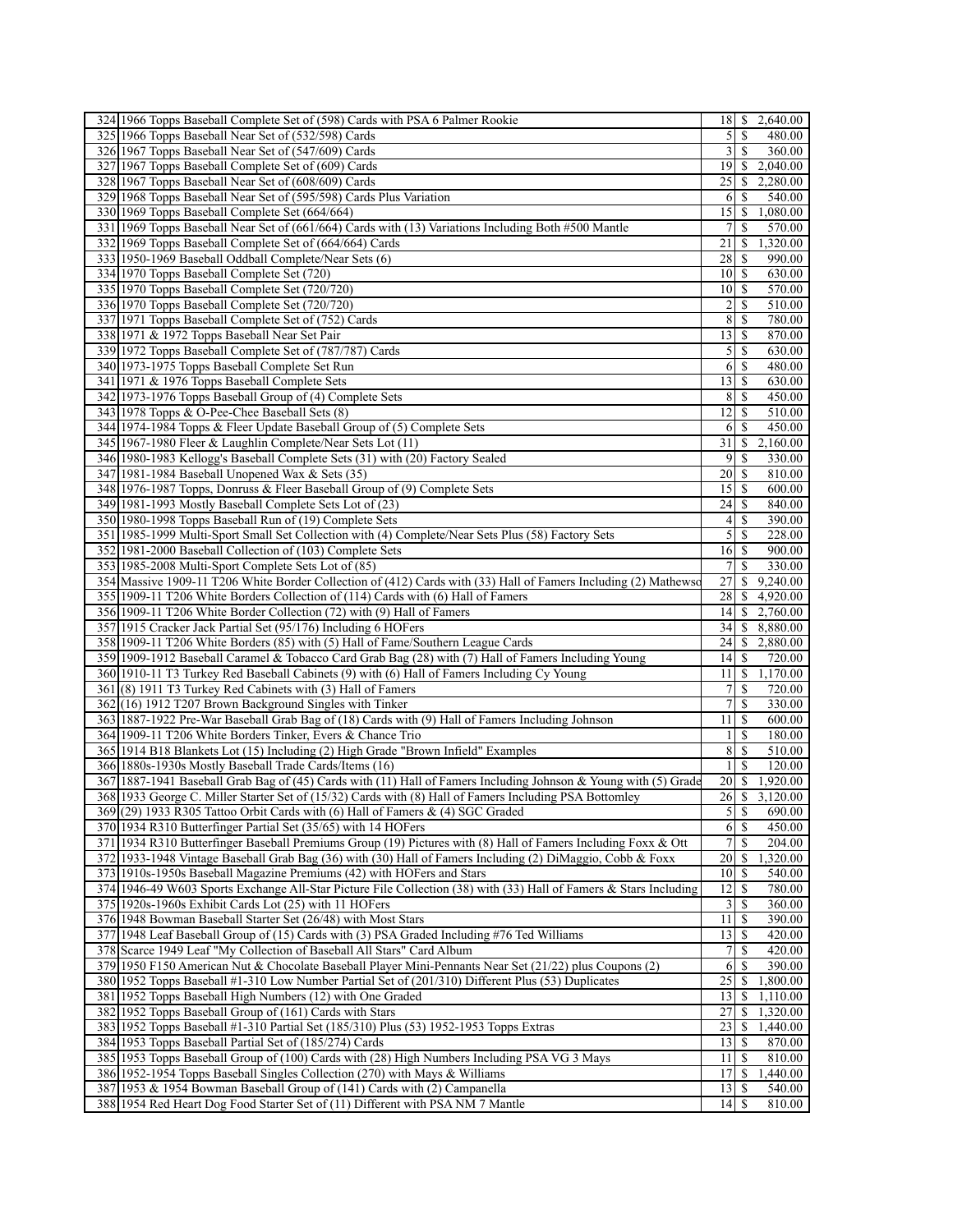| | | | |
|---|---|---|---|
| 324 | 1966 Topps Baseball Complete Set of (598) Cards with PSA 6 Palmer Rookie | 18 | $ 2,640.00 |
| 325 | 1966 Topps Baseball Near Set of (532/598) Cards | 5 | $ 480.00 |
| 326 | 1967 Topps Baseball Near Set of (547/609) Cards | 3 | $ 360.00 |
| 327 | 1967 Topps Baseball Complete Set of (609) Cards | 19 | $ 2,040.00 |
| 328 | 1967 Topps Baseball Near Set of (608/609) Cards | 25 | $ 2,280.00 |
| 329 | 1968 Topps Baseball Near Set of (595/598) Cards Plus Variation | 6 | $ 540.00 |
| 330 | 1969 Topps Baseball Complete Set (664/664) | 15 | $ 1,080.00 |
| 331 | 1969 Topps Baseball Near Set of (661/664) Cards with (13) Variations Including Both #500 Mantle | 7 | $ 570.00 |
| 332 | 1969 Topps Baseball Complete Set of (664/664) Cards | 21 | $ 1,320.00 |
| 333 | 1950-1969 Baseball Oddball Complete/Near Sets (6) | 28 | $ 990.00 |
| 334 | 1970 Topps Baseball Complete Set (720) | 10 | $ 630.00 |
| 335 | 1970 Topps Baseball Complete Set (720/720) | 10 | $ 570.00 |
| 336 | 1970 Topps Baseball Complete Set (720/720) | 2 | $ 510.00 |
| 337 | 1971 Topps Baseball Complete Set of (752) Cards | 8 | $ 780.00 |
| 338 | 1971 & 1972 Topps Baseball Near Set Pair | 13 | $ 870.00 |
| 339 | 1972 Topps Baseball Complete Set of (787/787) Cards | 5 | $ 630.00 |
| 340 | 1973-1975 Topps Baseball Complete Set Run | 6 | $ 480.00 |
| 341 | 1971 & 1976 Topps Baseball Complete Sets | 13 | $ 630.00 |
| 342 | 1973-1976 Topps Baseball Group of (4) Complete Sets | 8 | $ 450.00 |
| 343 | 1978 Topps & O-Pee-Chee Baseball Sets (8) | 12 | $ 510.00 |
| 344 | 1974-1984 Topps & Fleer Update Baseball Group of (5) Complete Sets | 6 | $ 450.00 |
| 345 | 1967-1980 Fleer & Laughlin Complete/Near Sets Lot (11) | 31 | $ 2,160.00 |
| 346 | 1980-1983 Kellogg's Baseball Complete Sets (31) with (20) Factory Sealed | 9 | $ 330.00 |
| 347 | 1981-1984 Baseball Unopened Wax & Sets (35) | 20 | $ 810.00 |
| 348 | 1976-1987 Topps, Donruss & Fleer Baseball Group of (9) Complete Sets | 15 | $ 600.00 |
| 349 | 1981-1993 Mostly Baseball Complete Sets Lot of (23) | 24 | $ 840.00 |
| 350 | 1980-1998 Topps Baseball Run of (19) Complete Sets | 4 | $ 390.00 |
| 351 | 1985-1999 Multi-Sport Small Set Collection with (4) Complete/Near Sets Plus (58) Factory Sets | 5 | $ 228.00 |
| 352 | 1981-2000 Baseball Collection of (103) Complete Sets | 16 | $ 900.00 |
| 353 | 1985-2008 Multi-Sport Complete Sets Lot of (85) | 7 | $ 330.00 |
| 354 | Massive 1909-11 T206 White Border Collection of (412) Cards with (33) Hall of Famers Including (2) Mathewso | 27 | $ 9,240.00 |
| 355 | 1909-11 T206 White Borders Collection of (114) Cards with (6) Hall of Famers | 28 | $ 4,920.00 |
| 356 | 1909-11 T206 White Border Collection (72) with (9) Hall of Famers | 14 | $ 2,760.00 |
| 357 | 1915 Cracker Jack Partial Set (95/176) Including 6 HOFers | 34 | $ 8,880.00 |
| 358 | 1909-11 T206 White Borders (85) with (5) Hall of Fame/Southern League Cards | 24 | $ 2,880.00 |
| 359 | 1909-1912 Baseball Caramel & Tobacco Card Grab Bag (28) with (7) Hall of Famers Including Young | 14 | $ 720.00 |
| 360 | 1910-11 T3 Turkey Red Baseball Cabinets (9) with (6) Hall of Famers Including Cy Young | 11 | $ 1,170.00 |
| 361 | (8) 1911 T3 Turkey Red Cabinets with (3) Hall of Famers | 7 | $ 720.00 |
| 362 | (16) 1912 T207 Brown Background Singles with Tinker | 7 | $ 330.00 |
| 363 | 1887-1922 Pre-War Baseball Grab Bag of (18) Cards with (9) Hall of Famers Including Johnson | 11 | $ 600.00 |
| 364 | 1909-11 T206 White Borders Tinker, Evers & Chance Trio | 1 | $ 180.00 |
| 365 | 1914 B18 Blankets Lot (15) Including (2) High Grade "Brown Infield" Examples | 8 | $ 510.00 |
| 366 | 1880s-1930s Mostly Baseball Trade Cards/Items (16) | 1 | $ 120.00 |
| 367 | 1887-1941 Baseball Grab Bag of (45) Cards with (11) Hall of Famers Including Johnson & Young with (5) Grade | 20 | $ 1,920.00 |
| 368 | 1933 George C. Miller Starter Set of (15/32) Cards with (8) Hall of Famers Including PSA Bottomley | 26 | $ 3,120.00 |
| 369 | (29) 1933 R305 Tattoo Orbit Cards with (6) Hall of Famers & (4) SGC Graded | 5 | $ 690.00 |
| 370 | 1934 R310 Butterfinger Partial Set (35/65) with 14 HOFers | 6 | $ 450.00 |
| 371 | 1934 R310 Butterfinger Baseball Premiums Group (19) Pictures with (8) Hall of Famers Including Foxx & Ott | 7 | $ 204.00 |
| 372 | 1933-1948 Vintage Baseball Grab Bag (36) with (30) Hall of Famers Including (2) DiMaggio, Cobb & Foxx | 20 | $ 1,320.00 |
| 373 | 1910s-1950s Baseball Magazine Premiums (42) with HOFers and Stars | 10 | $ 540.00 |
| 374 | 1946-49 W603 Sports Exchange All-Star Picture File Collection (38) with (33) Hall of Famers & Stars Including | 12 | $ 780.00 |
| 375 | 1920s-1960s Exhibit Cards Lot (25) with 11 HOFers | 3 | $ 360.00 |
| 376 | 1948 Bowman Baseball Starter Set (26/48) with Most Stars | 11 | $ 390.00 |
| 377 | 1948 Leaf Baseball Group of (15) Cards with (3) PSA Graded Including #76 Ted Williams | 13 | $ 420.00 |
| 378 | Scarce 1949 Leaf "My Collection of Baseball All Stars" Card Album | 7 | $ 420.00 |
| 379 | 1950 F150 American Nut & Chocolate Baseball Player Mini-Pennants Near Set (21/22) plus Coupons (2) | 6 | $ 390.00 |
| 380 | 1952 Topps Baseball #1-310 Low Number Partial Set of (201/310) Different Plus (53) Duplicates | 25 | $ 1,800.00 |
| 381 | 1952 Topps Baseball High Numbers (12) with One Graded | 13 | $ 1,110.00 |
| 382 | 1952 Topps Baseball Group of (161) Cards with Stars | 27 | $ 1,320.00 |
| 383 | 1952 Topps Baseball #1-310 Partial Set (185/310) Plus (53) 1952-1953 Topps Extras | 23 | $ 1,440.00 |
| 384 | 1953 Topps Baseball Partial Set of (185/274) Cards | 13 | $ 870.00 |
| 385 | 1953 Topps Baseball Group of (100) Cards with (28) High Numbers Including PSA VG 3 Mays | 11 | $ 810.00 |
| 386 | 1952-1954 Topps Baseball Singles Collection (270) with Mays & Williams | 17 | $ 1,440.00 |
| 387 | 1953 & 1954 Bowman Baseball Group of (141) Cards with (2) Campanella | 13 | $ 540.00 |
| 388 | 1954 Red Heart Dog Food Starter Set of (11) Different with PSA NM 7 Mantle | 14 | $ 810.00 |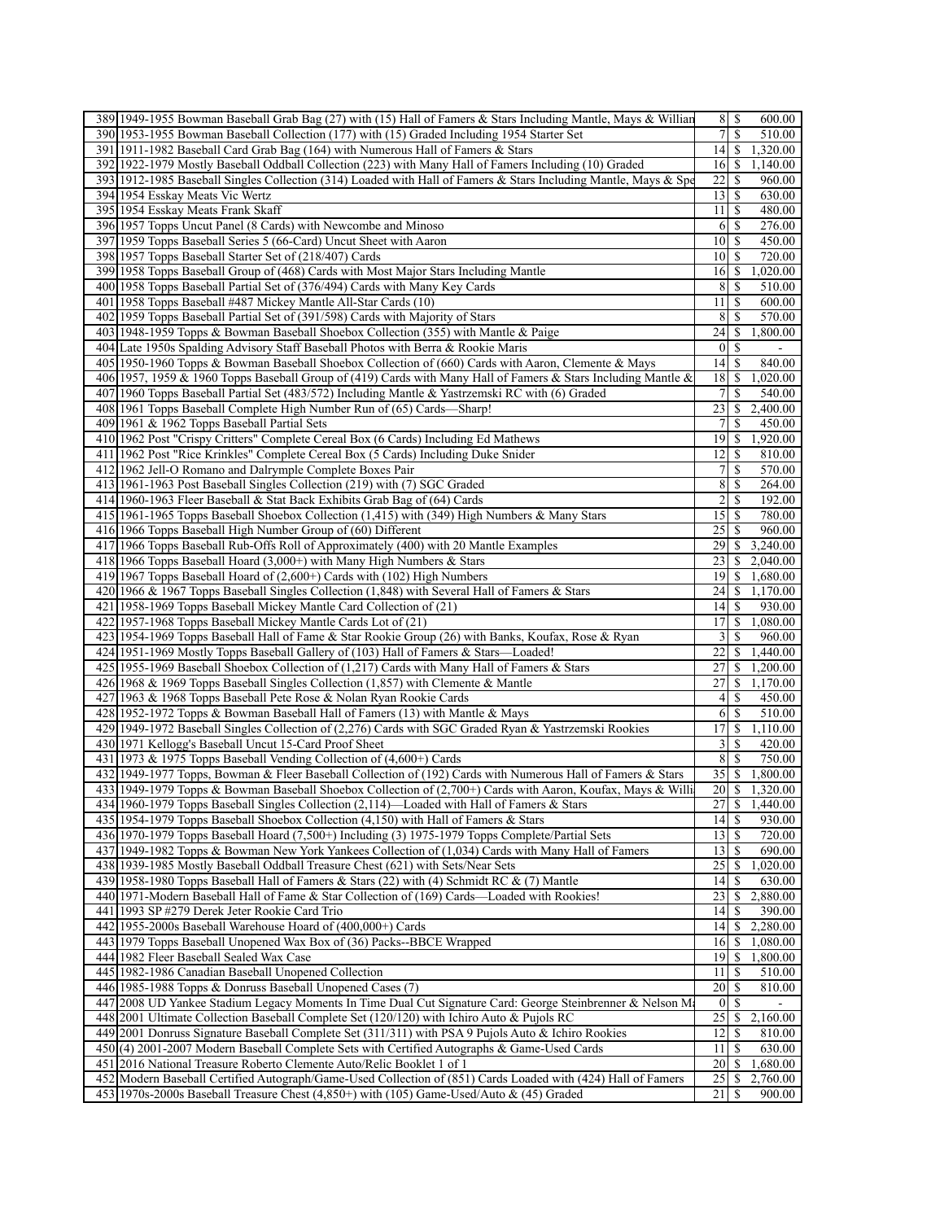| | | | | |
|---|---|---|---|---|
| 389 | 1949-1955 Bowman Baseball Grab Bag (27) with (15) Hall of Famers & Stars Including Mantle, Mays & Willian | 8 | $ | 600.00 |
| 390 | 1953-1955 Bowman Baseball Collection (177) with (15) Graded Including 1954 Starter Set | 7 | $ | 510.00 |
| 391 | 1911-1982 Baseball Card Grab Bag (164) with Numerous Hall of Famers & Stars | 14 | $ | 1,320.00 |
| 392 | 1922-1979 Mostly Baseball Oddball Collection (223) with Many Hall of Famers Including (10) Graded | 16 | $ | 1,140.00 |
| 393 | 1912-1985 Baseball Singles Collection (314) Loaded with Hall of Famers & Stars Including Mantle, Mays & Spe | 22 | $ | 960.00 |
| 394 | 1954 Esskay Meats Vic Wertz | 13 | $ | 630.00 |
| 395 | 1954 Esskay Meats Frank Skaff | 11 | $ | 480.00 |
| 396 | 1957 Topps Uncut Panel (8 Cards) with Newcombe and Minoso | 6 | $ | 276.00 |
| 397 | 1959 Topps Baseball Series 5 (66-Card) Uncut Sheet with Aaron | 10 | $ | 450.00 |
| 398 | 1957 Topps Baseball Starter Set of (218/407) Cards | 10 | $ | 720.00 |
| 399 | 1958 Topps Baseball Group of (468) Cards with Most Major Stars Including Mantle | 16 | $ | 1,020.00 |
| 400 | 1958 Topps Baseball Partial Set of (376/494) Cards with Many Key Cards | 8 | $ | 510.00 |
| 401 | 1958 Topps Baseball #487 Mickey Mantle All-Star Cards (10) | 11 | $ | 600.00 |
| 402 | 1959 Topps Baseball Partial Set of (391/598) Cards with Majority of Stars | 8 | $ | 570.00 |
| 403 | 1948-1959 Topps & Bowman Baseball Shoebox Collection (355) with Mantle & Paige | 24 | $ | 1,800.00 |
| 404 | Late 1950s Spalding Advisory Staff Baseball Photos with Berra & Rookie Maris | 0 | $ | - |
| 405 | 1950-1960 Topps & Bowman Baseball Shoebox Collection of (660) Cards with Aaron, Clemente & Mays | 14 | $ | 840.00 |
| 406 | 1957, 1959 & 1960 Topps Baseball Group of (419) Cards with Many Hall of Famers & Stars Including Mantle & | 18 | $ | 1,020.00 |
| 407 | 1960 Topps Baseball Partial Set (483/572) Including Mantle & Yastrzemski RC with (6) Graded | 7 | $ | 540.00 |
| 408 | 1961 Topps Baseball Complete High Number Run of (65) Cards—Sharp! | 23 | $ | 2,400.00 |
| 409 | 1961 & 1962 Topps Baseball Partial Sets | 7 | $ | 450.00 |
| 410 | 1962 Post "Crispy Critters" Complete Cereal Box (6 Cards) Including Ed Mathews | 19 | $ | 1,920.00 |
| 411 | 1962 Post "Rice Krinkles" Complete Cereal Box (5 Cards) Including Duke Snider | 12 | $ | 810.00 |
| 412 | 1962 Jell-O Romano and Dalrymple Complete Boxes Pair | 7 | $ | 570.00 |
| 413 | 1961-1963 Post Baseball Singles Collection (219) with (7) SGC Graded | 8 | $ | 264.00 |
| 414 | 1960-1963 Fleer Baseball & Stat Back Exhibits Grab Bag of (64) Cards | 2 | $ | 192.00 |
| 415 | 1961-1965 Topps Baseball Shoebox Collection (1,415) with (349) High Numbers & Many Stars | 15 | $ | 780.00 |
| 416 | 1966 Topps Baseball High Number Group of (60) Different | 25 | $ | 960.00 |
| 417 | 1966 Topps Baseball Rub-Offs Roll of Approximately (400) with 20 Mantle Examples | 29 | $ | 3,240.00 |
| 418 | 1966 Topps Baseball Hoard (3,000+) with Many High Numbers & Stars | 23 | $ | 2,040.00 |
| 419 | 1967 Topps Baseball Hoard of (2,600+) Cards with (102) High Numbers | 19 | $ | 1,680.00 |
| 420 | 1966 & 1967 Topps Baseball Singles Collection (1,848) with Several Hall of Famers & Stars | 24 | $ | 1,170.00 |
| 421 | 1958-1969 Topps Baseball Mickey Mantle Card Collection of (21) | 14 | $ | 930.00 |
| 422 | 1957-1968 Topps Baseball Mickey Mantle Cards Lot of (21) | 17 | $ | 1,080.00 |
| 423 | 1954-1969 Topps Baseball Hall of Fame & Star Rookie Group (26) with Banks, Koufax, Rose & Ryan | 3 | $ | 960.00 |
| 424 | 1951-1969 Mostly Topps Baseball Gallery of (103) Hall of Famers & Stars—Loaded! | 22 | $ | 1,440.00 |
| 425 | 1955-1969 Baseball Shoebox Collection of (1,217) Cards with Many Hall of Famers & Stars | 27 | $ | 1,200.00 |
| 426 | 1968 & 1969 Topps Baseball Singles Collection (1,857) with Clemente & Mantle | 27 | $ | 1,170.00 |
| 427 | 1963 & 1968 Topps Baseball Pete Rose & Nolan Ryan Rookie Cards | 4 | $ | 450.00 |
| 428 | 1952-1972 Topps & Bowman Baseball Hall of Famers (13) with Mantle & Mays | 6 | $ | 510.00 |
| 429 | 1949-1972 Baseball Singles Collection of (2,276) Cards with SGC Graded Ryan & Yastrzemski Rookies | 17 | $ | 1,110.00 |
| 430 | 1971 Kellogg's Baseball Uncut 15-Card Proof Sheet | 3 | $ | 420.00 |
| 431 | 1973 & 1975 Topps Baseball Vending Collection of (4,600+) Cards | 8 | $ | 750.00 |
| 432 | 1949-1977 Topps, Bowman & Fleer Baseball Collection of (192) Cards with Numerous Hall of Famers & Stars | 35 | $ | 1,800.00 |
| 433 | 1949-1979 Topps & Bowman Baseball Shoebox Collection of (2,700+) Cards with Aaron, Koufax, Mays & Willi | 20 | $ | 1,320.00 |
| 434 | 1960-1979 Topps Baseball Singles Collection (2,114)—Loaded with Hall of Famers & Stars | 27 | $ | 1,440.00 |
| 435 | 1954-1979 Topps Baseball Shoebox Collection (4,150) with Hall of Famers & Stars | 14 | $ | 930.00 |
| 436 | 1970-1979 Topps Baseball Hoard (7,500+) Including (3) 1975-1979 Topps Complete/Partial Sets | 13 | $ | 720.00 |
| 437 | 1949-1982 Topps & Bowman New York Yankees Collection of (1,034) Cards with Many Hall of Famers | 13 | $ | 690.00 |
| 438 | 1939-1985 Mostly Baseball Oddball Treasure Chest (621) with Sets/Near Sets | 25 | $ | 1,020.00 |
| 439 | 1958-1980 Topps Baseball Hall of Famers & Stars (22) with (4) Schmidt RC & (7) Mantle | 14 | $ | 630.00 |
| 440 | 1971-Modern Baseball Hall of Fame & Star Collection of (169) Cards—Loaded with Rookies! | 23 | $ | 2,880.00 |
| 441 | 1993 SP #279 Derek Jeter Rookie Card Trio | 14 | $ | 390.00 |
| 442 | 1955-2000s Baseball Warehouse Hoard of (400,000+) Cards | 14 | $ | 2,280.00 |
| 443 | 1979 Topps Baseball Unopened Wax Box of (36) Packs--BBCE Wrapped | 16 | $ | 1,080.00 |
| 444 | 1982 Fleer Baseball Sealed Wax Case | 19 | $ | 1,800.00 |
| 445 | 1982-1986 Canadian Baseball Unopened Collection | 11 | $ | 510.00 |
| 446 | 1985-1988 Topps & Donruss Baseball Unopened Cases (7) | 20 | $ | 810.00 |
| 447 | 2008 UD Yankee Stadium Legacy Moments In Time Dual Cut Signature Card: George Steinbrenner & Nelson Ma | 0 | $ | - |
| 448 | 2001 Ultimate Collection Baseball Complete Set (120/120) with Ichiro Auto & Pujols RC | 25 | $ | 2,160.00 |
| 449 | 2001 Donruss Signature Baseball Complete Set (311/311) with PSA 9 Pujols Auto & Ichiro Rookies | 12 | $ | 810.00 |
| 450 | (4) 2001-2007 Modern Baseball Complete Sets with Certified Autographs & Game-Used Cards | 11 | $ | 630.00 |
| 451 | 2016 National Treasure Roberto Clemente Auto/Relic Booklet 1 of 1 | 20 | $ | 1,680.00 |
| 452 | Modern Baseball Certified Autograph/Game-Used Collection of (851) Cards Loaded with (424) Hall of Famers | 25 | $ | 2,760.00 |
| 453 | 1970s-2000s Baseball Treasure Chest (4,850+) with (105) Game-Used/Auto & (45) Graded | 21 | $ | 900.00 |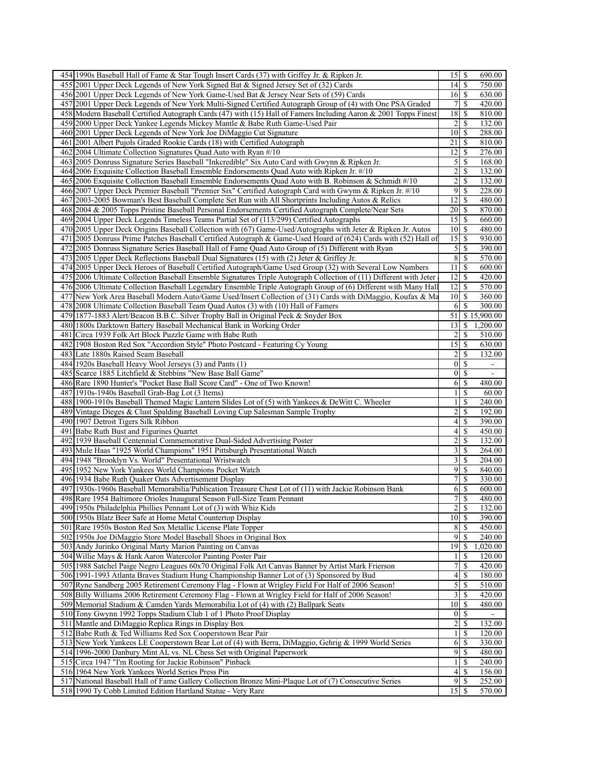| | | | |
|---|---|---|---|
| 454 | 1990s Baseball Hall of Fame & Star Tough Insert Cards (37) with Griffey Jr. & Ripken Jr. | 15 | $ 690.00 |
| 455 | 2001 Upper Deck Legends of New York Signed Bat & Signed Jersey Set of (32) Cards | 14 | $ 750.00 |
| 456 | 2001 Upper Deck Legends of New York Game-Used Bat & Jersey Near Sets of (59) Cards | 16 | $ 630.00 |
| 457 | 2001 Upper Deck Legends of New York Multi-Signed Certified Autograph Group of (4) with One PSA Graded | 7 | $ 420.00 |
| 458 | Modern Baseball Certified Autograph Cards (47) with (15) Hall of Famers Including Aaron & 2001 Topps Finest | 18 | $ 810.00 |
| 459 | 2000 Upper Deck Yankee Legends Mickey Mantle & Babe Ruth Game-Used Pair | 2 | $ 132.00 |
| 460 | 2001 Upper Deck Legends of New York Joe DiMaggio Cut Signature | 10 | $ 288.00 |
| 461 | 2001 Albert Pujols Graded Rookie Cards (18) with Certified Autograph | 21 | $ 810.00 |
| 462 | 2004 Ultimate Collection Signatures Quad Auto with Ryan #/10 | 12 | $ 276.00 |
| 463 | 2005 Donruss Signature Series Baseball "Inkcredible" Six Auto Card with Gwynn & Ripken Jr. | 5 | $ 168.00 |
| 464 | 2006 Exquisite Collection Baseball Ensemble Endorsements Quad Auto with Ripken Jr. #/10 | 2 | $ 132.00 |
| 465 | 2006 Exquisite Collection Baseball Ensemble Endorsements Quad Auto with B. Robinson & Schmidt #/10 | 2 | $ 132.00 |
| 466 | 2007 Upper Deck Premier Baseball "Premier Six" Certified Autograph Card with Gwynn & Ripken Jr. #/10 | 9 | $ 228.00 |
| 467 | 2003-2005 Bowman's Best Baseball Complete Set Run with All Shortprints Including Autos & Relics | 12 | $ 480.00 |
| 468 | 2004 & 2005 Topps Pristine Baseball Personal Endorsements Certified Autograph Complete/Near Sets | 20 | $ 870.00 |
| 469 | 2004 Upper Deck Legends Timeless Teams Partial Set of (113/299) Certified Autographs | 15 | $ 660.00 |
| 470 | 2005 Upper Deck Origins Baseball Collection with (67) Game-Used/Autographs with Jeter & Ripken Jr. Autos | 10 | $ 480.00 |
| 471 | 2005 Donruss Prime Patches Baseball Certified Autograph & Game-Used Hoard of (624) Cards with (52) Hall of | 15 | $ 930.00 |
| 472 | 2005 Donruss Signature Series Baseball Hall of Fame Quad Auto Group of (5) Different with Ryan | 5 | $ 390.00 |
| 473 | 2005 Upper Deck Reflections Baseball Dual Signatures (15) with (2) Jeter & Griffey Jr. | 8 | $ 570.00 |
| 474 | 2005 Upper Deck Heroes of Baseball Certified Autograph/Game Used Group (32) with Several Low Numbers | 11 | $ 600.00 |
| 475 | 2006 Ultimate Collection Baseball Ensemble Signatures Triple Autograph Collection of (11) Different with Jeter | 12 | $ 420.00 |
| 476 | 2006 Ultimate Collection Baseball Legendary Ensemble Triple Autograph Group of (6) Different with Many Hall | 12 | $ 570.00 |
| 477 | New York Area Baseball Modern Auto/Game Used/Insert Collection of (31) Cards with DiMaggio, Koufax & Ma | 10 | $ 360.00 |
| 478 | 2008 Ultimate Collection Baseball Team Quad Autos (3) with (10) Hall of Famers | 6 | $ 300.00 |
| 479 | 1877-1883 Alert/Beacon B.B.C. Silver Trophy Ball in Original Peck & Snyder Box | 51 | $ 15,900.00 |
| 480 | 1800s Darktown Battery Baseball Mechanical Bank in Working Order | 13 | $ 1,200.00 |
| 481 | Circa 1939 Folk Art Block Puzzle Game with Babe Ruth | 2 | $ 510.00 |
| 482 | 1908 Boston Red Sox "Accordion Style" Photo Postcard - Featuring Cy Young | 15 | $ 630.00 |
| 483 | Late 1880s Raised Seam Baseball | 2 | $ 132.00 |
| 484 | 1920s Baseball Heavy Wool Jerseys (3) and Pants (1) | 0 | $ - |
| 485 | Scarce 1885 Litchfield & Stebbins "New Base Ball Game" | 0 | $ - |
| 486 | Rare 1890 Hunter's "Pocket Base Ball Score Card" - One of Two Known! | 6 | $ 480.00 |
| 487 | 1910s-1940s Baseball Grab-Bag Lot (3 Items) | 1 | $ 60.00 |
| 488 | 1900-1910s Baseball Themed Magic Lantern Slides Lot of (5) with Yankees & DeWitt C. Wheeler | 1 | $ 240.00 |
| 489 | Vintage Dieges & Clust Spalding Baseball Loving Cup Salesman Sample Trophy | 2 | $ 192.00 |
| 490 | 1907 Detroit Tigers Silk Ribbon | 4 | $ 390.00 |
| 491 | Babe Ruth Bust and Figurines Quartet | 4 | $ 450.00 |
| 492 | 1939 Baseball Centennial Commemorative Dual-Sided Advertising Poster | 2 | $ 132.00 |
| 493 | Mule Haas "1925 World Champions" 1951 Pittsburgh Presentational Watch | 3 | $ 264.00 |
| 494 | 1948 "Brooklyn Vs. World" Presentational Wristwatch | 3 | $ 204.00 |
| 495 | 1952 New York Yankees World Champions Pocket Watch | 9 | $ 840.00 |
| 496 | 1934 Babe Ruth Quaker Oats Advertisement Display | 7 | $ 330.00 |
| 497 | 1930s-1960s Baseball Memorabilia/Publication Treasure Chest Lot of (11) with Jackie Robinson Bank | 6 | $ 600.00 |
| 498 | Rare 1954 Baltimore Orioles Inaugural Season Full-Size Team Pennant | 7 | $ 480.00 |
| 499 | 1950s Philadelphia Phillies Pennant Lot of (3) with Whiz Kids | 2 | $ 132.00 |
| 500 | 1950s Blatz Beer Safe at Home Metal Countertop Display | 10 | $ 390.00 |
| 501 | Rare 1950s Boston Red Sox Metallic License Plate Topper | 8 | $ 450.00 |
| 502 | 1950s Joe DiMaggio Store Model Baseball Shoes in Original Box | 9 | $ 240.00 |
| 503 | Andy Jurinko Original Marty Marion Painting on Canvas | 19 | $ 1,020.00 |
| 504 | Willie Mays & Hank Aaron Watercolor Painting Poster Pair | 1 | $ 120.00 |
| 505 | 1988 Satchel Paige Negro Leagues 60x70 Original Folk Art Canvas Banner by Artist Mark Frierson | 7 | $ 420.00 |
| 506 | 1991-1993 Atlanta Braves Stadium Hung Championship Banner Lot of (3) Sponsored by Bud | 4 | $ 180.00 |
| 507 | Ryne Sandberg 2005 Retirement Ceremony Flag - Flown at Wrigley Field For Half of 2006 Season! | 5 | $ 510.00 |
| 508 | Billy Williams 2006 Retirement Ceremony Flag - Flown at Wrigley Field for Half of 2006 Season! | 3 | $ 420.00 |
| 509 | Memorial Stadium & Camden Yards Memorabilia Lot of (4) with (2) Ballpark Seats | 10 | $ 480.00 |
| 510 | Tony Gwynn 1992 Topps Stadium Club 1 of 1 Photo Proof Display | 0 | $ - |
| 511 | Mantle and DiMaggio Replica Rings in Display Box | 2 | $ 132.00 |
| 512 | Babe Ruth & Ted Williams Red Sox Cooperstown Bear Pair | 1 | $ 120.00 |
| 513 | New York Yankees LE Cooperstown Bear Lot of (4) with Berra, DiMaggio, Gehrig & 1999 World Series | 6 | $ 330.00 |
| 514 | 1996-2000 Danbury Mint AL vs. NL Chess Set with Original Paperwork | 9 | $ 480.00 |
| 515 | Circa 1947 "I'm Rooting for Jackie Robinson" Pinback | 1 | $ 240.00 |
| 516 | 1964 New York Yankees World Series Press Pin | 4 | $ 156.00 |
| 517 | National Baseball Hall of Fame Gallery Collection Bronze Mini-Plaque Lot of (7) Consecutive Series | 9 | $ 252.00 |
| 518 | 1990 Ty Cobb Limited Edition Hartland Statue - Very Rare | 15 | $ 570.00 |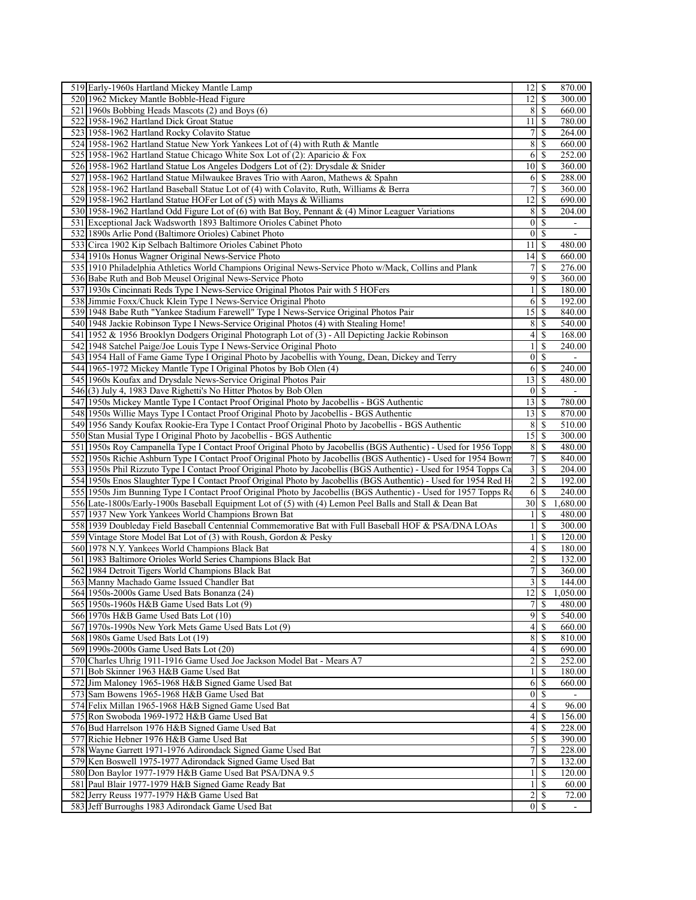| | | | | |
|---|---|---|---|---|
| 519 | Early-1960s Hartland Mickey Mantle Lamp | 12 | $ | 870.00 |
| 520 | 1962 Mickey Mantle Bobble-Head Figure | 12 | $ | 300.00 |
| 521 | 1960s Bobbing Heads Mascots (2) and Boys (6) | 8 | $ | 660.00 |
| 522 | 1958-1962 Hartland Dick Groat Statue | 11 | $ | 780.00 |
| 523 | 1958-1962 Hartland Rocky Colavito Statue | 7 | $ | 264.00 |
| 524 | 1958-1962 Hartland Statue New York Yankees Lot of (4) with Ruth & Mantle | 8 | $ | 660.00 |
| 525 | 1958-1962 Hartland Statue Chicago White Sox Lot of (2): Aparicio & Fox | 6 | $ | 252.00 |
| 526 | 1958-1962 Hartland Statue Los Angeles Dodgers Lot of (2): Drysdale & Snider | 10 | $ | 360.00 |
| 527 | 1958-1962 Hartland Statue Milwaukee Braves Trio with Aaron, Mathews & Spahn | 6 | $ | 288.00 |
| 528 | 1958-1962 Hartland Baseball Statue Lot of (4) with Colavito, Ruth, Williams & Berra | 7 | $ | 360.00 |
| 529 | 1958-1962 Hartland Statue HOFer Lot of (5) with Mays & Williams | 12 | $ | 690.00 |
| 530 | 1958-1962 Hartland Odd Figure Lot of (6) with Bat Boy, Pennant & (4) Minor Leaguer Variations | 8 | $ | 204.00 |
| 531 | Exceptional Jack Wadsworth 1893 Baltimore Orioles Cabinet Photo | 0 | $ | - |
| 532 | 1890s Arlie Pond (Baltimore Orioles) Cabinet Photo | 0 | $ | - |
| 533 | Circa 1902 Kip Selbach Baltimore Orioles Cabinet Photo | 11 | $ | 480.00 |
| 534 | 1910s Honus Wagner Original News-Service Photo | 14 | $ | 660.00 |
| 535 | 1910 Philadelphia Athletics World Champions Original News-Service Photo w/Mack, Collins and Plank | 7 | $ | 276.00 |
| 536 | Babe Ruth and Bob Meusel Original News-Service Photo | 9 | $ | 360.00 |
| 537 | 1930s Cincinnati Reds Type I News-Service Original Photos Pair with 5 HOFers | 1 | $ | 180.00 |
| 538 | Jimmie Foxx/Chuck Klein Type I News-Service Original Photo | 6 | $ | 192.00 |
| 539 | 1948 Babe Ruth "Yankee Stadium Farewell" Type I News-Service Original Photos Pair | 15 | $ | 840.00 |
| 540 | 1948 Jackie Robinson Type I News-Service Original Photos (4) with Stealing Home! | 8 | $ | 540.00 |
| 541 | 1952 & 1956 Brooklyn Dodgers Original Photograph Lot of (3) - All Depicting Jackie Robinson | 4 | $ | 168.00 |
| 542 | 1948 Satchel Paige/Joe Louis Type I News-Service Original Photo | 1 | $ | 240.00 |
| 543 | 1954 Hall of Fame Game Type I Original Photo by Jacobellis with Young, Dean, Dickey and Terry | 0 | $ | - |
| 544 | 1965-1972 Mickey Mantle Type I Original Photos by Bob Olen (4) | 6 | $ | 240.00 |
| 545 | 1960s Koufax and Drysdale News-Service Original Photos Pair | 13 | $ | 480.00 |
| 546 | (3) July 4, 1983 Dave Righetti's No Hitter Photos by Bob Olen | 0 | $ | - |
| 547 | 1950s Mickey Mantle Type I Contact Proof Original Photo by Jacobellis - BGS Authentic | 13 | $ | 780.00 |
| 548 | 1950s Willie Mays Type I Contact Proof Original Photo by Jacobellis - BGS Authentic | 13 | $ | 870.00 |
| 549 | 1956 Sandy Koufax Rookie-Era Type I Contact Proof Original Photo by Jacobellis - BGS Authentic | 8 | $ | 510.00 |
| 550 | Stan Musial Type I Original Photo by Jacobellis - BGS Authentic | 15 | $ | 300.00 |
| 551 | 1950s Roy Campanella Type I Contact Proof Original Photo by Jacobellis (BGS Authentic) - Used for 1956 Topp | 8 | $ | 480.00 |
| 552 | 1950s Richie Ashburn Type I Contact Proof Original Photo by Jacobellis (BGS Authentic) - Used for 1954 Bowm | 7 | $ | 840.00 |
| 553 | 1950s Phil Rizzuto Type I Contact Proof Original Photo by Jacobellis (BGS Authentic) - Used for 1954 Topps Ca | 3 | $ | 204.00 |
| 554 | 1950s Enos Slaughter Type I Contact Proof Original Photo by Jacobellis (BGS Authentic) - Used for 1954 Red H | 2 | $ | 192.00 |
| 555 | 1950s Jim Bunning Type I Contact Proof Original Photo by Jacobellis (BGS Authentic) - Used for 1957 Topps Ro | 6 | $ | 240.00 |
| 556 | Late-1800s/Early-1900s Baseball Equipment Lot of (5) with (4) Lemon Peel Balls and Stall & Dean Bat | 30 | $ | 1,680.00 |
| 557 | 1937 New York Yankees World Champions Brown Bat | 1 | $ | 480.00 |
| 558 | 1939 Doubleday Field Baseball Centennial Commemorative Bat with Full Baseball HOF & PSA/DNA LOAs | 1 | $ | 300.00 |
| 559 | Vintage Store Model Bat Lot of (3) with Roush, Gordon & Pesky | 1 | $ | 120.00 |
| 560 | 1978 N.Y. Yankees World Champions Black Bat | 4 | $ | 180.00 |
| 561 | 1983 Baltimore Orioles World Series Champions Black Bat | 2 | $ | 132.00 |
| 562 | 1984 Detroit Tigers World Champions Black Bat | 7 | $ | 360.00 |
| 563 | Manny Machado Game Issued Chandler Bat | 3 | $ | 144.00 |
| 564 | 1950s-2000s Game Used Bats Bonanza (24) | 12 | $ | 1,050.00 |
| 565 | 1950s-1960s H&B Game Used Bats Lot (9) | 7 | $ | 480.00 |
| 566 | 1970s H&B Game Used Bats Lot (10) | 9 | $ | 540.00 |
| 567 | 1970s-1990s New York Mets Game Used Bats Lot (9) | 4 | $ | 660.00 |
| 568 | 1980s Game Used Bats Lot (19) | 8 | $ | 810.00 |
| 569 | 1990s-2000s Game Used Bats Lot (20) | 4 | $ | 690.00 |
| 570 | Charles Uhrig 1911-1916 Game Used Joe Jackson Model Bat - Mears A7 | 2 | $ | 252.00 |
| 571 | Bob Skinner 1963 H&B Game Used Bat | 1 | $ | 180.00 |
| 572 | Jim Maloney 1965-1968 H&B Signed Game Used Bat | 6 | $ | 660.00 |
| 573 | Sam Bowens 1965-1968 H&B Game Used Bat | 0 | $ | - |
| 574 | Felix Millan 1965-1968 H&B Signed Game Used Bat | 4 | $ | 96.00 |
| 575 | Ron Swoboda 1969-1972 H&B Game Used Bat | 4 | $ | 156.00 |
| 576 | Bud Harrelson 1976 H&B Signed Game Used Bat | 4 | $ | 228.00 |
| 577 | Richie Hebner 1976 H&B Game Used Bat | 5 | $ | 390.00 |
| 578 | Wayne Garrett 1971-1976 Adirondack Signed Game Used Bat | 7 | $ | 228.00 |
| 579 | Ken Boswell 1975-1977 Adirondack Signed Game Used Bat | 7 | $ | 132.00 |
| 580 | Don Baylor 1977-1979 H&B Game Used Bat PSA/DNA 9.5 | 1 | $ | 120.00 |
| 581 | Paul Blair 1977-1979 H&B Signed Game Ready Bat | 1 | $ | 60.00 |
| 582 | Jerry Reuss 1977-1979 H&B Game Used Bat | 2 | $ | 72.00 |
| 583 | Jeff Burroughs 1983 Adirondack Game Used Bat | 0 | $ | - |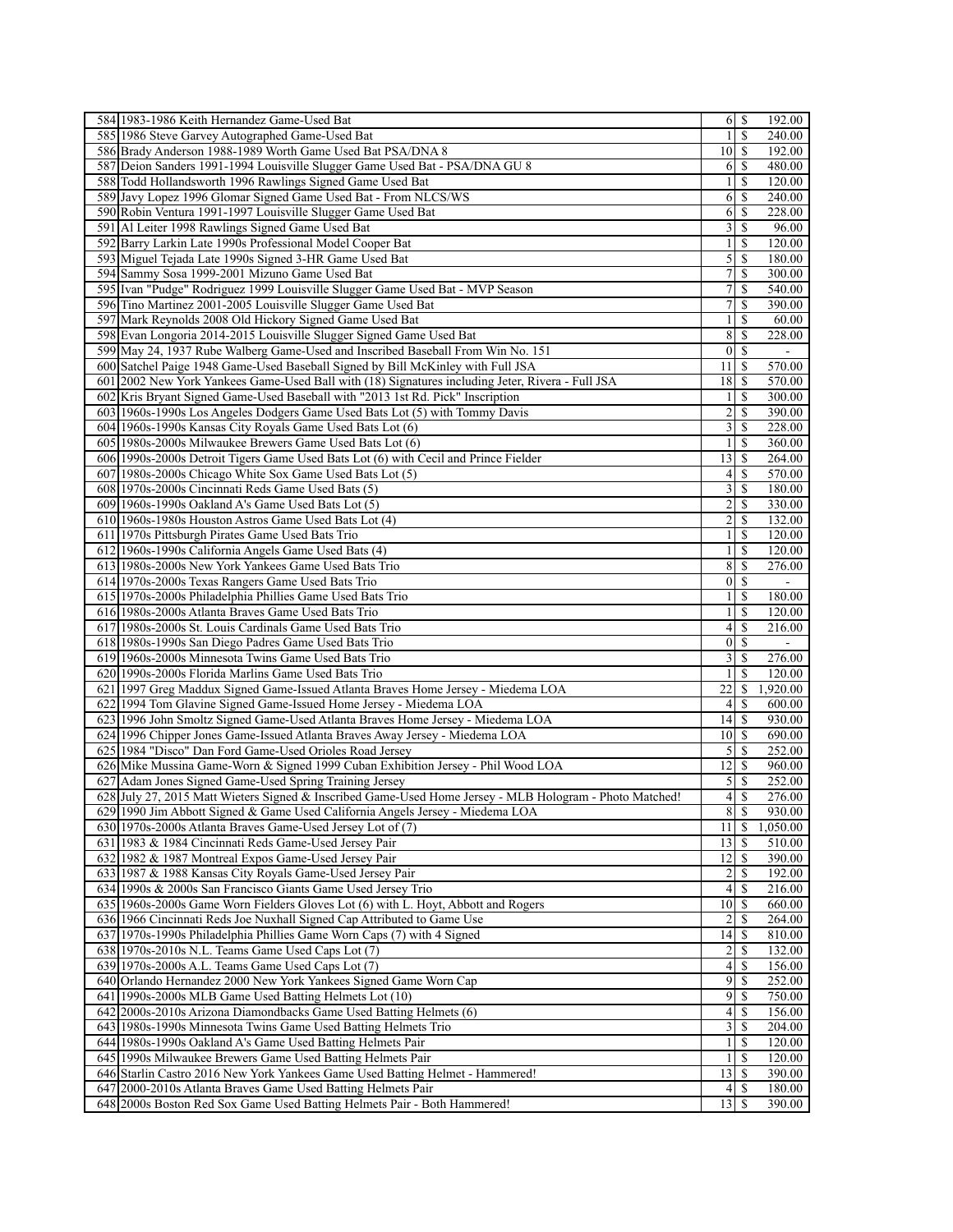| | | | | |
|---|---|---|---|---|
| 584 | 1983-1986 Keith Hernandez Game-Used Bat | 6 | $ | 192.00 |
| 585 | 1986 Steve Garvey Autographed Game-Used Bat | 1 | $ | 240.00 |
| 586 | Brady Anderson 1988-1989 Worth Game Used Bat PSA/DNA 8 | 10 | $ | 192.00 |
| 587 | Deion Sanders 1991-1994 Louisville Slugger Game Used Bat - PSA/DNA GU 8 | 6 | $ | 480.00 |
| 588 | Todd Hollandsworth 1996 Rawlings Signed Game Used Bat | 1 | $ | 120.00 |
| 589 | Javy Lopez 1996 Glomar Signed Game Used Bat - From NLCS/WS | 6 | $ | 240.00 |
| 590 | Robin Ventura 1991-1997 Louisville Slugger Game Used Bat | 6 | $ | 228.00 |
| 591 | Al Leiter 1998 Rawlings Signed Game Used Bat | 3 | $ | 96.00 |
| 592 | Barry Larkin Late 1990s Professional Model Cooper Bat | 1 | $ | 120.00 |
| 593 | Miguel Tejada Late 1990s Signed 3-HR Game Used Bat | 5 | $ | 180.00 |
| 594 | Sammy Sosa 1999-2001 Mizuno Game Used Bat | 7 | $ | 300.00 |
| 595 | Ivan "Pudge" Rodriguez 1999 Louisville Slugger Game Used Bat - MVP Season | 7 | $ | 540.00 |
| 596 | Tino Martinez 2001-2005 Louisville Slugger Game Used Bat | 7 | $ | 390.00 |
| 597 | Mark Reynolds 2008 Old Hickory Signed Game Used Bat | 1 | $ | 60.00 |
| 598 | Evan Longoria 2014-2015 Louisville Slugger Signed Game Used Bat | 8 | $ | 228.00 |
| 599 | May 24, 1937 Rube Walberg Game-Used and Inscribed Baseball From Win No. 151 | 0 | $ | - |
| 600 | Satchel Paige 1948 Game-Used Baseball Signed by Bill McKinley with Full JSA | 11 | $ | 570.00 |
| 601 | 2002 New York Yankees Game-Used Ball with (18) Signatures including Jeter, Rivera - Full JSA | 18 | $ | 570.00 |
| 602 | Kris Bryant Signed Game-Used Baseball with "2013 1st Rd. Pick" Inscription | 1 | $ | 300.00 |
| 603 | 1960s-1990s Los Angeles Dodgers Game Used Bats Lot (5) with Tommy Davis | 2 | $ | 390.00 |
| 604 | 1960s-1990s Kansas City Royals Game Used Bats Lot (6) | 3 | $ | 228.00 |
| 605 | 1980s-2000s Milwaukee Brewers Game Used Bats Lot (6) | 1 | $ | 360.00 |
| 606 | 1990s-2000s Detroit Tigers Game Used Bats Lot (6) with Cecil and Prince Fielder | 13 | $ | 264.00 |
| 607 | 1980s-2000s Chicago White Sox Game Used Bats Lot (5) | 4 | $ | 570.00 |
| 608 | 1970s-2000s Cincinnati Reds Game Used Bats (5) | 3 | $ | 180.00 |
| 609 | 1960s-1990s Oakland A's Game Used Bats Lot (5) | 2 | $ | 330.00 |
| 610 | 1960s-1980s Houston Astros Game Used Bats Lot (4) | 2 | $ | 132.00 |
| 611 | 1970s Pittsburgh Pirates Game Used Bats Trio | 1 | $ | 120.00 |
| 612 | 1960s-1990s California Angels Game Used Bats (4) | 1 | $ | 120.00 |
| 613 | 1980s-2000s New York Yankees Game Used Bats Trio | 8 | $ | 276.00 |
| 614 | 1970s-2000s Texas Rangers Game Used Bats Trio | 0 | $ | - |
| 615 | 1970s-2000s Philadelphia Phillies Game Used Bats Trio | 1 | $ | 180.00 |
| 616 | 1980s-2000s Atlanta Braves Game Used Bats Trio | 1 | $ | 120.00 |
| 617 | 1980s-2000s St. Louis Cardinals Game Used Bats Trio | 4 | $ | 216.00 |
| 618 | 1980s-1990s San Diego Padres Game Used Bats Trio | 0 | $ | - |
| 619 | 1960s-2000s Minnesota Twins Game Used Bats Trio | 3 | $ | 276.00 |
| 620 | 1990s-2000s Florida Marlins Game Used Bats Trio | 1 | $ | 120.00 |
| 621 | 1997 Greg Maddux Signed Game-Issued Atlanta Braves Home Jersey - Miedema LOA | 22 | $ | 1,920.00 |
| 622 | 1994 Tom Glavine Signed Game-Issued Home Jersey - Miedema LOA | 4 | $ | 600.00 |
| 623 | 1996 John Smoltz Signed Game-Used Atlanta Braves Home Jersey - Miedema LOA | 14 | $ | 930.00 |
| 624 | 1996 Chipper Jones Game-Issued Atlanta Braves Away Jersey - Miedema LOA | 10 | $ | 690.00 |
| 625 | 1984 "Disco" Dan Ford Game-Used Orioles Road Jersey | 5 | $ | 252.00 |
| 626 | Mike Mussina Game-Worn & Signed 1999 Cuban Exhibition Jersey - Phil Wood LOA | 12 | $ | 960.00 |
| 627 | Adam Jones Signed Game-Used Spring Training Jersey | 5 | $ | 252.00 |
| 628 | July 27, 2015 Matt Wieters Signed & Inscribed Game-Used Home Jersey - MLB Hologram - Photo Matched! | 4 | $ | 276.00 |
| 629 | 1990 Jim Abbott Signed & Game Used California Angels Jersey - Miedema LOA | 8 | $ | 930.00 |
| 630 | 1970s-2000s Atlanta Braves Game-Used Jersey Lot of (7) | 11 | $ | 1,050.00 |
| 631 | 1983 & 1984 Cincinnati Reds Game-Used Jersey Pair | 13 | $ | 510.00 |
| 632 | 1982 & 1987 Montreal Expos Game-Used Jersey Pair | 12 | $ | 390.00 |
| 633 | 1987 & 1988 Kansas City Royals Game-Used Jersey Pair | 2 | $ | 192.00 |
| 634 | 1990s & 2000s San Francisco Giants Game Used Jersey Trio | 4 | $ | 216.00 |
| 635 | 1960s-2000s Game Worn Fielders Gloves Lot (6) with L. Hoyt, Abbott and Rogers | 10 | $ | 660.00 |
| 636 | 1966 Cincinnati Reds Joe Nuxhall Signed Cap Attributed to Game Use | 2 | $ | 264.00 |
| 637 | 1970s-1990s Philadelphia Phillies Game Worn Caps (7) with 4 Signed | 14 | $ | 810.00 |
| 638 | 1970s-2010s N.L. Teams Game Used Caps Lot (7) | 2 | $ | 132.00 |
| 639 | 1970s-2000s A.L. Teams Game Used Caps Lot (7) | 4 | $ | 156.00 |
| 640 | Orlando Hernandez 2000 New York Yankees Signed Game Worn Cap | 9 | $ | 252.00 |
| 641 | 1990s-2000s MLB Game Used Batting Helmets Lot (10) | 9 | $ | 750.00 |
| 642 | 2000s-2010s Arizona Diamondbacks Game Used Batting Helmets (6) | 4 | $ | 156.00 |
| 643 | 1980s-1990s Minnesota Twins Game Used Batting Helmets Trio | 3 | $ | 204.00 |
| 644 | 1980s-1990s Oakland A's Game Used Batting Helmets Pair | 1 | $ | 120.00 |
| 645 | 1990s Milwaukee Brewers Game Used Batting Helmets Pair | 1 | $ | 120.00 |
| 646 | Starlin Castro 2016 New York Yankees Game Used Batting Helmet - Hammered! | 13 | $ | 390.00 |
| 647 | 2000-2010s Atlanta Braves Game Used Batting Helmets Pair | 4 | $ | 180.00 |
| 648 | 2000s Boston Red Sox Game Used Batting Helmets Pair - Both Hammered! | 13 | $ | 390.00 |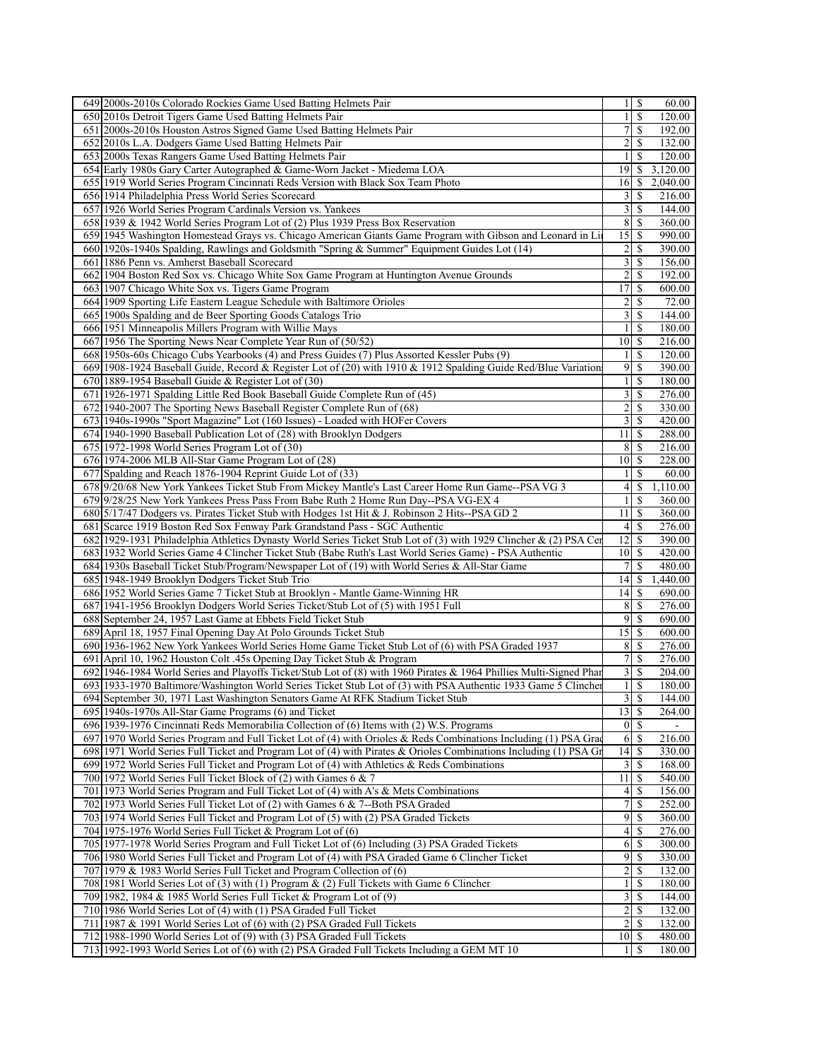| | | | |
|---|---|---|---|
| 649 | 2000s-2010s Colorado Rockies Game Used Batting Helmets Pair | 1 | $ 60.00 |
| 650 | 2010s Detroit Tigers Game Used Batting Helmets Pair | 1 | $ 120.00 |
| 651 | 2000s-2010s Houston Astros Signed Game Used Batting Helmets Pair | 7 | $ 192.00 |
| 652 | 2010s L.A. Dodgers Game Used Batting Helmets Pair | 2 | $ 132.00 |
| 653 | 2000s Texas Rangers Game Used Batting Helmets Pair | 1 | $ 120.00 |
| 654 | Early 1980s Gary Carter Autographed & Game-Worn Jacket - Miedema LOA | 19 | $ 3,120.00 |
| 655 | 1919 World Series Program Cincinnati Reds Version with Black Sox Team Photo | 16 | $ 2,040.00 |
| 656 | 1914 Philadelphia Press World Series Scorecard | 3 | $ 216.00 |
| 657 | 1926 World Series Program Cardinals Version vs. Yankees | 3 | $ 144.00 |
| 658 | 1939 & 1942 World Series Program Lot of (2) Plus 1939 Press Box Reservation | 8 | $ 360.00 |
| 659 | 1945 Washington Homestead Grays vs. Chicago American Giants Game Program with Gibson and Leonard in Li | 15 | $ 990.00 |
| 660 | 1920s-1940s Spalding, Rawlings and Goldsmith "Spring & Summer" Equipment Guides Lot (14) | 2 | $ 390.00 |
| 661 | 1886 Penn vs. Amherst Baseball Scorecard | 3 | $ 156.00 |
| 662 | 1904 Boston Red Sox vs. Chicago White Sox Game Program at Huntington Avenue Grounds | 2 | $ 192.00 |
| 663 | 1907 Chicago White Sox vs. Tigers Game Program | 17 | $ 600.00 |
| 664 | 1909 Sporting Life Eastern League Schedule with Baltimore Orioles | 2 | $ 72.00 |
| 665 | 1900s Spalding and de Beer Sporting Goods Catalogs Trio | 3 | $ 144.00 |
| 666 | 1951 Minneapolis Millers Program with Willie Mays | 1 | $ 180.00 |
| 667 | 1956 The Sporting News Near Complete Year Run of (50/52) | 10 | $ 216.00 |
| 668 | 1950s-60s Chicago Cubs Yearbooks (4) and Press Guides (7) Plus Assorted Kessler Pubs (9) | 1 | $ 120.00 |
| 669 | 1908-1924 Baseball Guide, Record & Register Lot of (20) with 1910 & 1912 Spalding Guide Red/Blue Variation | 9 | $ 390.00 |
| 670 | 1889-1954 Baseball Guide & Register Lot of (30) | 1 | $ 180.00 |
| 671 | 1926-1971 Spalding Little Red Book Baseball Guide Complete Run of (45) | 3 | $ 276.00 |
| 672 | 1940-2007 The Sporting News Baseball Register Complete Run of (68) | 2 | $ 330.00 |
| 673 | 1940s-1990s "Sport Magazine" Lot (160 Issues) - Loaded with HOFer Covers | 3 | $ 420.00 |
| 674 | 1940-1990 Baseball Publication Lot of (28) with Brooklyn Dodgers | 11 | $ 288.00 |
| 675 | 1972-1998 World Series Program Lot of (30) | 8 | $ 216.00 |
| 676 | 1974-2006 MLB All-Star Game Program Lot of (28) | 10 | $ 228.00 |
| 677 | Spalding and Reach 1876-1904 Reprint Guide Lot of (33) | 1 | $ 60.00 |
| 678 | 9/20/68 New York Yankees Ticket Stub From Mickey Mantle's Last Career Home Run Game--PSA VG 3 | 4 | $ 1,110.00 |
| 679 | 9/28/25 New York Yankees Press Pass From Babe Ruth 2 Home Run Day--PSA VG-EX 4 | 1 | $ 360.00 |
| 680 | 5/17/47 Dodgers vs. Pirates Ticket Stub with Hodges 1st Hit & J. Robinson 2 Hits--PSA GD 2 | 11 | $ 360.00 |
| 681 | Scarce 1919 Boston Red Sox Fenway Park Grandstand Pass - SGC Authentic | 4 | $ 276.00 |
| 682 | 1929-1931 Philadelphia Athletics Dynasty World Series Ticket Stub Lot of (3) with 1929 Clincher & (2) PSA Cer | 12 | $ 390.00 |
| 683 | 1932 World Series Game 4 Clincher Ticket Stub (Babe Ruth's Last World Series Game) - PSA Authentic | 10 | $ 420.00 |
| 684 | 1930s Baseball Ticket Stub/Program/Newspaper Lot of (19) with World Series & All-Star Game | 7 | $ 480.00 |
| 685 | 1948-1949 Brooklyn Dodgers Ticket Stub Trio | 14 | $ 1,440.00 |
| 686 | 1952 World Series Game 7 Ticket Stub at Brooklyn - Mantle Game-Winning HR | 14 | $ 690.00 |
| 687 | 1941-1956 Brooklyn Dodgers World Series Ticket/Stub Lot of (5) with 1951 Full | 8 | $ 276.00 |
| 688 | September 24, 1957 Last Game at Ebbets Field Ticket Stub | 9 | $ 690.00 |
| 689 | April 18, 1957 Final Opening Day At Polo Grounds Ticket Stub | 15 | $ 600.00 |
| 690 | 1936-1962 New York Yankees World Series Home Game Ticket Stub Lot of (6) with PSA Graded 1937 | 8 | $ 276.00 |
| 691 | April 10, 1962 Houston Colt .45s Opening Day Ticket Stub & Program | 7 | $ 276.00 |
| 692 | 1946-1984 World Series and Playoffs Ticket/Stub Lot of (8) with 1960 Pirates & 1964 Phillies Multi-Signed Phan | 3 | $ 204.00 |
| 693 | 1933-1970 Baltimore/Washington World Series Ticket Stub Lot of (3) with PSA Authentic 1933 Game 5 Clincher | 1 | $ 180.00 |
| 694 | September 30, 1971 Last Washington Senators Game At RFK Stadium Ticket Stub | 3 | $ 144.00 |
| 695 | 1940s-1970s All-Star Game Programs (6) and Ticket | 13 | $ 264.00 |
| 696 | 1939-1976 Cincinnati Reds Memorabilia Collection of (6) Items with (2) W.S. Programs | 0 | $ - |
| 697 | 1970 World Series Program and Full Ticket Lot of (4) with Orioles & Reds Combinations Including (1) PSA Grad | 6 | $ 216.00 |
| 698 | 1971 World Series Full Ticket and Program Lot of (4) with Pirates & Orioles Combinations Including (1) PSA Gr | 14 | $ 330.00 |
| 699 | 1972 World Series Full Ticket and Program Lot of (4) with Athletics & Reds Combinations | 3 | $ 168.00 |
| 700 | 1972 World Series Full Ticket Block of (2) with Games 6 & 7 | 11 | $ 540.00 |
| 701 | 1973 World Series Program and Full Ticket Lot of (4) with A's & Mets Combinations | 4 | $ 156.00 |
| 702 | 1973 World Series Full Ticket Lot of (2) with Games 6 & 7--Both PSA Graded | 7 | $ 252.00 |
| 703 | 1974 World Series Full Ticket and Program Lot of (5) with (2) PSA Graded Tickets | 9 | $ 360.00 |
| 704 | 1975-1976 World Series Full Ticket & Program Lot of (6) | 4 | $ 276.00 |
| 705 | 1977-1978 World Series Program and Full Ticket Lot of (6) Including (3) PSA Graded Tickets | 6 | $ 300.00 |
| 706 | 1980 World Series Full Ticket and Program Lot of (4) with PSA Graded Game 6 Clincher Ticket | 9 | $ 330.00 |
| 707 | 1979 & 1983 World Series Full Ticket and Program Collection of (6) | 2 | $ 132.00 |
| 708 | 1981 World Series Lot of (3) with (1) Program & (2) Full Tickets with Game 6 Clincher | 1 | $ 180.00 |
| 709 | 1982, 1984 & 1985 World Series Full Ticket & Program Lot of (9) | 3 | $ 144.00 |
| 710 | 1986 World Series Lot of (4) with (1) PSA Graded Full Ticket | 2 | $ 132.00 |
| 711 | 1987 & 1991 World Series Lot of (6) with (2) PSA Graded Full Tickets | 2 | $ 132.00 |
| 712 | 1988-1990 World Series Lot of (9) with (3) PSA Graded Full Tickets | 10 | $ 480.00 |
| 713 | 1992-1993 World Series Lot of (6) with (2) PSA Graded Full Tickets Including a GEM MT 10 | 1 | $ 180.00 |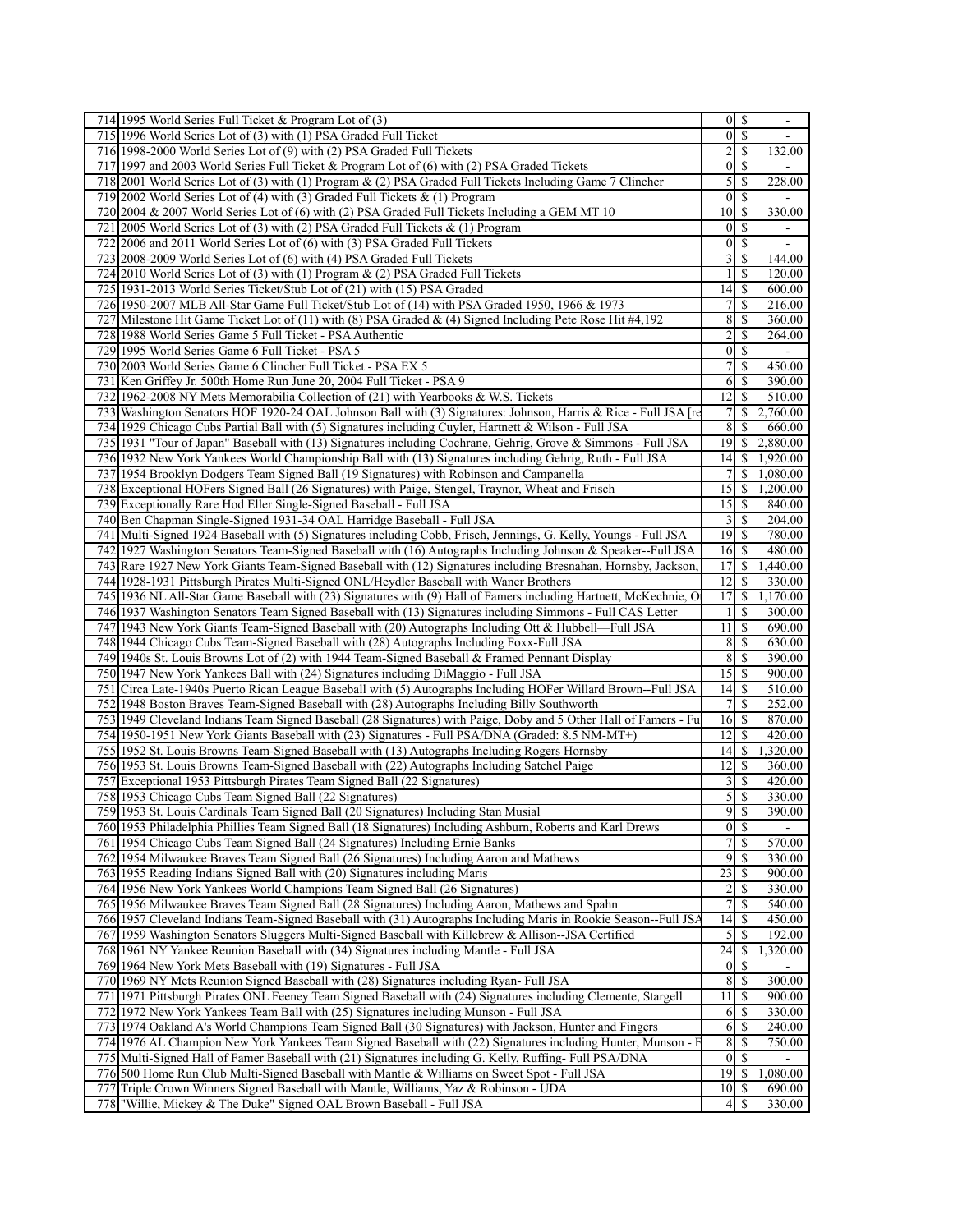| | | | | |
|---|---|---|---|---|
| 714 | 1995 World Series Full Ticket & Program Lot of (3) | 0 | $ | - |
| 715 | 1996 World Series Lot of (3) with (1) PSA Graded Full Ticket | 0 | $ | - |
| 716 | 1998-2000 World Series Lot of (9) with (2) PSA Graded Full Tickets | 2 | $ | 132.00 |
| 717 | 1997 and 2003 World Series Full Ticket & Program Lot of (6) with (2) PSA Graded Tickets | 0 | $ | - |
| 718 | 2001 World Series Lot of (3) with (1) Program & (2) PSA Graded Full Tickets Including Game 7 Clincher | 5 | $ | 228.00 |
| 719 | 2002 World Series Lot of (4) with (3) Graded Full Tickets & (1) Program | 0 | $ | - |
| 720 | 2004 & 2007 World Series Lot of (6) with (2) PSA Graded Full Tickets Including a GEM MT 10 | 10 | $ | 330.00 |
| 721 | 2005 World Series Lot of (3) with (2) PSA Graded Full Tickets & (1) Program | 0 | $ | - |
| 722 | 2006 and 2011 World Series Lot of (6) with (3) PSA Graded Full Tickets | 0 | $ | - |
| 723 | 2008-2009 World Series Lot of (6) with (4) PSA Graded Full Tickets | 3 | $ | 144.00 |
| 724 | 2010 World Series Lot of (3) with (1) Program & (2) PSA Graded Full Tickets | 1 | $ | 120.00 |
| 725 | 1931-2013 World Series Ticket/Stub Lot of (21) with (15) PSA Graded | 14 | $ | 600.00 |
| 726 | 1950-2007 MLB All-Star Game Full Ticket/Stub Lot of (14) with PSA Graded 1950, 1966 & 1973 | 7 | $ | 216.00 |
| 727 | Milestone Hit Game Ticket Lot of (11) with (8) PSA Graded & (4) Signed Including Pete Rose Hit #4,192 | 8 | $ | 360.00 |
| 728 | 1988 World Series Game 5 Full Ticket - PSA Authentic | 2 | $ | 264.00 |
| 729 | 1995 World Series Game 6 Full Ticket - PSA 5 | 0 | $ | - |
| 730 | 2003 World Series Game 6 Clincher Full Ticket - PSA EX 5 | 7 | $ | 450.00 |
| 731 | Ken Griffey Jr. 500th Home Run June 20, 2004 Full Ticket - PSA 9 | 6 | $ | 390.00 |
| 732 | 1962-2008 NY Mets Memorabilia Collection of (21) with Yearbooks & W.S. Tickets | 12 | $ | 510.00 |
| 733 | Washington Senators HOF 1920-24 OAL Johnson Ball with (3) Signatures: Johnson, Harris & Rice - Full JSA [re | 7 | $ | 2,760.00 |
| 734 | 1929 Chicago Cubs Partial Ball with (5) Signatures including Cuyler, Hartnett & Wilson - Full JSA | 8 | $ | 660.00 |
| 735 | 1931 "Tour of Japan" Baseball with (13) Signatures including Cochrane, Gehrig, Grove & Simmons - Full JSA | 19 | $ | 2,880.00 |
| 736 | 1932 New York Yankees World Championship Ball with (13) Signatures including Gehrig, Ruth - Full JSA | 14 | $ | 1,920.00 |
| 737 | 1954 Brooklyn Dodgers Team Signed Ball (19 Signatures) with Robinson and Campanella | 7 | $ | 1,080.00 |
| 738 | Exceptional HOFers Signed Ball (26 Signatures) with Paige, Stengel, Traynor, Wheat and Frisch | 15 | $ | 1,200.00 |
| 739 | Exceptionally Rare Hod Eller Single-Signed Baseball - Full JSA | 15 | $ | 840.00 |
| 740 | Ben Chapman Single-Signed 1931-34 OAL Harridge Baseball - Full JSA | 3 | $ | 204.00 |
| 741 | Multi-Signed 1924 Baseball with (5) Signatures including Cobb, Frisch, Jennings, G. Kelly, Youngs - Full JSA | 19 | $ | 780.00 |
| 742 | 1927 Washington Senators Team-Signed Baseball with (16) Autographs Including Johnson & Speaker--Full JSA | 16 | $ | 480.00 |
| 743 | Rare 1927 New York Giants Team-Signed Baseball with (12) Signatures including Bresnahan, Hornsby, Jackson, | 17 | $ | 1,440.00 |
| 744 | 1928-1931 Pittsburgh Pirates Multi-Signed ONL/Heydler Baseball with Waner Brothers | 12 | $ | 330.00 |
| 745 | 1936 NL All-Star Game Baseball with (23) Signatures with (9) Hall of Famers including Hartnett, McKechnie, O | 17 | $ | 1,170.00 |
| 746 | 1937 Washington Senators Team Signed Baseball with (13) Signatures including Simmons - Full CAS Letter | 1 | $ | 300.00 |
| 747 | 1943 New York Giants Team-Signed Baseball with (20) Autographs Including Ott & Hubbell—Full JSA | 11 | $ | 690.00 |
| 748 | 1944 Chicago Cubs Team-Signed Baseball with (28) Autographs Including Foxx-Full JSA | 8 | $ | 630.00 |
| 749 | 1940s St. Louis Browns Lot of (2) with 1944 Team-Signed Baseball & Framed Pennant Display | 8 | $ | 390.00 |
| 750 | 1947 New York Yankees Ball with (24) Signatures including DiMaggio - Full JSA | 15 | $ | 900.00 |
| 751 | Circa Late-1940s Puerto Rican League Baseball with (5) Autographs Including HOFer Willard Brown--Full JSA | 14 | $ | 510.00 |
| 752 | 1948 Boston Braves Team-Signed Baseball with (28) Autographs Including Billy Southworth | 7 | $ | 252.00 |
| 753 | 1949 Cleveland Indians Team Signed Baseball (28 Signatures) with Paige, Doby and 5 Other Hall of Famers - Fu | 16 | $ | 870.00 |
| 754 | 1950-1951 New York Giants Baseball with (23) Signatures - Full PSA/DNA (Graded: 8.5 NM-MT+) | 12 | $ | 420.00 |
| 755 | 1952 St. Louis Browns Team-Signed Baseball with (13) Autographs Including Rogers Hornsby | 14 | $ | 1,320.00 |
| 756 | 1953 St. Louis Browns Team-Signed Baseball with (22) Autographs Including Satchel Paige | 12 | $ | 360.00 |
| 757 | Exceptional 1953 Pittsburgh Pirates Team Signed Ball (22 Signatures) | 3 | $ | 420.00 |
| 758 | 1953 Chicago Cubs Team Signed Ball (22 Signatures) | 5 | $ | 330.00 |
| 759 | 1953 St. Louis Cardinals Team Signed Ball (20 Signatures) Including Stan Musial | 9 | $ | 390.00 |
| 760 | 1953 Philadelphia Phillies Team Signed Ball (18 Signatures) Including Ashburn, Roberts and Karl Drews | 0 | $ | - |
| 761 | 1954 Chicago Cubs Team Signed Ball (24 Signatures) Including Ernie Banks | 7 | $ | 570.00 |
| 762 | 1954 Milwaukee Braves Team Signed Ball (26 Signatures) Including Aaron and Mathews | 9 | $ | 330.00 |
| 763 | 1955 Reading Indians Signed Ball with (20) Signatures including Maris | 23 | $ | 900.00 |
| 764 | 1956 New York Yankees World Champions Team Signed Ball (26 Signatures) | 2 | $ | 330.00 |
| 765 | 1956 Milwaukee Braves Team Signed Ball (28 Signatures) Including Aaron, Mathews and Spahn | 7 | $ | 540.00 |
| 766 | 1957 Cleveland Indians Team-Signed Baseball with (31) Autographs Including Maris in Rookie Season--Full JSA | 14 | $ | 450.00 |
| 767 | 1959 Washington Senators Sluggers Multi-Signed Baseball with Killebrew & Allison--JSA Certified | 5 | $ | 192.00 |
| 768 | 1961 NY Yankee Reunion Baseball with (34) Signatures including Mantle - Full JSA | 24 | $ | 1,320.00 |
| 769 | 1964 New York Mets Baseball with (19) Signatures - Full JSA | 0 | $ | - |
| 770 | 1969 NY Mets Reunion Signed Baseball with (28) Signatures including Ryan- Full JSA | 8 | $ | 300.00 |
| 771 | 1971 Pittsburgh Pirates ONL Feeney Team Signed Baseball with (24) Signatures including Clemente, Stargell | 11 | $ | 900.00 |
| 772 | 1972 New York Yankees Team Ball with (25) Signatures including Munson - Full JSA | 6 | $ | 330.00 |
| 773 | 1974 Oakland A's World Champions Team Signed Ball (30 Signatures) with Jackson, Hunter and Fingers | 6 | $ | 240.00 |
| 774 | 1976 AL Champion New York Yankees Team Signed Baseball with (22) Signatures including Hunter, Munson - F | 8 | $ | 750.00 |
| 775 | Multi-Signed Hall of Famer Baseball with (21) Signatures including G. Kelly, Ruffing- Full PSA/DNA | 0 | $ | - |
| 776 | 500 Home Run Club Multi-Signed Baseball with Mantle & Williams on Sweet Spot - Full JSA | 19 | $ | 1,080.00 |
| 777 | Triple Crown Winners Signed Baseball with Mantle, Williams, Yaz & Robinson - UDA | 10 | $ | 690.00 |
| 778 | "Willie, Mickey & The Duke" Signed OAL Brown Baseball - Full JSA | 4 | $ | 330.00 |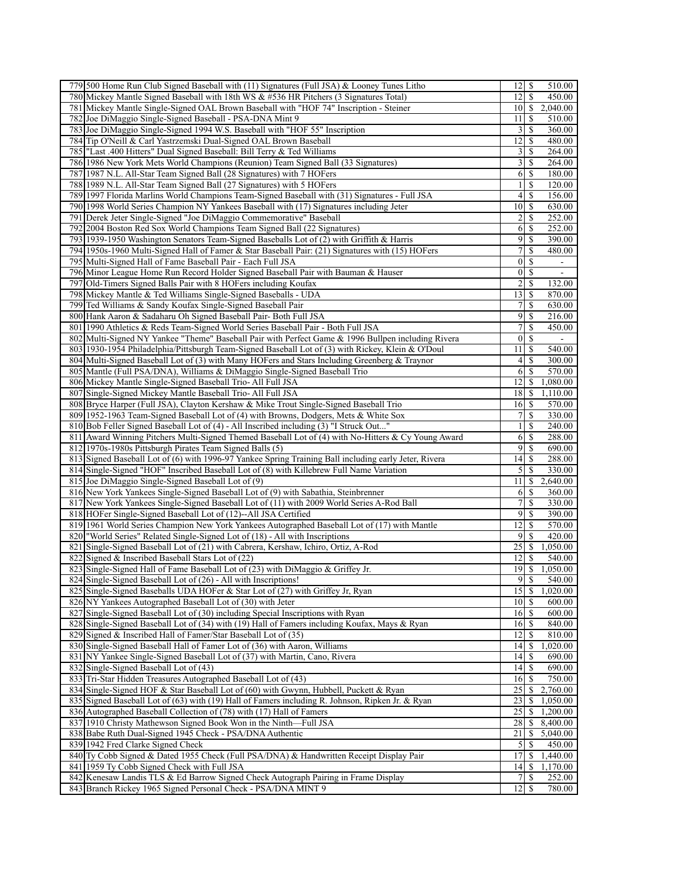| | | | | |
|---|---|---|---|---|
| 779 | 500 Home Run Club Signed Baseball with (11) Signatures (Full JSA) & Looney Tunes Litho | 12 | $ | 510.00 |
| 780 | Mickey Mantle Signed Baseball with 18th WS & #536 HR Pitchers (3 Signatures Total) | 12 | $ | 450.00 |
| 781 | Mickey Mantle Single-Signed OAL Brown Baseball with "HOF 74" Inscription - Steiner | 10 | $ | 2,040.00 |
| 782 | Joe DiMaggio Single-Signed Baseball - PSA-DNA Mint 9 | 11 | $ | 510.00 |
| 783 | Joe DiMaggio Single-Signed 1994 W.S. Baseball with "HOF 55" Inscription | 3 | $ | 360.00 |
| 784 | Tip O'Neill & Carl Yastrzemski Dual-Signed OAL Brown Baseball | 12 | $ | 480.00 |
| 785 | "Last .400 Hitters" Dual Signed Baseball: Bill Terry & Ted Williams | 3 | $ | 264.00 |
| 786 | 1986 New York Mets World Champions (Reunion) Team Signed Ball (33 Signatures) | 3 | $ | 264.00 |
| 787 | 1987 N.L. All-Star Team Signed Ball (28 Signatures) with 7 HOFers | 6 | $ | 180.00 |
| 788 | 1989 N.L. All-Star Team Signed Ball (27 Signatures) with 5 HOFers | 1 | $ | 120.00 |
| 789 | 1997 Florida Marlins World Champions Team-Signed Baseball with (31) Signatures - Full JSA | 4 | $ | 156.00 |
| 790 | 1998 World Series Champion NY Yankees Baseball with (17) Signatures including Jeter | 10 | $ | 630.00 |
| 791 | Derek Jeter Single-Signed "Joe DiMaggio Commemorative" Baseball | 2 | $ | 252.00 |
| 792 | 2004 Boston Red Sox World Champions Team Signed Ball (22 Signatures) | 6 | $ | 252.00 |
| 793 | 1939-1950 Washington Senators Team-Signed Baseballs Lot of (2) with Griffith & Harris | 9 | $ | 390.00 |
| 794 | 1950s-1960 Multi-Signed Hall of Famer & Star Baseball Pair: (21) Signatures with (15) HOFers | 7 | $ | 480.00 |
| 795 | Multi-Signed Hall of Fame Baseball Pair - Each Full JSA | 0 | $ | - |
| 796 | Minor League Home Run Record Holder Signed Baseball Pair with Bauman & Hauser | 0 | $ | - |
| 797 | Old-Timers Signed Balls Pair with 8 HOFers including Koufax | 2 | $ | 132.00 |
| 798 | Mickey Mantle & Ted Williams Single-Signed Baseballs - UDA | 13 | $ | 870.00 |
| 799 | Ted Williams & Sandy Koufax Single-Signed Baseball Pair | 7 | $ | 630.00 |
| 800 | Hank Aaron & Sadaharu Oh Signed Baseball Pair- Both Full JSA | 9 | $ | 216.00 |
| 801 | 1990 Athletics & Reds Team-Signed World Series Baseball Pair - Both Full JSA | 7 | $ | 450.00 |
| 802 | Multi-Signed NY Yankee "Theme" Baseball Pair with Perfect Game & 1996 Bullpen including Rivera | 0 | $ | - |
| 803 | 1930-1954 Philadelphia/Pittsburgh Team-Signed Baseball Lot of (3) with Rickey, Klein & O'Doul | 11 | $ | 540.00 |
| 804 | Multi-Signed Baseball Lot of (3) with Many HOFers and Stars Including Greenberg & Traynor | 4 | $ | 300.00 |
| 805 | Mantle (Full PSA/DNA), Williams & DiMaggio Single-Signed Baseball Trio | 6 | $ | 570.00 |
| 806 | Mickey Mantle Single-Signed Baseball Trio- All Full JSA | 12 | $ | 1,080.00 |
| 807 | Single-Signed Mickey Mantle Baseball Trio- All Full JSA | 18 | $ | 1,110.00 |
| 808 | Bryce Harper (Full JSA), Clayton Kershaw & Mike Trout Single-Signed Baseball Trio | 16 | $ | 570.00 |
| 809 | 1952-1963 Team-Signed Baseball Lot of (4) with Browns, Dodgers, Mets & White Sox | 7 | $ | 330.00 |
| 810 | Bob Feller Signed Baseball Lot of (4) - All Inscribed including (3) "I Struck Out..." | 1 | $ | 240.00 |
| 811 | Award Winning Pitchers Multi-Signed Themed Baseball Lot of (4) with No-Hitters & Cy Young Award | 6 | $ | 288.00 |
| 812 | 1970s-1980s Pittsburgh Pirates Team Signed Balls (5) | 9 | $ | 690.00 |
| 813 | Signed Baseball Lot of (6) with 1996-97 Yankee Spring Training Ball including early Jeter, Rivera | 14 | $ | 288.00 |
| 814 | Single-Signed "HOF" Inscribed Baseball Lot of (8) with Killebrew Full Name Variation | 5 | $ | 330.00 |
| 815 | Joe DiMaggio Single-Signed Baseball Lot of (9) | 11 | $ | 2,640.00 |
| 816 | New York Yankees Single-Signed Baseball Lot of (9) with Sabathia, Steinbrenner | 6 | $ | 360.00 |
| 817 | New York Yankees Single-Signed Baseball Lot of (11) with 2009 World Series A-Rod Ball | 7 | $ | 330.00 |
| 818 | HOFer Single-Signed Baseball Lot of (12)--All JSA Certified | 9 | $ | 390.00 |
| 819 | 1961 World Series Champion New York Yankees Autographed Baseball Lot of (17) with Mantle | 12 | $ | 570.00 |
| 820 | "World Series" Related Single-Signed Lot of (18) - All with Inscriptions | 9 | $ | 420.00 |
| 821 | Single-Signed Baseball Lot of (21) with Cabrera, Kershaw, Ichiro, Ortiz, A-Rod | 25 | $ | 1,050.00 |
| 822 | Signed & Inscribed Baseball Stars Lot of (22) | 12 | $ | 540.00 |
| 823 | Single-Signed Hall of Fame Baseball Lot of (23) with DiMaggio & Griffey Jr. | 19 | $ | 1,050.00 |
| 824 | Single-Signed Baseball Lot of (26) - All with Inscriptions! | 9 | $ | 540.00 |
| 825 | Single-Signed Baseballs UDA HOFer & Star Lot of (27) with Griffey Jr, Ryan | 15 | $ | 1,020.00 |
| 826 | NY Yankees Autographed Baseball Lot of (30) with Jeter | 10 | $ | 600.00 |
| 827 | Single-Signed Baseball Lot of (30) including Special Inscriptions with Ryan | 16 | $ | 600.00 |
| 828 | Single-Signed Baseball Lot of (34) with (19) Hall of Famers including Koufax, Mays & Ryan | 16 | $ | 840.00 |
| 829 | Signed & Inscribed Hall of Famer/Star Baseball Lot of (35) | 12 | $ | 810.00 |
| 830 | Single-Signed Baseball Hall of Famer Lot of (36) with Aaron, Williams | 14 | $ | 1,020.00 |
| 831 | NY Yankee Single-Signed Baseball Lot of (37) with Martin, Cano, Rivera | 14 | $ | 690.00 |
| 832 | Single-Signed Baseball Lot of (43) | 14 | $ | 690.00 |
| 833 | Tri-Star Hidden Treasures Autographed Baseball Lot of (43) | 16 | $ | 750.00 |
| 834 | Single-Signed HOF & Star Baseball Lot of (60) with Gwynn, Hubbell, Puckett & Ryan | 25 | $ | 2,760.00 |
| 835 | Signed Baseball Lot of (63) with (19) Hall of Famers including R. Johnson, Ripken Jr. & Ryan | 23 | $ | 1,050.00 |
| 836 | Autographed Baseball Collection of (78) with (17) Hall of Famers | 25 | $ | 1,200.00 |
| 837 | 1910 Christy Mathewson Signed Book Won in the Ninth—Full JSA | 28 | $ | 8,400.00 |
| 838 | Babe Ruth Dual-Signed 1945 Check - PSA/DNA Authentic | 21 | $ | 5,040.00 |
| 839 | 1942 Fred Clarke Signed Check | 5 | $ | 450.00 |
| 840 | Ty Cobb Signed & Dated 1955 Check (Full PSA/DNA) & Handwritten Receipt Display Pair | 17 | $ | 1,440.00 |
| 841 | 1959 Ty Cobb Signed Check with Full JSA | 14 | $ | 1,170.00 |
| 842 | Kenesaw Landis TLS & Ed Barrow Signed Check Autograph Pairing in Frame Display | 7 | $ | 252.00 |
| 843 | Branch Rickey 1965 Signed Personal Check - PSA/DNA MINT 9 | 12 | $ | 780.00 |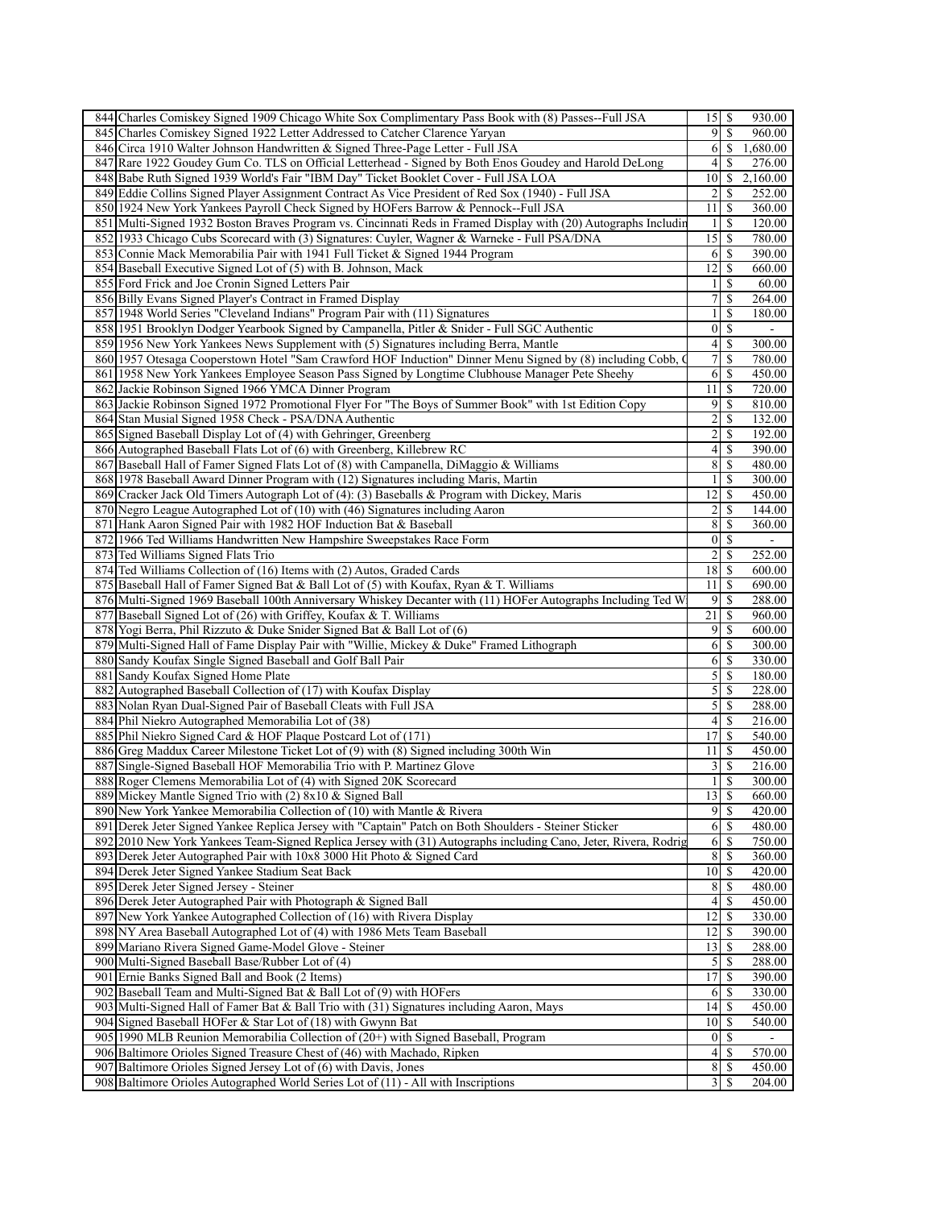| | | | | |
|---|---|---|---|---|
| 844 | Charles Comiskey Signed 1909 Chicago White Sox Complimentary Pass Book with (8) Passes--Full JSA | 15 | $ | 930.00 |
| 845 | Charles Comiskey Signed 1922 Letter Addressed to Catcher Clarence Yaryan | 9 | $ | 960.00 |
| 846 | Circa 1910 Walter Johnson Handwritten & Signed Three-Page Letter - Full JSA | 6 | $ | 1,680.00 |
| 847 | Rare 1922 Goudey Gum Co. TLS on Official Letterhead - Signed by Both Enos Goudey and Harold DeLong | 4 | $ | 276.00 |
| 848 | Babe Ruth Signed 1939 World's Fair "IBM Day" Ticket Booklet Cover - Full JSA LOA | 10 | $ | 2,160.00 |
| 849 | Eddie Collins Signed Player Assignment Contract As Vice President of Red Sox (1940) - Full JSA | 2 | $ | 252.00 |
| 850 | 1924 New York Yankees Payroll Check Signed by HOFers Barrow & Pennock--Full JSA | 11 | $ | 360.00 |
| 851 | Multi-Signed 1932 Boston Braves Program vs. Cincinnati Reds in Framed Display with (20) Autographs Includin | 1 | $ | 120.00 |
| 852 | 1933 Chicago Cubs Scorecard with (3) Signatures: Cuyler, Wagner & Warneke - Full PSA/DNA | 15 | $ | 780.00 |
| 853 | Connie Mack Memorabilia Pair with 1941 Full Ticket & Signed 1944 Program | 6 | $ | 390.00 |
| 854 | Baseball Executive Signed Lot of (5) with B. Johnson, Mack | 12 | $ | 660.00 |
| 855 | Ford Frick and Joe Cronin Signed Letters Pair | 1 | $ | 60.00 |
| 856 | Billy Evans Signed Player's Contract in Framed Display | 7 | $ | 264.00 |
| 857 | 1948 World Series "Cleveland Indians" Program Pair with (11) Signatures | 1 | $ | 180.00 |
| 858 | 1951 Brooklyn Dodger Yearbook Signed by Campanella, Pitler & Snider - Full SGC Authentic | 0 | $ | - |
| 859 | 1956 New York Yankees News Supplement with (5) Signatures including Berra, Mantle | 4 | $ | 300.00 |
| 860 | 1957 Otesaga Cooperstown Hotel "Sam Crawford HOF Induction" Dinner Menu Signed by (8) including Cobb, C | 7 | $ | 780.00 |
| 861 | 1958 New York Yankees Employee Season Pass Signed by Longtime Clubhouse Manager Pete Sheehy | 6 | $ | 450.00 |
| 862 | Jackie Robinson Signed 1966 YMCA Dinner Program | 11 | $ | 720.00 |
| 863 | Jackie Robinson Signed 1972 Promotional Flyer For "The Boys of Summer Book" with 1st Edition Copy | 9 | $ | 810.00 |
| 864 | Stan Musial Signed 1958 Check - PSA/DNA Authentic | 2 | $ | 132.00 |
| 865 | Signed Baseball Display Lot of (4) with Gehringer, Greenberg | 2 | $ | 192.00 |
| 866 | Autographed Baseball Flats Lot of (6) with Greenberg, Killebrew RC | 4 | $ | 390.00 |
| 867 | Baseball Hall of Famer Signed Flats Lot of (8) with Campanella, DiMaggio & Williams | 8 | $ | 480.00 |
| 868 | 1978 Baseball Award Dinner Program with (12) Signatures including Maris, Martin | 1 | $ | 300.00 |
| 869 | Cracker Jack Old Timers Autograph Lot of (4): (3) Baseballs & Program with Dickey, Maris | 12 | $ | 450.00 |
| 870 | Negro League Autographed Lot of (10) with (46) Signatures including Aaron | 2 | $ | 144.00 |
| 871 | Hank Aaron Signed Pair with 1982 HOF Induction Bat & Baseball | 8 | $ | 360.00 |
| 872 | 1966 Ted Williams Handwritten New Hampshire Sweepstakes Race Form | 0 | $ | - |
| 873 | Ted Williams Signed Flats Trio | 2 | $ | 252.00 |
| 874 | Ted Williams Collection of (16) Items with (2) Autos, Graded Cards | 18 | $ | 600.00 |
| 875 | Baseball Hall of Famer Signed Bat & Ball Lot of (5) with Koufax, Ryan & T. Williams | 11 | $ | 690.00 |
| 876 | Multi-Signed 1969 Baseball 100th Anniversary Whiskey Decanter with (11) HOFer Autographs Including Ted W | 9 | $ | 288.00 |
| 877 | Baseball Signed Lot of (26) with Griffey, Koufax & T. Williams | 21 | $ | 960.00 |
| 878 | Yogi Berra, Phil Rizzuto & Duke Snider Signed Bat & Ball Lot of (6) | 9 | $ | 600.00 |
| 879 | Multi-Signed Hall of Fame Display Pair with "Willie, Mickey & Duke" Framed Lithograph | 6 | $ | 300.00 |
| 880 | Sandy Koufax Single Signed Baseball and Golf Ball Pair | 6 | $ | 330.00 |
| 881 | Sandy Koufax Signed Home Plate | 5 | $ | 180.00 |
| 882 | Autographed Baseball Collection of (17) with Koufax Display | 5 | $ | 228.00 |
| 883 | Nolan Ryan Dual-Signed Pair of Baseball Cleats with Full JSA | 5 | $ | 288.00 |
| 884 | Phil Niekro Autographed Memorabilia Lot of (38) | 4 | $ | 216.00 |
| 885 | Phil Niekro Signed Card & HOF Plaque Postcard Lot of (171) | 17 | $ | 540.00 |
| 886 | Greg Maddux Career Milestone Ticket Lot of (9) with (8) Signed including 300th Win | 11 | $ | 450.00 |
| 887 | Single-Signed Baseball HOF Memorabilia Trio with P. Martinez Glove | 3 | $ | 216.00 |
| 888 | Roger Clemens Memorabilia Lot of (4) with Signed 20K Scorecard | 1 | $ | 300.00 |
| 889 | Mickey Mantle Signed Trio with (2) 8x10 & Signed Ball | 13 | $ | 660.00 |
| 890 | New York Yankee Memorabilia Collection of (10) with Mantle & Rivera | 9 | $ | 420.00 |
| 891 | Derek Jeter Signed Yankee Replica Jersey with "Captain" Patch on Both Shoulders - Steiner Sticker | 6 | $ | 480.00 |
| 892 | 2010 New York Yankees Team-Signed Replica Jersey with (31) Autographs including Cano, Jeter, Rivera, Rodrig | 6 | $ | 750.00 |
| 893 | Derek Jeter Autographed Pair with 10x8 3000 Hit Photo & Signed Card | 8 | $ | 360.00 |
| 894 | Derek Jeter Signed Yankee Stadium Seat Back | 10 | $ | 420.00 |
| 895 | Derek Jeter Signed Jersey - Steiner | 8 | $ | 480.00 |
| 896 | Derek Jeter Autographed Pair with Photograph & Signed Ball | 4 | $ | 450.00 |
| 897 | New York Yankee Autographed Collection of (16) with Rivera Display | 12 | $ | 330.00 |
| 898 | NY Area Baseball Autographed Lot of (4) with 1986 Mets Team Baseball | 12 | $ | 390.00 |
| 899 | Mariano Rivera Signed Game-Model Glove - Steiner | 13 | $ | 288.00 |
| 900 | Multi-Signed Baseball Base/Rubber Lot of (4) | 5 | $ | 288.00 |
| 901 | Ernie Banks Signed Ball and Book (2 Items) | 17 | $ | 390.00 |
| 902 | Baseball Team and Multi-Signed Bat & Ball Lot of (9) with HOFers | 6 | $ | 330.00 |
| 903 | Multi-Signed Hall of Famer Bat & Ball Trio with (31) Signatures including Aaron, Mays | 14 | $ | 450.00 |
| 904 | Signed Baseball HOFer & Star Lot of (18) with Gwynn Bat | 10 | $ | 540.00 |
| 905 | 1990 MLB Reunion Memorabilia Collection of (20+) with Signed Baseball, Program | 0 | $ | - |
| 906 | Baltimore Orioles Signed Treasure Chest of (46) with Machado, Ripken | 4 | $ | 570.00 |
| 907 | Baltimore Orioles Signed Jersey Lot of (6) with Davis, Jones | 8 | $ | 450.00 |
| 908 | Baltimore Orioles Autographed World Series Lot of (11) - All with Inscriptions | 3 | $ | 204.00 |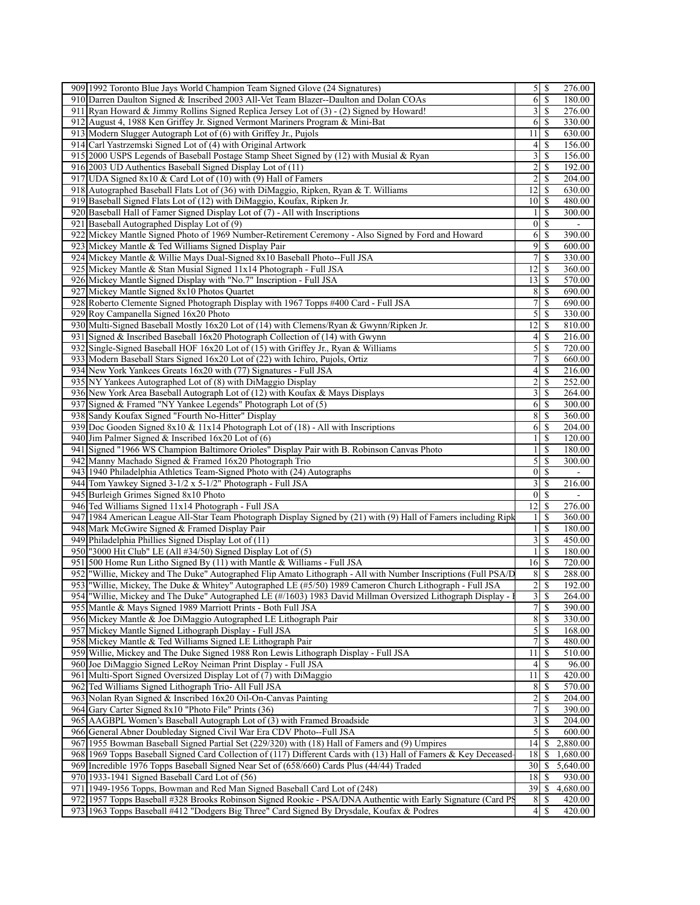| | | | | |
|---|---|---|---|---|
| 909 | 1992 Toronto Blue Jays World Champion Team Signed Glove (24 Signatures) | 5 | $ | 276.00 |
| 910 | Darren Daulton Signed & Inscribed 2003 All-Vet Team Blazer--Daulton and Dolan COAs | 6 | $ | 180.00 |
| 911 | Ryan Howard & Jimmy Rollins Signed Replica Jersey Lot of (3) - (2) Signed by Howard! | 3 | $ | 276.00 |
| 912 | August 4, 1988 Ken Griffey Jr. Signed Vermont Mariners Program & Mini-Bat | 6 | $ | 330.00 |
| 913 | Modern Slugger Autograph Lot of (6) with Griffey Jr., Pujols | 11 | $ | 630.00 |
| 914 | Carl Yastrzemski Signed Lot of (4) with Original Artwork | 4 | $ | 156.00 |
| 915 | 2000 USPS Legends of Baseball Postage Stamp Sheet Signed by (12) with Musial & Ryan | 3 | $ | 156.00 |
| 916 | 2003 UD Authentics Baseball Signed Display Lot of (11) | 2 | $ | 192.00 |
| 917 | UDA Signed 8x10 & Card Lot of (10) with (9) Hall of Famers | 2 | $ | 204.00 |
| 918 | Autographed Baseball Flats Lot of (36) with DiMaggio, Ripken, Ryan & T. Williams | 12 | $ | 630.00 |
| 919 | Baseball Signed Flats Lot of (12) with DiMaggio, Koufax, Ripken Jr. | 10 | $ | 480.00 |
| 920 | Baseball Hall of Famer Signed Display Lot of (7) - All with Inscriptions | 1 | $ | 300.00 |
| 921 | Baseball Autographed Display Lot of (9) | 0 | $ | - |
| 922 | Mickey Mantle Signed Photo of 1969 Number-Retirement Ceremony - Also Signed by Ford and Howard | 6 | $ | 390.00 |
| 923 | Mickey Mantle & Ted Williams Signed Display Pair | 9 | $ | 600.00 |
| 924 | Mickey Mantle & Willie Mays Dual-Signed 8x10 Baseball Photo--Full JSA | 7 | $ | 330.00 |
| 925 | Mickey Mantle & Stan Musial Signed 11x14 Photograph - Full JSA | 12 | $ | 360.00 |
| 926 | Mickey Mantle Signed Display with "No.7" Inscription - Full JSA | 13 | $ | 570.00 |
| 927 | Mickey Mantle Signed 8x10 Photos Quartet | 8 | $ | 690.00 |
| 928 | Roberto Clemente Signed Photograph Display with 1967 Topps #400 Card - Full JSA | 7 | $ | 690.00 |
| 929 | Roy Campanella Signed 16x20 Photo | 5 | $ | 330.00 |
| 930 | Multi-Signed Baseball Mostly 16x20 Lot of (14) with Clemens/Ryan & Gwynn/Ripken Jr. | 12 | $ | 810.00 |
| 931 | Signed & Inscribed Baseball 16x20 Photograph Collection of (14) with Gwynn | 4 | $ | 216.00 |
| 932 | Single-Signed Baseball HOF 16x20 Lot of (15) with Griffey Jr., Ryan & Williams | 5 | $ | 720.00 |
| 933 | Modern Baseball Stars Signed 16x20 Lot of (22) with Ichiro, Pujols, Ortiz | 7 | $ | 660.00 |
| 934 | New York Yankees Greats 16x20 with (77) Signatures - Full JSA | 4 | $ | 216.00 |
| 935 | NY Yankees Autographed Lot of (8) with DiMaggio Display | 2 | $ | 252.00 |
| 936 | New York Area Baseball Autograph Lot of (12) with Koufax & Mays Displays | 3 | $ | 264.00 |
| 937 | Signed & Framed "NY Yankee Legends" Photograph Lot of (5) | 6 | $ | 300.00 |
| 938 | Sandy Koufax Signed "Fourth No-Hitter" Display | 8 | $ | 360.00 |
| 939 | Doc Gooden Signed 8x10 & 11x14 Photograph Lot of (18) - All with Inscriptions | 6 | $ | 204.00 |
| 940 | Jim Palmer Signed & Inscribed 16x20 Lot of (6) | 1 | $ | 120.00 |
| 941 | Signed "1966 WS Champion Baltimore Orioles" Display Pair with B. Robinson Canvas Photo | 1 | $ | 180.00 |
| 942 | Manny Machado Signed & Framed 16x20 Photograph Trio | 5 | $ | 300.00 |
| 943 | 1940 Philadelphia Athletics Team-Signed Photo with (24) Autographs | 0 | $ | - |
| 944 | Tom Yawkey Signed 3-1/2 x 5-1/2" Photograph - Full JSA | 3 | $ | 216.00 |
| 945 | Burleigh Grimes Signed 8x10 Photo | 0 | $ | - |
| 946 | Ted Williams Signed 11x14 Photograph - Full JSA | 12 | $ | 276.00 |
| 947 | 1984 American League All-Star Team Photograph Display Signed by (21) with (9) Hall of Famers including Ripk | 1 | $ | 360.00 |
| 948 | Mark McGwire Signed & Framed Display Pair | 1 | $ | 180.00 |
| 949 | Philadelphia Phillies Signed Display Lot of (11) | 3 | $ | 450.00 |
| 950 | "3000 Hit Club" LE (All #34/50) Signed Display Lot of (5) | 1 | $ | 180.00 |
| 951 | 500 Home Run Litho Signed By (11) with Mantle & Williams - Full JSA | 16 | $ | 720.00 |
| 952 | "Willie, Mickey and The Duke" Autographed Flip Amato Lithograph - All with Number Inscriptions (Full PSA/D | 8 | $ | 288.00 |
| 953 | "Willie, Mickey, The Duke & Whitey" Autographed LE (#5/50) 1989 Cameron Church Lithograph - Full JSA | 2 | $ | 192.00 |
| 954 | "Willie, Mickey and The Duke" Autographed LE (#/1603) 1983 David Millman Oversized Lithograph Display - F | 3 | $ | 264.00 |
| 955 | Mantle & Mays Signed 1989 Marriott Prints - Both Full JSA | 7 | $ | 390.00 |
| 956 | Mickey Mantle & Joe DiMaggio Autographed LE Lithograph Pair | 8 | $ | 330.00 |
| 957 | Mickey Mantle Signed Lithograph Display - Full JSA | 5 | $ | 168.00 |
| 958 | Mickey Mantle & Ted Williams Signed LE Lithograph Pair | 7 | $ | 480.00 |
| 959 | Willie, Mickey and The Duke Signed 1988 Ron Lewis Lithograph Display - Full JSA | 11 | $ | 510.00 |
| 960 | Joe DiMaggio Signed LeRoy Neiman Print Display - Full JSA | 4 | $ | 96.00 |
| 961 | Multi-Sport Signed Oversized Display Lot of (7) with DiMaggio | 11 | $ | 420.00 |
| 962 | Ted Williams Signed Lithograph Trio- All Full JSA | 8 | $ | 570.00 |
| 963 | Nolan Ryan Signed & Inscribed 16x20 Oil-On-Canvas Painting | 2 | $ | 204.00 |
| 964 | Gary Carter Signed 8x10 "Photo File" Prints (36) | 7 | $ | 390.00 |
| 965 | AAGBPL Women's Baseball Autograph Lot of (3) with Framed Broadside | 3 | $ | 204.00 |
| 966 | General Abner Doubleday Signed Civil War Era CDV Photo--Full JSA | 5 | $ | 600.00 |
| 967 | 1955 Bowman Baseball Signed Partial Set (229/320) with (18) Hall of Famers and (9) Umpires | 14 | $ | 2,880.00 |
| 968 | 1969 Topps Baseball Signed Card Collection of (117) Different Cards with (13) Hall of Famers & Key Deceased- | 18 | $ | 1,680.00 |
| 969 | Incredible 1976 Topps Baseball Signed Near Set of (658/660) Cards Plus (44/44) Traded | 30 | $ | 5,640.00 |
| 970 | 1933-1941 Signed Baseball Card Lot of (56) | 18 | $ | 930.00 |
| 971 | 1949-1956 Topps, Bowman and Red Man Signed Baseball Card Lot of (248) | 39 | $ | 4,680.00 |
| 972 | 1957 Topps Baseball #328 Brooks Robinson Signed Rookie - PSA/DNA Authentic with Early Signature (Card PS | 8 | $ | 420.00 |
| 973 | 1963 Topps Baseball #412 "Dodgers Big Three" Card Signed By Drysdale, Koufax & Podres | 4 | $ | 420.00 |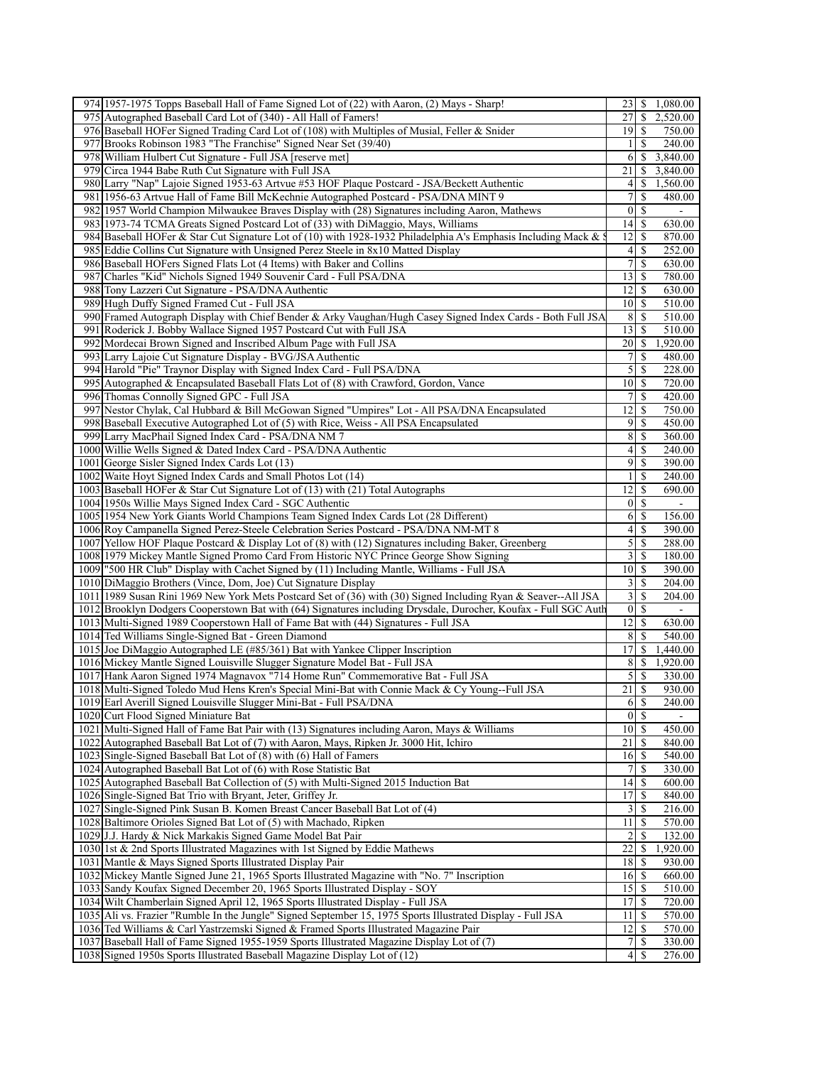| | | | | |
|---|---|---|---|---|
| 974 | 1957-1975 Topps Baseball Hall of Fame Signed Lot of (22) with Aaron, (2) Mays - Sharp! | 23 | $ | 1,080.00 |
| 975 | Autographed Baseball Card Lot of (340) - All Hall of Famers! | 27 | $ | 2,520.00 |
| 976 | Baseball HOFer Signed Trading Card Lot of (108) with Multiples of Musial, Feller & Snider | 19 | $ | 750.00 |
| 977 | Brooks Robinson 1983 "The Franchise" Signed Near Set (39/40) | 1 | $ | 240.00 |
| 978 | William Hulbert Cut Signature - Full JSA [reserve met] | 6 | $ | 3,840.00 |
| 979 | Circa 1944 Babe Ruth Cut Signature with Full JSA | 21 | $ | 3,840.00 |
| 980 | Larry "Nap" Lajoie Signed 1953-63 Artvue #53 HOF Plaque Postcard - JSA/Beckett Authentic | 4 | $ | 1,560.00 |
| 981 | 1956-63 Artvue Hall of Fame Bill McKechnie Autographed Postcard - PSA/DNA MINT 9 | 7 | $ | 480.00 |
| 982 | 1957 World Champion Milwaukee Braves Display with (28) Signatures including Aaron, Mathews | 0 | $ | - |
| 983 | 1973-74 TCMA Greats Signed Postcard Lot of (33) with DiMaggio, Mays, Williams | 14 | $ | 630.00 |
| 984 | Baseball HOFer & Star Cut Signature Lot of (10) with 1928-1932 Philadelphia A's Emphasis Including Mack & S | 12 | $ | 870.00 |
| 985 | Eddie Collins Cut Signature with Unsigned Perez Steele in 8x10 Matted Display | 4 | $ | 252.00 |
| 986 | Baseball HOFers Signed Flats Lot (4 Items) with Baker and Collins | 7 | $ | 630.00 |
| 987 | Charles "Kid" Nichols Signed 1949 Souvenir Card - Full PSA/DNA | 13 | $ | 780.00 |
| 988 | Tony Lazzeri Cut Signature - PSA/DNA Authentic | 12 | $ | 630.00 |
| 989 | Hugh Duffy Signed Framed Cut - Full JSA | 10 | $ | 510.00 |
| 990 | Framed Autograph Display with Chief Bender & Arky Vaughan/Hugh Casey Signed Index Cards - Both Full JSA | 8 | $ | 510.00 |
| 991 | Roderick J. Bobby Wallace Signed 1957 Postcard Cut with Full JSA | 13 | $ | 510.00 |
| 992 | Mordecai Brown Signed and Inscribed Album Page with Full JSA | 20 | $ | 1,920.00 |
| 993 | Larry Lajoie Cut Signature Display - BVG/JSA Authentic | 7 | $ | 480.00 |
| 994 | Harold "Pie" Traynor Display with Signed Index Card - Full PSA/DNA | 5 | $ | 228.00 |
| 995 | Autographed & Encapsulated Baseball Flats Lot of (8) with Crawford, Gordon, Vance | 10 | $ | 720.00 |
| 996 | Thomas Connolly Signed GPC - Full JSA | 7 | $ | 420.00 |
| 997 | Nestor Chylak, Cal Hubbard & Bill McGowan Signed "Umpires" Lot - All PSA/DNA Encapsulated | 12 | $ | 750.00 |
| 998 | Baseball Executive Autographed Lot of (5) with Rice, Weiss - All PSA Encapsulated | 9 | $ | 450.00 |
| 999 | Larry MacPhail Signed Index Card - PSA/DNA NM 7 | 8 | $ | 360.00 |
| 1000 | Willie Wells Signed & Dated Index Card - PSA/DNA Authentic | 4 | $ | 240.00 |
| 1001 | George Sisler Signed Index Cards Lot (13) | 9 | $ | 390.00 |
| 1002 | Waite Hoyt Signed Index Cards and Small Photos Lot (14) | 1 | $ | 240.00 |
| 1003 | Baseball HOFer & Star Cut Signature Lot of (13) with (21) Total Autographs | 12 | $ | 690.00 |
| 1004 | 1950s Willie Mays Signed Index Card - SGC Authentic | 0 | $ | - |
| 1005 | 1954 New York Giants World Champions Team Signed Index Cards Lot (28 Different) | 6 | $ | 156.00 |
| 1006 | Roy Campanella Signed Perez-Steele Celebration Series Postcard - PSA/DNA NM-MT 8 | 4 | $ | 390.00 |
| 1007 | Yellow HOF Plaque Postcard & Display Lot of (8) with (12) Signatures including Baker, Greenberg | 5 | $ | 288.00 |
| 1008 | 1979 Mickey Mantle Signed Promo Card From Historic NYC Prince George Show Signing | 3 | $ | 180.00 |
| 1009 | "500 HR Club" Display with Cachet Signed by (11) Including Mantle, Williams - Full JSA | 10 | $ | 390.00 |
| 1010 | DiMaggio Brothers (Vince, Dom, Joe) Cut Signature Display | 3 | $ | 204.00 |
| 1011 | 1989 Susan Rini 1969 New York Mets Postcard Set of (36) with (30) Signed Including Ryan & Seaver--All JSA | 3 | $ | 204.00 |
| 1012 | Brooklyn Dodgers Cooperstown Bat with (64) Signatures including Drysdale, Durocher, Koufax - Full SGC Auth | 0 | $ | - |
| 1013 | Multi-Signed 1989 Cooperstown Hall of Fame Bat with (44) Signatures - Full JSA | 12 | $ | 630.00 |
| 1014 | Ted Williams Single-Signed Bat - Green Diamond | 8 | $ | 540.00 |
| 1015 | Joe DiMaggio Autographed LE (#85/361) Bat with Yankee Clipper Inscription | 17 | $ | 1,440.00 |
| 1016 | Mickey Mantle Signed Louisville Slugger Signature Model Bat - Full JSA | 8 | $ | 1,920.00 |
| 1017 | Hank Aaron Signed 1974 Magnavox "714 Home Run" Commemorative Bat - Full JSA | 5 | $ | 330.00 |
| 1018 | Multi-Signed Toledo Mud Hens Kren's Special Mini-Bat with Connie Mack & Cy Young--Full JSA | 21 | $ | 930.00 |
| 1019 | Earl Averill Signed Louisville Slugger Mini-Bat - Full PSA/DNA | 6 | $ | 240.00 |
| 1020 | Curt Flood Signed Miniature Bat | 0 | $ | - |
| 1021 | Multi-Signed Hall of Fame Bat Pair with (13) Signatures including Aaron, Mays & Williams | 10 | $ | 450.00 |
| 1022 | Autographed Baseball Bat Lot of (7) with Aaron, Mays, Ripken Jr. 3000 Hit, Ichiro | 21 | $ | 840.00 |
| 1023 | Single-Signed Baseball Bat Lot of (8) with (6) Hall of Famers | 16 | $ | 540.00 |
| 1024 | Autographed Baseball Bat Lot of (6) with Rose Statistic Bat | 7 | $ | 330.00 |
| 1025 | Autographed Baseball Bat Collection of (5) with Multi-Signed 2015 Induction Bat | 14 | $ | 600.00 |
| 1026 | Single-Signed Bat Trio with Bryant, Jeter, Griffey Jr. | 17 | $ | 840.00 |
| 1027 | Single-Signed Pink Susan B. Komen Breast Cancer Baseball Bat Lot of (4) | 3 | $ | 216.00 |
| 1028 | Baltimore Orioles Signed Bat Lot of (5) with Machado, Ripken | 11 | $ | 570.00 |
| 1029 | J.J. Hardy & Nick Markakis Signed Game Model Bat Pair | 2 | $ | 132.00 |
| 1030 | 1st & 2nd Sports Illustrated Magazines with 1st Signed by Eddie Mathews | 22 | $ | 1,920.00 |
| 1031 | Mantle & Mays Signed Sports Illustrated Display Pair | 18 | $ | 930.00 |
| 1032 | Mickey Mantle Signed June 21, 1965 Sports Illustrated Magazine with "No. 7" Inscription | 16 | $ | 660.00 |
| 1033 | Sandy Koufax Signed December 20, 1965 Sports Illustrated Display - SOY | 15 | $ | 510.00 |
| 1034 | Wilt Chamberlain Signed April 12, 1965 Sports Illustrated Display - Full JSA | 17 | $ | 720.00 |
| 1035 | Ali vs. Frazier "Rumble In the Jungle" Signed September 15, 1975 Sports Illustrated Display - Full JSA | 11 | $ | 570.00 |
| 1036 | Ted Williams & Carl Yastrzemski Signed & Framed Sports Illustrated Magazine Pair | 12 | $ | 570.00 |
| 1037 | Baseball Hall of Fame Signed 1955-1959 Sports Illustrated Magazine Display Lot of (7) | 7 | $ | 330.00 |
| 1038 | Signed 1950s Sports Illustrated Baseball Magazine Display Lot of (12) | 4 | $ | 276.00 |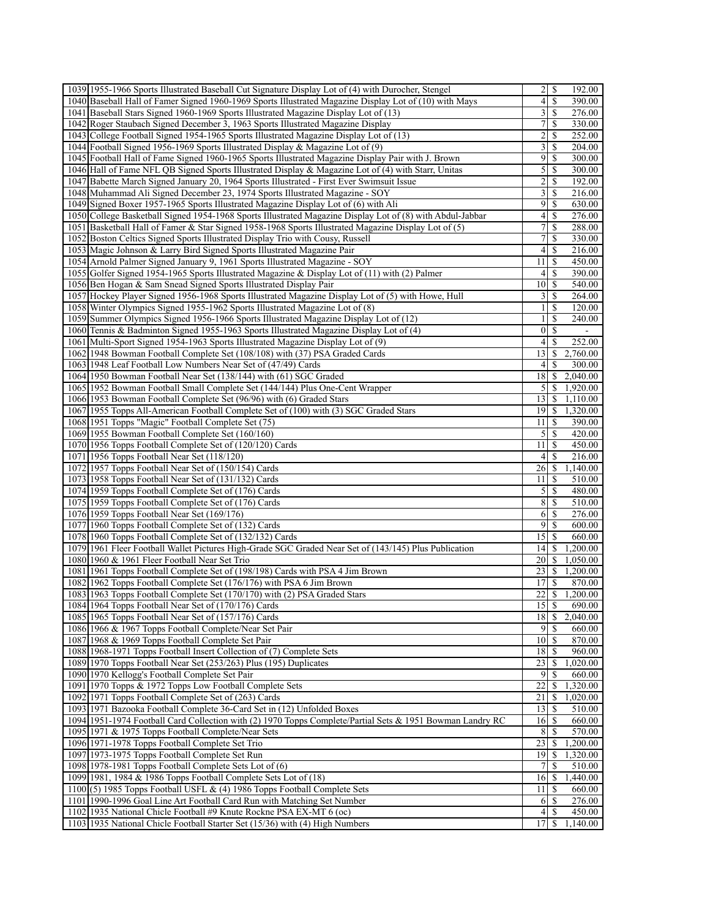| | | | | |
|---|---|---|---|---|
| 1039 | 1955-1966 Sports Illustrated Baseball Cut Signature Display Lot of (4) with Durocher, Stengel | 2 | $ | 192.00 |
| 1040 | Baseball Hall of Famer Signed 1960-1969 Sports Illustrated Magazine Display Lot of (10) with Mays | 4 | $ | 390.00 |
| 1041 | Baseball Stars Signed 1960-1969 Sports Illustrated Magazine Display Lot of (13) | 3 | $ | 276.00 |
| 1042 | Roger Staubach Signed December 3, 1963 Sports Illustrated Magazine Display | 7 | $ | 330.00 |
| 1043 | College Football Signed 1954-1965 Sports Illustrated Magazine Display Lot of (13) | 2 | $ | 252.00 |
| 1044 | Football Signed 1956-1969 Sports Illustrated Display & Magazine Lot of (9) | 3 | $ | 204.00 |
| 1045 | Football Hall of Fame Signed 1960-1965 Sports Illustrated Magazine Display Pair with J. Brown | 9 | $ | 300.00 |
| 1046 | Hall of Fame NFL QB Signed Sports Illustrated Display & Magazine Lot of (4) with Starr, Unitas | 5 | $ | 300.00 |
| 1047 | Babette March Signed January 20, 1964 Sports Illustrated - First Ever Swimsuit Issue | 2 | $ | 192.00 |
| 1048 | Muhammad Ali Signed December 23, 1974 Sports Illustrated Magazine - SOY | 3 | $ | 216.00 |
| 1049 | Signed Boxer 1957-1965 Sports Illustrated Magazine Display Lot of (6) with Ali | 9 | $ | 630.00 |
| 1050 | College Basketball Signed 1954-1968 Sports Illustrated Magazine Display Lot of (8) with Abdul-Jabbar | 4 | $ | 276.00 |
| 1051 | Basketball Hall of Famer & Star Signed 1958-1968 Sports Illustrated Magazine Display Lot of (5) | 7 | $ | 288.00 |
| 1052 | Boston Celtics Signed Sports Illustrated Display Trio with Cousy, Russell | 7 | $ | 330.00 |
| 1053 | Magic Johnson & Larry Bird Signed Sports Illustrated Magazine Pair | 4 | $ | 216.00 |
| 1054 | Arnold Palmer Signed January 9, 1961 Sports Illustrated Magazine - SOY | 11 | $ | 450.00 |
| 1055 | Golfer Signed 1954-1965 Sports Illustrated Magazine & Display Lot of (11) with (2) Palmer | 4 | $ | 390.00 |
| 1056 | Ben Hogan & Sam Snead Signed Sports Illustrated Display Pair | 10 | $ | 540.00 |
| 1057 | Hockey Player Signed 1956-1968 Sports Illustrated Magazine Display Lot of (5) with Howe, Hull | 3 | $ | 264.00 |
| 1058 | Winter Olympics Signed 1955-1962 Sports Illustrated Magazine Lot of (8) | 1 | $ | 120.00 |
| 1059 | Summer Olympics Signed 1956-1966 Sports Illustrated Magazine Display Lot of (12) | 1 | $ | 240.00 |
| 1060 | Tennis & Badminton Signed 1955-1963 Sports Illustrated Magazine Display Lot of (4) | 0 | $ | - |
| 1061 | Multi-Sport Signed 1954-1963 Sports Illustrated Magazine Display Lot of (9) | 4 | $ | 252.00 |
| 1062 | 1948 Bowman Football Complete Set (108/108) with (37) PSA Graded Cards | 13 | $ | 2,760.00 |
| 1063 | 1948 Leaf Football Low Numbers Near Set of (47/49) Cards | 4 | $ | 300.00 |
| 1064 | 1950 Bowman Football Near Set (138/144) with (61) SGC Graded | 18 | $ | 2,040.00 |
| 1065 | 1952 Bowman Football Small Complete Set (144/144) Plus One-Cent Wrapper | 5 | $ | 1,920.00 |
| 1066 | 1953 Bowman Football Complete Set (96/96) with (6) Graded Stars | 13 | $ | 1,110.00 |
| 1067 | 1955 Topps All-American Football Complete Set of (100) with (3) SGC Graded Stars | 19 | $ | 1,320.00 |
| 1068 | 1951 Topps "Magic" Football Complete Set (75) | 11 | $ | 390.00 |
| 1069 | 1955 Bowman Football Complete Set (160/160) | 5 | $ | 420.00 |
| 1070 | 1956 Topps Football Complete Set of (120/120) Cards | 11 | $ | 450.00 |
| 1071 | 1956 Topps Football Near Set (118/120) | 4 | $ | 216.00 |
| 1072 | 1957 Topps Football Near Set of (150/154) Cards | 26 | $ | 1,140.00 |
| 1073 | 1958 Topps Football Near Set of (131/132) Cards | 11 | $ | 510.00 |
| 1074 | 1959 Topps Football Complete Set of (176) Cards | 5 | $ | 480.00 |
| 1075 | 1959 Topps Football Complete Set of (176) Cards | 8 | $ | 510.00 |
| 1076 | 1959 Topps Football Near Set (169/176) | 6 | $ | 276.00 |
| 1077 | 1960 Topps Football Complete Set of (132) Cards | 9 | $ | 600.00 |
| 1078 | 1960 Topps Football Complete Set of (132/132) Cards | 15 | $ | 660.00 |
| 1079 | 1961 Fleer Football Wallet Pictures High-Grade SGC Graded Near Set of (143/145) Plus Publication | 14 | $ | 1,200.00 |
| 1080 | 1960 & 1961 Fleer Football Near Set Trio | 20 | $ | 1,050.00 |
| 1081 | 1961 Topps Football Complete Set of (198/198) Cards with PSA 4 Jim Brown | 23 | $ | 1,200.00 |
| 1082 | 1962 Topps Football Complete Set (176/176) with PSA 6 Jim Brown | 17 | $ | 870.00 |
| 1083 | 1963 Topps Football Complete Set (170/170) with (2) PSA Graded Stars | 22 | $ | 1,200.00 |
| 1084 | 1964 Topps Football Near Set of (170/176) Cards | 15 | $ | 690.00 |
| 1085 | 1965 Topps Football Near Set of (157/176) Cards | 18 | $ | 2,040.00 |
| 1086 | 1966 & 1967 Topps Football Complete/Near Set Pair | 9 | $ | 660.00 |
| 1087 | 1968 & 1969 Topps Football Complete Set Pair | 10 | $ | 870.00 |
| 1088 | 1968-1971 Topps Football Insert Collection of (7) Complete Sets | 18 | $ | 960.00 |
| 1089 | 1970 Topps Football Near Set (253/263) Plus (195) Duplicates | 23 | $ | 1,020.00 |
| 1090 | 1970 Kellogg's Football Complete Set Pair | 9 | $ | 660.00 |
| 1091 | 1970 Topps & 1972 Topps Low Football Complete Sets | 22 | $ | 1,320.00 |
| 1092 | 1971 Topps Football Complete Set of (263) Cards | 21 | $ | 1,020.00 |
| 1093 | 1971 Bazooka Football Complete 36-Card Set in (12) Unfolded Boxes | 13 | $ | 510.00 |
| 1094 | 1951-1974 Football Card Collection with (2) 1970 Topps Complete/Partial Sets & 1951 Bowman Landry RC | 16 | $ | 660.00 |
| 1095 | 1971 & 1975 Topps Football Complete/Near Sets | 8 | $ | 570.00 |
| 1096 | 1971-1978 Topps Football Complete Set Trio | 23 | $ | 1,200.00 |
| 1097 | 1973-1975 Topps Football Complete Set Run | 19 | $ | 1,320.00 |
| 1098 | 1978-1981 Topps Football Complete Sets Lot of (6) | 7 | $ | 510.00 |
| 1099 | 1981, 1984 & 1986 Topps Football Complete Sets Lot of (18) | 16 | $ | 1,440.00 |
| 1100 | (5) 1985 Topps Football USFL & (4) 1986 Topps Football Complete Sets | 11 | $ | 660.00 |
| 1101 | 1990-1996 Goal Line Art Football Card Run with Matching Set Number | 6 | $ | 276.00 |
| 1102 | 1935 National Chicle Football #9 Knute Rockne PSA EX-MT 6 (oc) | 4 | $ | 450.00 |
| 1103 | 1935 National Chicle Football Starter Set (15/36) with (4) High Numbers | 17 | $ | 1,140.00 |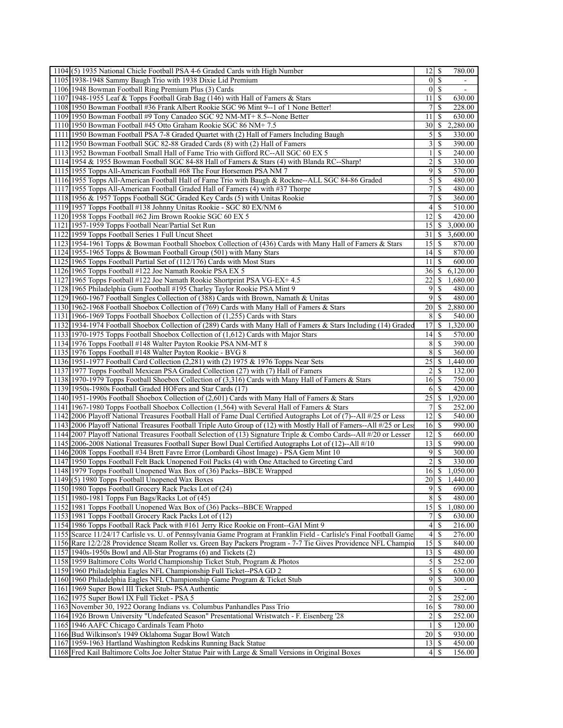| | | | | |
|---|---|---|---|---|
| 1104 | (5) 1935 National Chicle Football PSA 4-6 Graded Cards with High Number | 12 | $ | 780.00 |
| 1105 | 1938-1948 Sammy Baugh Trio with 1938 Dixie Lid Premium | 0 | $ | - |
| 1106 | 1948 Bowman Football Ring Premium Plus (3) Cards | 0 | $ | - |
| 1107 | 1948-1955 Leaf & Topps Football Grab Bag (146) with Hall of Famers & Stars | 11 | $ | 630.00 |
| 1108 | 1950 Bowman Football #36 Frank Albert Rookie SGC 96 Mint 9--1 of 1 None Better! | 7 | $ | 228.00 |
| 1109 | 1950 Bowman Football #9 Tony Canadeo SGC 92 NM-MT+ 8.5--None Better | 11 | $ | 630.00 |
| 1110 | 1950 Bowman Football #45 Otto Graham Rookie SGC 86 NM+ 7.5 | 30 | $ | 2,280.00 |
| 1111 | 1950 Bowman Football PSA 7-8 Graded Quartet with (2) Hall of Famers Including Baugh | 5 | $ | 330.00 |
| 1112 | 1950 Bowman Football SGC 82-88 Graded Cards (8) with (2) Hall of Famers | 3 | $ | 390.00 |
| 1113 | 1952 Bowman Football Small Hall of Fame Trio with Gifford RC--All SGC 60 EX 5 | 1 | $ | 240.00 |
| 1114 | 1954 & 1955 Bowman Football SGC 84-88 Hall of Famers & Stars (4) with Blanda RC--Sharp! | 2 | $ | 330.00 |
| 1115 | 1955 Topps All-American Football #68 The Four Horsemen PSA NM 7 | 9 | $ | 570.00 |
| 1116 | 1955 Topps All-American Football Hall of Fame Trio with Baugh & Rockne--ALL SGC 84-86 Graded | 5 | $ | 480.00 |
| 1117 | 1955 Topps All-American Football Graded Hall of Famers (4) with #37 Thorpe | 7 | $ | 480.00 |
| 1118 | 1956 & 1957 Topps Football SGC Graded Key Cards (5) with Unitas Rookie | 7 | $ | 360.00 |
| 1119 | 1957 Topps Football #138 Johnny Unitas Rookie - SGC 80 EX/NM 6 | 4 | $ | 510.00 |
| 1120 | 1958 Topps Football #62 Jim Brown Rookie SGC 60 EX 5 | 12 | $ | 420.00 |
| 1121 | 1957-1959 Topps Football Near/Partial Set Run | 15 | $ | 3,000.00 |
| 1122 | 1959 Topps Football Series 1 Full Uncut Sheet | 31 | $ | 3,600.00 |
| 1123 | 1954-1961 Topps & Bowman Football Shoebox Collection of (436) Cards with Many Hall of Famers & Stars | 15 | $ | 870.00 |
| 1124 | 1955-1965 Topps & Bowman Football Group (501) with Many Stars | 14 | $ | 870.00 |
| 1125 | 1965 Topps Football Partial Set of (112/176) Cards with Most Stars | 11 | $ | 600.00 |
| 1126 | 1965 Topps Football #122 Joe Namath Rookie PSA EX 5 | 36 | $ | 6,120.00 |
| 1127 | 1965 Topps Football #122 Joe Namath Rookie Shortprint PSA VG-EX+ 4.5 | 22 | $ | 1,680.00 |
| 1128 | 1965 Philadelphia Gum Football #195 Charley Taylor Rookie PSA Mint 9 | 9 | $ | 480.00 |
| 1129 | 1960-1967 Football Singles Collection of (388) Cards with Brown, Namath & Unitas | 9 | $ | 480.00 |
| 1130 | 1962-1968 Football Shoebox Collection of (769) Cards with Many Hall of Famers & Stars | 20 | $ | 2,880.00 |
| 1131 | 1966-1969 Topps Football Shoebox Collection of (1,255) Cards with Stars | 8 | $ | 540.00 |
| 1132 | 1934-1974 Football Shoebox Collection of (289) Cards with Many Hall of Famers & Stars Including (14) Graded | 17 | $ | 1,320.00 |
| 1133 | 1970-1975 Topps Football Shoebox Collection of (1,612) Cards with Major Stars | 14 | $ | 570.00 |
| 1134 | 1976 Topps Football #148 Walter Payton Rookie PSA NM-MT 8 | 8 | $ | 390.00 |
| 1135 | 1976 Topps Football #148 Walter Payton Rookie - BVG 8 | 8 | $ | 360.00 |
| 1136 | 1951-1977 Football Card Collection (2,281) with (2) 1975 & 1976 Topps Near Sets | 25 | $ | 1,440.00 |
| 1137 | 1977 Topps Football Mexican PSA Graded Collection (27) with (7) Hall of Famers | 2 | $ | 132.00 |
| 1138 | 1970-1979 Topps Football Shoebox Collection of (3,316) Cards with Many Hall of Famers & Stars | 16 | $ | 750.00 |
| 1139 | 1950s-1980s Football Graded HOFers and Star Cards (17) | 6 | $ | 420.00 |
| 1140 | 1951-1990s Football Shoebox Collection of (2,601) Cards with Many Hall of Famers & Stars | 25 | $ | 1,920.00 |
| 1141 | 1967-1980 Topps Football Shoebox Collection (1,564) with Several Hall of Famers & Stars | 7 | $ | 252.00 |
| 1142 | 2006 Playoff National Treasures Football Hall of Fame Dual Certified Autographs Lot of (7)--All #/25 or Less | 12 | $ | 540.00 |
| 1143 | 2006 Playoff National Treasures Football Triple Auto Group of (12) with Mostly Hall of Famers--All #/25 or Less | 16 | $ | 990.00 |
| 1144 | 2007 Playoff National Treasures Football Selection of (13) Signature Triple & Combo Cards--All #/20 or Lesser | 12 | $ | 660.00 |
| 1145 | 2006-2008 National Treasures Football Super Bowl Dual Certified Autographs Lot of (12)--All #/10 | 13 | $ | 990.00 |
| 1146 | 2008 Topps Football #34 Brett Favre Error (Lombardi Ghost Image) - PSA Gem Mint 10 | 9 | $ | 300.00 |
| 1147 | 1950 Topps Football Felt Back Unopened Foil Packs (4) with One Attached to Greeting Card | 2 | $ | 330.00 |
| 1148 | 1979 Topps Football Unopened Wax Box of (36) Packs--BBCE Wrapped | 16 | $ | 1,050.00 |
| 1149 | (5) 1980 Topps Football Unopened Wax Boxes | 20 | $ | 1,440.00 |
| 1150 | 1980 Topps Football Grocery Rack Packs Lot of (24) | 9 | $ | 690.00 |
| 1151 | 1980-1981 Topps Fun Bags/Racks Lot of (45) | 8 | $ | 480.00 |
| 1152 | 1981 Topps Football Unopened Wax Box of (36) Packs--BBCE Wrapped | 15 | $ | 1,080.00 |
| 1153 | 1981 Topps Football Grocery Rack Packs Lot of (12) | 7 | $ | 630.00 |
| 1154 | 1986 Topps Football Rack Pack with #161 Jerry Rice Rookie on Front--GAI Mint 9 | 4 | $ | 216.00 |
| 1155 | Scarce 11/24/17 Carlisle vs. U. of Pennsylvania Game Program at Franklin Field - Carlisle's Final Football Game | 4 | $ | 276.00 |
| 1156 | Rare 12/2/28 Providence Steam Roller vs. Green Bay Packers Program - 7-7 Tie Gives Providence NFL Champio | 15 | $ | 840.00 |
| 1157 | 1940s-1950s Bowl and All-Star Programs (6) and Tickets (2) | 13 | $ | 480.00 |
| 1158 | 1959 Baltimore Colts World Championship Ticket Stub, Program & Photos | 5 | $ | 252.00 |
| 1159 | 1960 Philadelphia Eagles NFL Championship Full Ticket--PSA GD 2 | 5 | $ | 630.00 |
| 1160 | 1960 Philadelphia Eagles NFL Championship Game Program & Ticket Stub | 9 | $ | 300.00 |
| 1161 | 1969 Super Bowl III Ticket Stub- PSA Authentic | 0 | $ | - |
| 1162 | 1975 Super Bowl IX Full Ticket - PSA 5 | 2 | $ | 252.00 |
| 1163 | November 30, 1922 Oorang Indians vs. Columbus Panhandles Pass Trio | 16 | $ | 780.00 |
| 1164 | 1926 Brown University "Undefeated Season" Presentational Wristwatch - F. Eisenberg '28 | 2 | $ | 252.00 |
| 1165 | 1946 AAFC Chicago Cardinals Team Photo | 1 | $ | 120.00 |
| 1166 | Bud Wilkinson's 1949 Oklahoma Sugar Bowl Watch | 20 | $ | 930.00 |
| 1167 | 1959-1963 Hartland Washington Redskins Running Back Statue | 13 | $ | 450.00 |
| 1168 | Fred Kail Baltimore Colts Joe Jolter Statue Pair with Large & Small Versions in Original Boxes | 4 | $ | 156.00 |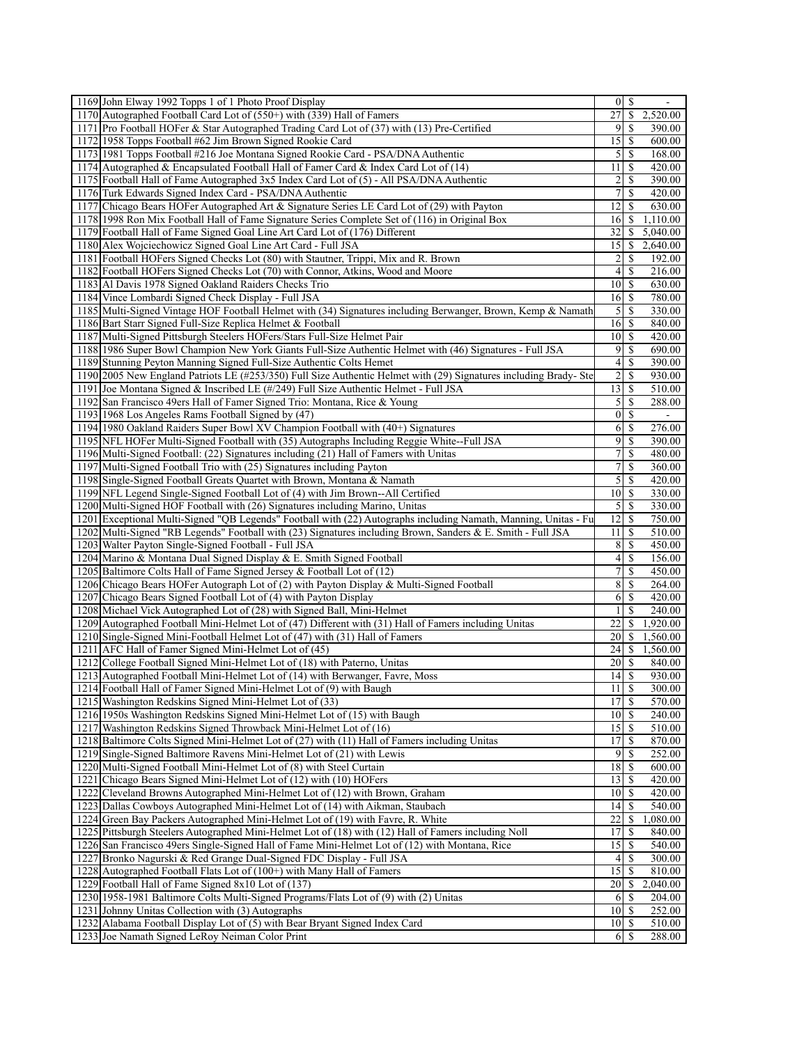| | | | | |
|---|---|---|---|---|
| 1169 | John Elway 1992 Topps 1 of 1 Photo Proof Display | 0 | $ | - |
| 1170 | Autographed Football Card Lot of (550+) with (339) Hall of Famers | 27 | $ | 2,520.00 |
| 1171 | Pro Football HOFer & Star Autographed Trading Card Lot of (37) with (13) Pre-Certified | 9 | $ | 390.00 |
| 1172 | 1958 Topps Football #62 Jim Brown Signed Rookie Card | 15 | $ | 600.00 |
| 1173 | 1981 Topps Football #216 Joe Montana Signed Rookie Card - PSA/DNA Authentic | 5 | $ | 168.00 |
| 1174 | Autographed & Encapsulated Football Hall of Famer Card & Index Card Lot of (14) | 11 | $ | 420.00 |
| 1175 | Football Hall of Fame Autographed 3x5 Index Card Lot of (5) - All PSA/DNA Authentic | 2 | $ | 390.00 |
| 1176 | Turk Edwards Signed Index Card - PSA/DNA Authentic | 7 | $ | 420.00 |
| 1177 | Chicago Bears HOFer Autographed Art & Signature Series LE Card Lot of (29) with Payton | 12 | $ | 630.00 |
| 1178 | 1998 Ron Mix Football Hall of Fame Signature Series Complete Set of (116) in Original Box | 16 | $ | 1,110.00 |
| 1179 | Football Hall of Fame Signed Goal Line Art Card Lot of (176) Different | 32 | $ | 5,040.00 |
| 1180 | Alex Wojciechowicz Signed Goal Line Art Card - Full JSA | 15 | $ | 2,640.00 |
| 1181 | Football HOFers Signed Checks Lot (80) with Stautner, Trippi, Mix and R. Brown | 2 | $ | 192.00 |
| 1182 | Football HOFers Signed Checks Lot (70) with Connor, Atkins, Wood and Moore | 4 | $ | 216.00 |
| 1183 | Al Davis 1978 Signed Oakland Raiders Checks Trio | 10 | $ | 630.00 |
| 1184 | Vince Lombardi Signed Check Display - Full JSA | 16 | $ | 780.00 |
| 1185 | Multi-Signed Vintage HOF Football Helmet with (34) Signatures including Berwanger, Brown, Kemp & Namath | 5 | $ | 330.00 |
| 1186 | Bart Starr Signed Full-Size Replica Helmet & Football | 16 | $ | 840.00 |
| 1187 | Multi-Signed Pittsburgh Steelers HOFers/Stars Full-Size Helmet Pair | 10 | $ | 420.00 |
| 1188 | 1986 Super Bowl Champion New York Giants Full-Size Authentic Helmet with (46) Signatures - Full JSA | 9 | $ | 690.00 |
| 1189 | Stunning Peyton Manning Signed Full-Size Authentic Colts Hemet | 4 | $ | 390.00 |
| 1190 | 2005 New England Patriots LE (#253/350) Full Size Authentic Helmet with (29) Signatures including Brady- Ste | 2 | $ | 930.00 |
| 1191 | Joe Montana Signed & Inscribed LE (#/249) Full Size Authentic Helmet - Full JSA | 13 | $ | 510.00 |
| 1192 | San Francisco 49ers Hall of Famer Signed Trio: Montana, Rice & Young | 5 | $ | 288.00 |
| 1193 | 1968 Los Angeles Rams Football Signed by (47) | 0 | $ | - |
| 1194 | 1980 Oakland Raiders Super Bowl XV Champion Football with (40+) Signatures | 6 | $ | 276.00 |
| 1195 | NFL HOFer Multi-Signed Football with (35) Autographs Including Reggie White--Full JSA | 9 | $ | 390.00 |
| 1196 | Multi-Signed Football: (22) Signatures including (21) Hall of Famers with Unitas | 7 | $ | 480.00 |
| 1197 | Multi-Signed Football Trio with (25) Signatures including Payton | 7 | $ | 360.00 |
| 1198 | Single-Signed Football Greats Quartet with Brown, Montana & Namath | 5 | $ | 420.00 |
| 1199 | NFL Legend Single-Signed Football Lot of (4) with Jim Brown--All Certified | 10 | $ | 330.00 |
| 1200 | Multi-Signed HOF Football with (26) Signatures including Marino, Unitas | 5 | $ | 330.00 |
| 1201 | Exceptional Multi-Signed "QB Legends" Football with (22) Autographs including Namath, Manning, Unitas - Fu | 12 | $ | 750.00 |
| 1202 | Multi-Signed "RB Legends" Football with (23) Signatures including Brown, Sanders & E. Smith - Full JSA | 11 | $ | 510.00 |
| 1203 | Walter Payton Single-Signed Football - Full JSA | 8 | $ | 450.00 |
| 1204 | Marino & Montana Dual Signed Display & E. Smith Signed Football | 4 | $ | 156.00 |
| 1205 | Baltimore Colts Hall of Fame Signed Jersey & Football Lot of (12) | 7 | $ | 450.00 |
| 1206 | Chicago Bears HOFer Autograph Lot of (2) with Payton Display & Multi-Signed Football | 8 | $ | 264.00 |
| 1207 | Chicago Bears Signed Football Lot of (4) with Payton Display | 6 | $ | 420.00 |
| 1208 | Michael Vick Autographed Lot of (28) with Signed Ball, Mini-Helmet | 1 | $ | 240.00 |
| 1209 | Autographed Football Mini-Helmet Lot of (47) Different with (31) Hall of Famers including Unitas | 22 | $ | 1,920.00 |
| 1210 | Single-Signed Mini-Football Helmet Lot of (47) with (31) Hall of Famers | 20 | $ | 1,560.00 |
| 1211 | AFC Hall of Famer Signed Mini-Helmet Lot of (45) | 24 | $ | 1,560.00 |
| 1212 | College Football Signed Mini-Helmet Lot of (18) with Paterno, Unitas | 20 | $ | 840.00 |
| 1213 | Autographed Football Mini-Helmet Lot of (14) with Berwanger, Favre, Moss | 14 | $ | 930.00 |
| 1214 | Football Hall of Famer Signed Mini-Helmet Lot of (9) with Baugh | 11 | $ | 300.00 |
| 1215 | Washington Redskins Signed Mini-Helmet Lot of (33) | 17 | $ | 570.00 |
| 1216 | 1950s Washington Redskins Signed Mini-Helmet Lot of (15) with Baugh | 10 | $ | 240.00 |
| 1217 | Washington Redskins Signed Throwback Mini-Helmet Lot of (16) | 15 | $ | 510.00 |
| 1218 | Baltimore Colts Signed Mini-Helmet Lot of (27) with (11) Hall of Famers including Unitas | 17 | $ | 870.00 |
| 1219 | Single-Signed Baltimore Ravens Mini-Helmet Lot of (21) with Lewis | 9 | $ | 252.00 |
| 1220 | Multi-Signed Football Mini-Helmet Lot of (8) with Steel Curtain | 18 | $ | 600.00 |
| 1221 | Chicago Bears Signed Mini-Helmet Lot of (12) with (10) HOFers | 13 | $ | 420.00 |
| 1222 | Cleveland Browns Autographed Mini-Helmet Lot of (12) with Brown, Graham | 10 | $ | 420.00 |
| 1223 | Dallas Cowboys Autographed Mini-Helmet Lot of (14) with Aikman, Staubach | 14 | $ | 540.00 |
| 1224 | Green Bay Packers Autographed Mini-Helmet Lot of (19) with Favre, R. White | 22 | $ | 1,080.00 |
| 1225 | Pittsburgh Steelers Autographed Mini-Helmet Lot of (18) with (12) Hall of Famers including Noll | 17 | $ | 840.00 |
| 1226 | San Francisco 49ers Single-Signed Hall of Fame Mini-Helmet Lot of (12) with Montana, Rice | 15 | $ | 540.00 |
| 1227 | Bronko Nagurski & Red Grange Dual-Signed FDC Display - Full JSA | 4 | $ | 300.00 |
| 1228 | Autographed Football Flats Lot of (100+) with Many Hall of Famers | 15 | $ | 810.00 |
| 1229 | Football Hall of Fame Signed 8x10 Lot of (137) | 20 | $ | 2,040.00 |
| 1230 | 1958-1981 Baltimore Colts Multi-Signed Programs/Flats Lot of (9) with (2) Unitas | 6 | $ | 204.00 |
| 1231 | Johnny Unitas Collection with (3) Autographs | 10 | $ | 252.00 |
| 1232 | Alabama Football Display Lot of (5) with Bear Bryant Signed Index Card | 10 | $ | 510.00 |
| 1233 | Joe Namath Signed LeRoy Neiman Color Print | 6 | $ | 288.00 |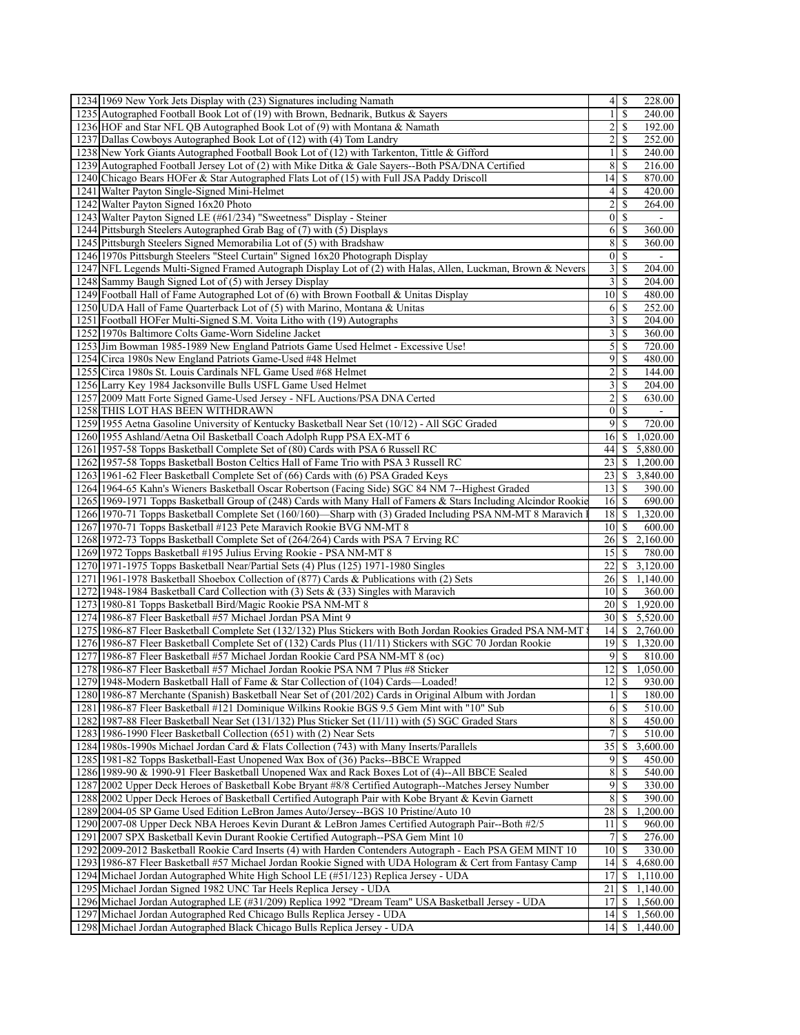| | | | | |
|---|---|---|---|---|
| 1234 | 1969 New York Jets Display with (23) Signatures including Namath | 4 | $ | 228.00 |
| 1235 | Autographed Football Book Lot of (19) with Brown, Bednarik, Butkus & Sayers | 1 | $ | 240.00 |
| 1236 | HOF and Star NFL QB Autographed Book Lot of (9) with Montana & Namath | 2 | $ | 192.00 |
| 1237 | Dallas Cowboys Autographed Book Lot of (12) with (4) Tom Landry | 2 | $ | 252.00 |
| 1238 | New York Giants Autographed Football Book Lot of (12) with Tarkenton, Tittle & Gifford | 1 | $ | 240.00 |
| 1239 | Autographed Football Jersey Lot of (2) with Mike Ditka & Gale Sayers--Both PSA/DNA Certified | 8 | $ | 216.00 |
| 1240 | Chicago Bears HOFer & Star Autographed Flats Lot of (15) with Full JSA Paddy Driscoll | 14 | $ | 870.00 |
| 1241 | Walter Payton Single-Signed Mini-Helmet | 4 | $ | 420.00 |
| 1242 | Walter Payton Signed 16x20 Photo | 2 | $ | 264.00 |
| 1243 | Walter Payton Signed LE (#61/234) "Sweetness" Display - Steiner | 0 | $ | - |
| 1244 | Pittsburgh Steelers Autographed Grab Bag of (7) with (5) Displays | 6 | $ | 360.00 |
| 1245 | Pittsburgh Steelers Signed Memorabilia Lot of (5) with Bradshaw | 8 | $ | 360.00 |
| 1246 | 1970s Pittsburgh Steelers "Steel Curtain" Signed 16x20 Photograph Display | 0 | $ | - |
| 1247 | NFL Legends Multi-Signed Framed Autograph Display Lot of (2) with Halas, Allen, Luckman, Brown & Nevers | 3 | $ | 204.00 |
| 1248 | Sammy Baugh Signed Lot of (5) with Jersey Display | 3 | $ | 204.00 |
| 1249 | Football Hall of Fame Autographed Lot of (6) with Brown Football & Unitas Display | 10 | $ | 480.00 |
| 1250 | UDA Hall of Fame Quarterback Lot of (5) with Marino, Montana & Unitas | 6 | $ | 252.00 |
| 1251 | Football HOFer Multi-Signed S.M. Voita Litho with (19) Autographs | 3 | $ | 204.00 |
| 1252 | 1970s Baltimore Colts Game-Worn Sideline Jacket | 3 | $ | 360.00 |
| 1253 | Jim Bowman 1985-1989 New England Patriots Game Used Helmet - Excessive Use! | 5 | $ | 720.00 |
| 1254 | Circa 1980s New England Patriots Game-Used #48 Helmet | 9 | $ | 480.00 |
| 1255 | Circa 1980s St. Louis Cardinals NFL Game Used #68 Helmet | 2 | $ | 144.00 |
| 1256 | Larry Key 1984 Jacksonville Bulls USFL Game Used Helmet | 3 | $ | 204.00 |
| 1257 | 2009 Matt Forte Signed Game-Used Jersey - NFL Auctions/PSA DNA Certed | 2 | $ | 630.00 |
| 1258 | THIS LOT HAS BEEN WITHDRAWN | 0 | $ | - |
| 1259 | 1955 Aetna Gasoline University of Kentucky Basketball Near Set (10/12) - All SGC Graded | 9 | $ | 720.00 |
| 1260 | 1955 Ashland/Aetna Oil Basketball Coach Adolph Rupp PSA EX-MT 6 | 16 | $ | 1,020.00 |
| 1261 | 1957-58 Topps Basketball Complete Set of (80) Cards with PSA 6 Russell RC | 44 | $ | 5,880.00 |
| 1262 | 1957-58 Topps Basketball Boston Celtics Hall of Fame Trio with PSA 3 Russell RC | 23 | $ | 1,200.00 |
| 1263 | 1961-62 Fleer Basketball Complete Set of (66) Cards with (6) PSA Graded Keys | 23 | $ | 3,840.00 |
| 1264 | 1964-65 Kahn's Wieners Basketball Oscar Robertson (Facing Side) SGC 84 NM 7--Highest Graded | 13 | $ | 390.00 |
| 1265 | 1969-1971 Topps Basketball Group of (248) Cards with Many Hall of Famers & Stars Including Alcindor Rookie | 16 | $ | 690.00 |
| 1266 | 1970-71 Topps Basketball Complete Set (160/160)—Sharp with (3) Graded Including PSA NM-MT 8 Maravich I | 18 | $ | 1,320.00 |
| 1267 | 1970-71 Topps Basketball #123 Pete Maravich Rookie BVG NM-MT 8 | 10 | $ | 600.00 |
| 1268 | 1972-73 Topps Basketball Complete Set of (264/264) Cards with PSA 7 Erving RC | 26 | $ | 2,160.00 |
| 1269 | 1972 Topps Basketball #195 Julius Erving Rookie - PSA NM-MT 8 | 15 | $ | 780.00 |
| 1270 | 1971-1975 Topps Basketball Near/Partial Sets (4) Plus (125) 1971-1980 Singles | 22 | $ | 3,120.00 |
| 1271 | 1961-1978 Basketball Shoebox Collection of (877) Cards & Publications with (2) Sets | 26 | $ | 1,140.00 |
| 1272 | 1948-1984 Basketball Card Collection with (3) Sets & (33) Singles with Maravich | 10 | $ | 360.00 |
| 1273 | 1980-81 Topps Basketball Bird/Magic Rookie PSA NM-MT 8 | 20 | $ | 1,920.00 |
| 1274 | 1986-87 Fleer Basketball #57 Michael Jordan PSA Mint 9 | 30 | $ | 5,520.00 |
| 1275 | 1986-87 Fleer Basketball Complete Set (132/132) Plus Stickers with Both Jordan Rookies Graded PSA NM-MT 8 | 14 | $ | 2,760.00 |
| 1276 | 1986-87 Fleer Basketball Complete Set of (132) Cards Plus (11/11) Stickers with SGC 70 Jordan Rookie | 19 | $ | 1,320.00 |
| 1277 | 1986-87 Fleer Basketball #57 Michael Jordan Rookie Card PSA NM-MT 8 (oc) | 9 | $ | 810.00 |
| 1278 | 1986-87 Fleer Basketball #57 Michael Jordan Rookie PSA NM 7 Plus #8 Sticker | 12 | $ | 1,050.00 |
| 1279 | 1948-Modern Basketball Hall of Fame & Star Collection of (104) Cards—Loaded! | 12 | $ | 930.00 |
| 1280 | 1986-87 Merchante (Spanish) Basketball Near Set of (201/202) Cards in Original Album with Jordan | 1 | $ | 180.00 |
| 1281 | 1986-87 Fleer Basketball #121 Dominique Wilkins Rookie BGS 9.5 Gem Mint with "10" Sub | 6 | $ | 510.00 |
| 1282 | 1987-88 Fleer Basketball Near Set (131/132) Plus Sticker Set (11/11) with (5) SGC Graded Stars | 8 | $ | 450.00 |
| 1283 | 1986-1990 Fleer Basketball Collection (651) with (2) Near Sets | 7 | $ | 510.00 |
| 1284 | 1980s-1990s Michael Jordan Card & Flats Collection (743) with Many Inserts/Parallels | 35 | $ | 3,600.00 |
| 1285 | 1981-82 Topps Basketball-East Unopened Wax Box of (36) Packs--BBCE Wrapped | 9 | $ | 450.00 |
| 1286 | 1989-90 & 1990-91 Fleer Basketball Unopened Wax and Rack Boxes Lot of (4)--All BBCE Sealed | 8 | $ | 540.00 |
| 1287 | 2002 Upper Deck Heroes of Basketball Kobe Bryant #8/8 Certified Autograph--Matches Jersey Number | 9 | $ | 330.00 |
| 1288 | 2002 Upper Deck Heroes of Basketball Certified Autograph Pair with Kobe Bryant & Kevin Garnett | 8 | $ | 390.00 |
| 1289 | 2004-05 SP Game Used Edition LeBron James Auto/Jersey--BGS 10 Pristine/Auto 10 | 28 | $ | 1,200.00 |
| 1290 | 2007-08 Upper Deck NBA Heroes Kevin Durant & LeBron James Certified Autograph Pair--Both #2/5 | 11 | $ | 960.00 |
| 1291 | 2007 SPX Basketball Kevin Durant Rookie Certified Autograph--PSA Gem Mint 10 | 7 | $ | 276.00 |
| 1292 | 2009-2012 Basketball Rookie Card Inserts (4) with Harden Contenders Autograph - Each PSA GEM MINT 10 | 10 | $ | 330.00 |
| 1293 | 1986-87 Fleer Basketball #57 Michael Jordan Rookie Signed with UDA Hologram & Cert from Fantasy Camp | 14 | $ | 4,680.00 |
| 1294 | Michael Jordan Autographed White High School LE (#51/123) Replica Jersey - UDA | 17 | $ | 1,110.00 |
| 1295 | Michael Jordan Signed 1982 UNC Tar Heels Replica Jersey - UDA | 21 | $ | 1,140.00 |
| 1296 | Michael Jordan Autographed LE (#31/209) Replica 1992 "Dream Team" USA Basketball Jersey - UDA | 17 | $ | 1,560.00 |
| 1297 | Michael Jordan Autographed Red Chicago Bulls Replica Jersey - UDA | 14 | $ | 1,560.00 |
| 1298 | Michael Jordan Autographed Black Chicago Bulls Replica Jersey - UDA | 14 | $ | 1,440.00 |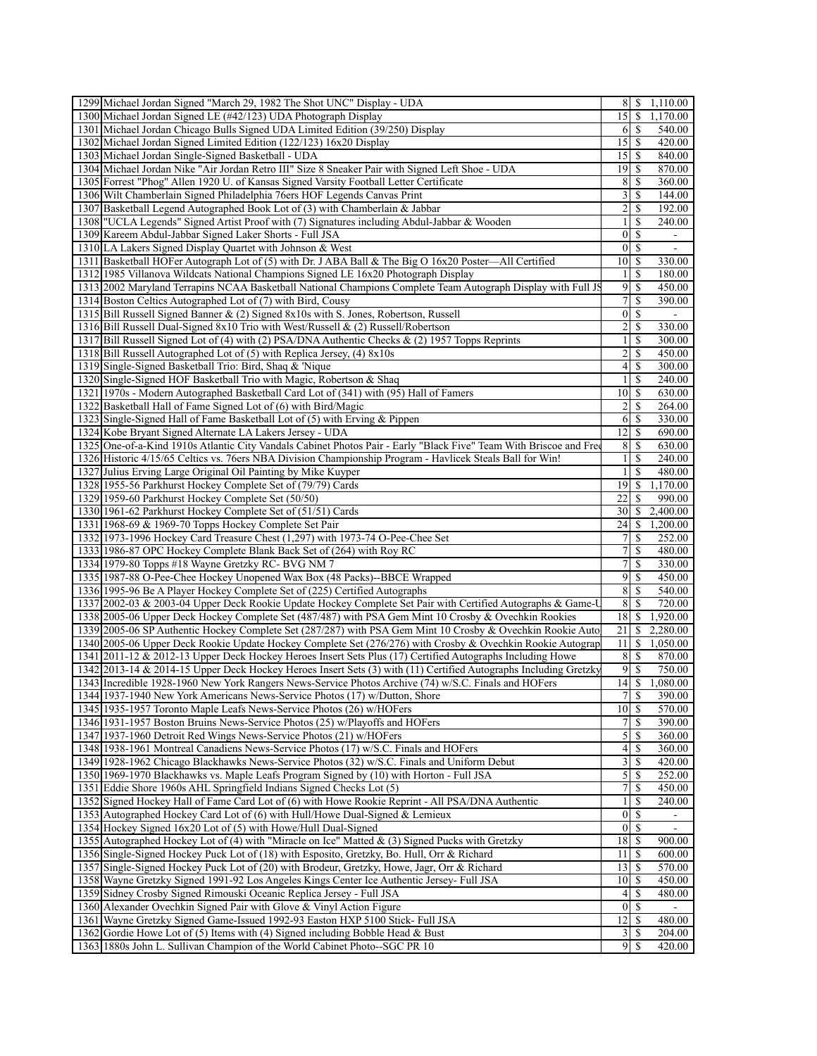| | | | | |
|---|---|---|---|---|
| 1299 | Michael Jordan Signed "March 29, 1982 The Shot UNC" Display - UDA | 8 | $ | 1,110.00 |
| 1300 | Michael Jordan Signed LE (#42/123) UDA Photograph Display | 15 | $ | 1,170.00 |
| 1301 | Michael Jordan Chicago Bulls Signed UDA Limited Edition (39/250) Display | 6 | $ | 540.00 |
| 1302 | Michael Jordan Signed Limited Edition (122/123) 16x20 Display | 15 | $ | 420.00 |
| 1303 | Michael Jordan Single-Signed Basketball - UDA | 15 | $ | 840.00 |
| 1304 | Michael Jordan Nike "Air Jordan Retro III" Size 8 Sneaker Pair with Signed Left Shoe - UDA | 19 | $ | 870.00 |
| 1305 | Forrest "Phog" Allen 1920 U. of Kansas Signed Varsity Football Letter Certificate | 8 | $ | 360.00 |
| 1306 | Wilt Chamberlain Signed Philadelphia 76ers HOF Legends Canvas Print | 3 | $ | 144.00 |
| 1307 | Basketball Legend Autographed Book Lot of (3) with Chamberlain & Jabbar | 2 | $ | 192.00 |
| 1308 | "UCLA Legends" Signed Artist Proof with (7) Signatures including Abdul-Jabbar & Wooden | 1 | $ | 240.00 |
| 1309 | Kareem Abdul-Jabbar Signed Laker Shorts - Full JSA | 0 | $ | - |
| 1310 | LA Lakers Signed Display Quartet with Johnson & West | 0 | $ | - |
| 1311 | Basketball HOFer Autograph Lot of (5) with Dr. J ABA Ball & The Big O 16x20 Poster—All Certified | 10 | $ | 330.00 |
| 1312 | 1985 Villanova Wildcats National Champions Signed LE 16x20 Photograph Display | 1 | $ | 180.00 |
| 1313 | 2002 Maryland Terrapins NCAA Basketball National Champions Complete Team Autograph Display with Full JS | 9 | $ | 450.00 |
| 1314 | Boston Celtics Autographed Lot of (7) with Bird, Cousy | 7 | $ | 390.00 |
| 1315 | Bill Russell Signed Banner & (2) Signed 8x10s with S. Jones, Robertson, Russell | 0 | $ | - |
| 1316 | Bill Russell Dual-Signed 8x10 Trio with West/Russell & (2) Russell/Robertson | 2 | $ | 330.00 |
| 1317 | Bill Russell Signed Lot of (4) with (2) PSA/DNA Authentic Checks & (2) 1957 Topps Reprints | 1 | $ | 300.00 |
| 1318 | Bill Russell Autographed Lot of (5) with Replica Jersey, (4) 8x10s | 2 | $ | 450.00 |
| 1319 | Single-Signed Basketball Trio: Bird, Shaq & 'Nique | 4 | $ | 300.00 |
| 1320 | Single-Signed HOF Basketball Trio with Magic, Robertson & Shaq | 1 | $ | 240.00 |
| 1321 | 1970s - Modern Autographed Basketball Card Lot of (341) with (95) Hall of Famers | 10 | $ | 630.00 |
| 1322 | Basketball Hall of Fame Signed Lot of (6) with Bird/Magic | 2 | $ | 264.00 |
| 1323 | Single-Signed Hall of Fame Basketball Lot of (5) with Erving & Pippen | 6 | $ | 330.00 |
| 1324 | Kobe Bryant Signed Alternate LA Lakers Jersey - UDA | 12 | $ | 690.00 |
| 1325 | One-of-a-Kind 1910s Atlantic City Vandals Cabinet Photos Pair - Early "Black Five" Team With Briscoe and Fred | 8 | $ | 630.00 |
| 1326 | Historic 4/15/65 Celtics vs. 76ers NBA Division Championship Program - Havlicek Steals Ball for Win! | 1 | $ | 240.00 |
| 1327 | Julius Erving Large Original Oil Painting by Mike Kuyper | 1 | $ | 480.00 |
| 1328 | 1955-56 Parkhurst Hockey Complete Set of (79/79) Cards | 19 | $ | 1,170.00 |
| 1329 | 1959-60 Parkhurst Hockey Complete Set (50/50) | 22 | $ | 990.00 |
| 1330 | 1961-62 Parkhurst Hockey Complete Set of (51/51) Cards | 30 | $ | 2,400.00 |
| 1331 | 1968-69 & 1969-70 Topps Hockey Complete Set Pair | 24 | $ | 1,200.00 |
| 1332 | 1973-1996 Hockey Card Treasure Chest (1,297) with 1973-74 O-Pee-Chee Set | 7 | $ | 252.00 |
| 1333 | 1986-87 OPC Hockey Complete Blank Back Set of (264) with Roy RC | 7 | $ | 480.00 |
| 1334 | 1979-80 Topps #18 Wayne Gretzky RC- BVG NM 7 | 7 | $ | 330.00 |
| 1335 | 1987-88 O-Pee-Chee Hockey Unopened Wax Box (48 Packs)--BBCE Wrapped | 9 | $ | 450.00 |
| 1336 | 1995-96 Be A Player Hockey Complete Set of (225) Certified Autographs | 8 | $ | 540.00 |
| 1337 | 2002-03 & 2003-04 Upper Deck Rookie Update Hockey Complete Set Pair with Certified Autographs & Game-U | 8 | $ | 720.00 |
| 1338 | 2005-06 Upper Deck Hockey Complete Set (487/487) with PSA Gem Mint 10 Crosby & Ovechkin Rookies | 18 | $ | 1,920.00 |
| 1339 | 2005-06 SP Authentic Hockey Complete Set (287/287) with PSA Gem Mint 10 Crosby & Ovechkin Rookie Auto | 21 | $ | 2,280.00 |
| 1340 | 2005-06 Upper Deck Rookie Update Hockey Complete Set (276/276) with Crosby & Ovechkin Rookie Autograp | 11 | $ | 1,050.00 |
| 1341 | 2011-12 & 2012-13 Upper Deck Hockey Heroes Insert Sets Plus (17) Certified Autographs Including Howe | 8 | $ | 870.00 |
| 1342 | 2013-14 & 2014-15 Upper Deck Hockey Heroes Insert Sets (3) with (11) Certified Autographs Including Gretzky | 9 | $ | 750.00 |
| 1343 | Incredible 1928-1960 New York Rangers News-Service Photos Archive (74) w/S.C. Finals and HOFers | 14 | $ | 1,080.00 |
| 1344 | 1937-1940 New York Americans News-Service Photos (17) w/Dutton, Shore | 7 | $ | 390.00 |
| 1345 | 1935-1957 Toronto Maple Leafs News-Service Photos (26) w/HOFers | 10 | $ | 570.00 |
| 1346 | 1931-1957 Boston Bruins News-Service Photos (25) w/Playoffs and HOFers | 7 | $ | 390.00 |
| 1347 | 1937-1960 Detroit Red Wings News-Service Photos (21) w/HOFers | 5 | $ | 360.00 |
| 1348 | 1938-1961 Montreal Canadiens News-Service Photos (17) w/S.C. Finals and HOFers | 4 | $ | 360.00 |
| 1349 | 1928-1962 Chicago Blackhawks News-Service Photos (32) w/S.C. Finals and Uniform Debut | 3 | $ | 420.00 |
| 1350 | 1969-1970 Blackhawks vs. Maple Leafs Program Signed by (10) with Horton - Full JSA | 5 | $ | 252.00 |
| 1351 | Eddie Shore 1960s AHL Springfield Indians Signed Checks Lot (5) | 7 | $ | 450.00 |
| 1352 | Signed Hockey Hall of Fame Card Lot of (6) with Howe Rookie Reprint - All PSA/DNA Authentic | 1 | $ | 240.00 |
| 1353 | Autographed Hockey Card Lot of (6) with Hull/Howe Dual-Signed & Lemieux | 0 | $ | - |
| 1354 | Hockey Signed 16x20 Lot of (5) with Howe/Hull Dual-Signed | 0 | $ | - |
| 1355 | Autographed Hockey Lot of (4) with "Miracle on Ice" Matted & (3) Signed Pucks with Gretzky | 18 | $ | 900.00 |
| 1356 | Single-Signed Hockey Puck Lot of (18) with Esposito, Gretzky, Bo. Hull, Orr & Richard | 11 | $ | 600.00 |
| 1357 | Single-Signed Hockey Puck Lot of (20) with Brodeur, Gretzky, Howe, Jagr, Orr & Richard | 13 | $ | 570.00 |
| 1358 | Wayne Gretzky Signed 1991-92 Los Angeles Kings Center Ice Authentic Jersey- Full JSA | 10 | $ | 450.00 |
| 1359 | Sidney Crosby Signed Rimouski Oceanic Replica Jersey - Full JSA | 4 | $ | 480.00 |
| 1360 | Alexander Ovechkin Signed Pair with Glove & Vinyl Action Figure | 0 | $ | - |
| 1361 | Wayne Gretzky Signed Game-Issued 1992-93 Easton HXP 5100 Stick- Full JSA | 12 | $ | 480.00 |
| 1362 | Gordie Howe Lot of (5) Items with (4) Signed including Bobble Head & Bust | 3 | $ | 204.00 |
| 1363 | 1880s John L. Sullivan Champion of the World Cabinet Photo--SGC PR 10 | 9 | $ | 420.00 |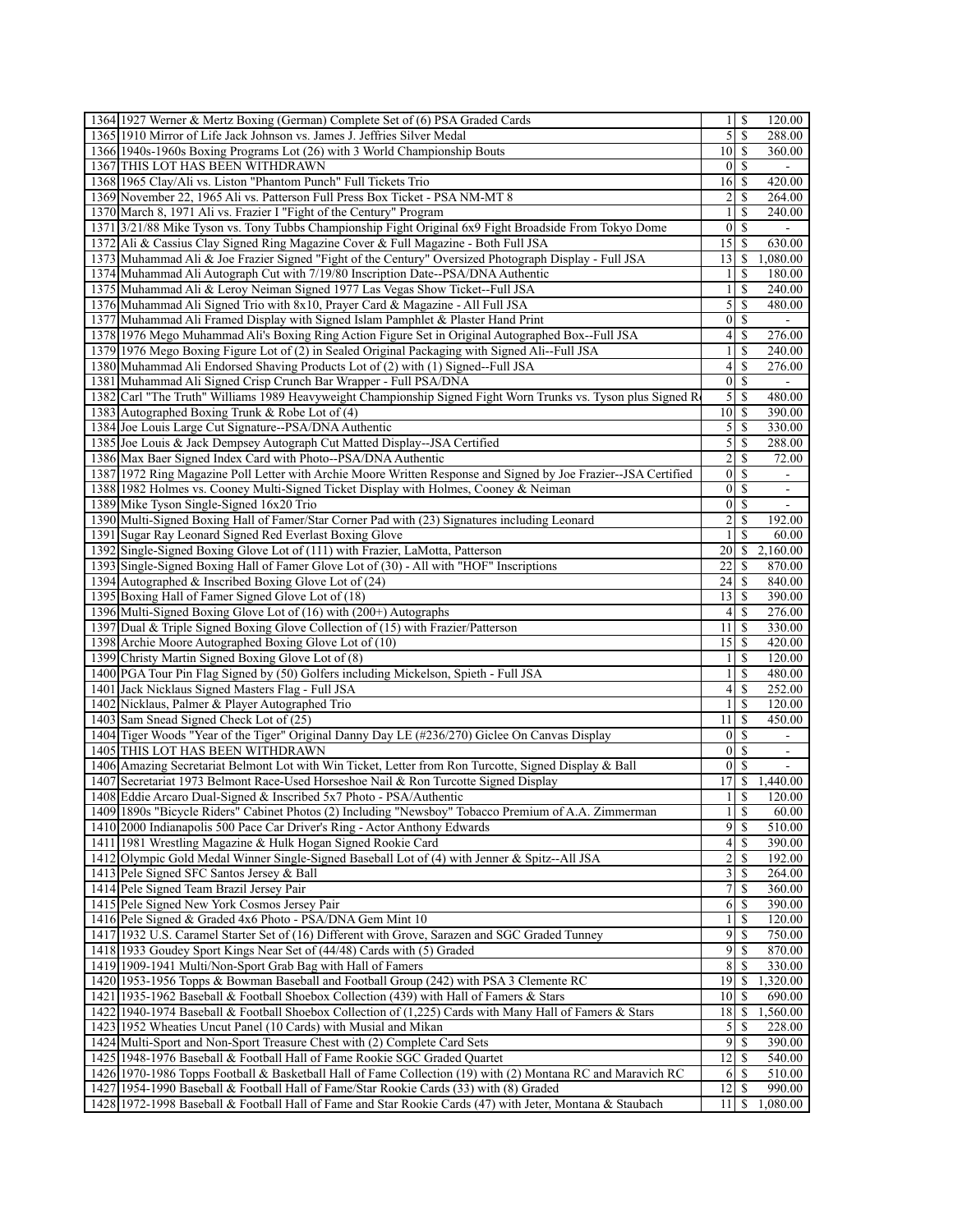| Lot | Description | Bids | | Price |
|---|---|---|---|---|
| 1364 | 1927 Werner & Mertz Boxing (German) Complete Set of (6) PSA Graded Cards | 1 | $ | 120.00 |
| 1365 | 1910 Mirror of Life Jack Johnson vs. James J. Jeffries Silver Medal | 5 | $ | 288.00 |
| 1366 | 1940s-1960s Boxing Programs Lot (26) with 3 World Championship Bouts | 10 | $ | 360.00 |
| 1367 | THIS LOT HAS BEEN WITHDRAWN | 0 | $ | - |
| 1368 | 1965 Clay/Ali vs. Liston "Phantom Punch" Full Tickets Trio | 16 | $ | 420.00 |
| 1369 | November 22, 1965 Ali vs. Patterson Full Press Box Ticket - PSA NM-MT 8 | 2 | $ | 264.00 |
| 1370 | March 8, 1971 Ali vs. Frazier I "Fight of the Century" Program | 1 | $ | 240.00 |
| 1371 | 3/21/88 Mike Tyson vs. Tony Tubbs Championship Fight Original 6x9 Fight Broadside From Tokyo Dome | 0 | $ | - |
| 1372 | Ali & Cassius Clay Signed Ring Magazine Cover & Full Magazine - Both Full JSA | 15 | $ | 630.00 |
| 1373 | Muhammad Ali & Joe Frazier Signed "Fight of the Century" Oversized Photograph Display - Full JSA | 13 | $ | 1,080.00 |
| 1374 | Muhammad Ali Autograph Cut with 7/19/80 Inscription Date--PSA/DNA Authentic | 1 | $ | 180.00 |
| 1375 | Muhammad Ali & Leroy Neiman Signed 1977 Las Vegas Show Ticket--Full JSA | 1 | $ | 240.00 |
| 1376 | Muhammad Ali Signed Trio with 8x10, Prayer Card & Magazine - All Full JSA | 5 | $ | 480.00 |
| 1377 | Muhammad Ali Framed Display with Signed Islam Pamphlet & Plaster Hand Print | 0 | $ | - |
| 1378 | 1976 Mego Muhammad Ali's Boxing Ring Action Figure Set in Original Autographed Box--Full JSA | 4 | $ | 276.00 |
| 1379 | 1976 Mego Boxing Figure Lot of (2) in Sealed Original Packaging with Signed Ali--Full JSA | 1 | $ | 240.00 |
| 1380 | Muhammad Ali Endorsed Shaving Products Lot of (2) with (1) Signed--Full JSA | 4 | $ | 276.00 |
| 1381 | Muhammad Ali Signed Crisp Crunch Bar Wrapper - Full PSA/DNA | 0 | $ | - |
| 1382 | Carl "The Truth" Williams 1989 Heavyweight Championship Signed Fight Worn Trunks vs. Tyson plus Signed R | 5 | $ | 480.00 |
| 1383 | Autographed Boxing Trunk & Robe Lot of (4) | 10 | $ | 390.00 |
| 1384 | Joe Louis Large Cut Signature--PSA/DNA Authentic | 5 | $ | 330.00 |
| 1385 | Joe Louis & Jack Dempsey Autograph Cut Matted Display--JSA Certified | 5 | $ | 288.00 |
| 1386 | Max Baer Signed Index Card with Photo--PSA/DNA Authentic | 2 | $ | 72.00 |
| 1387 | 1972 Ring Magazine Poll Letter with Archie Moore Written Response and Signed by Joe Frazier--JSA Certified | 0 | $ | - |
| 1388 | 1982 Holmes vs. Cooney Multi-Signed Ticket Display with Holmes, Cooney & Neiman | 0 | $ | - |
| 1389 | Mike Tyson Single-Signed 16x20 Trio | 0 | $ | - |
| 1390 | Multi-Signed Boxing Hall of Famer/Star Corner Pad with (23) Signatures including Leonard | 2 | $ | 192.00 |
| 1391 | Sugar Ray Leonard Signed Red Everlast Boxing Glove | 1 | $ | 60.00 |
| 1392 | Single-Signed Boxing Glove Lot of (111) with Frazier, LaMotta, Patterson | 20 | $ | 2,160.00 |
| 1393 | Single-Signed Boxing Hall of Famer Glove Lot of (30) - All with "HOF" Inscriptions | 22 | $ | 870.00 |
| 1394 | Autographed & Inscribed Boxing Glove Lot of (24) | 24 | $ | 840.00 |
| 1395 | Boxing Hall of Famer Signed Glove Lot of (18) | 13 | $ | 390.00 |
| 1396 | Multi-Signed Boxing Glove Lot of (16) with (200+) Autographs | 4 | $ | 276.00 |
| 1397 | Dual & Triple Signed Boxing Glove Collection of (15) with Frazier/Patterson | 11 | $ | 330.00 |
| 1398 | Archie Moore Autographed Boxing Glove Lot of (10) | 15 | $ | 420.00 |
| 1399 | Christy Martin Signed Boxing Glove Lot of (8) | 1 | $ | 120.00 |
| 1400 | PGA Tour Pin Flag Signed by (50) Golfers including Mickelson, Spieth - Full JSA | 1 | $ | 480.00 |
| 1401 | Jack Nicklaus Signed Masters Flag - Full JSA | 4 | $ | 252.00 |
| 1402 | Nicklaus, Palmer & Player Autographed Trio | 1 | $ | 120.00 |
| 1403 | Sam Snead Signed Check Lot of (25) | 11 | $ | 450.00 |
| 1404 | Tiger Woods "Year of the Tiger" Original Danny Day LE (#236/270) Giclee On Canvas Display | 0 | $ | - |
| 1405 | THIS LOT HAS BEEN WITHDRAWN | 0 | $ | - |
| 1406 | Amazing Secretariat Belmont Lot with Win Ticket, Letter from Ron Turcotte, Signed Display & Ball | 0 | $ | - |
| 1407 | Secretariat 1973 Belmont Race-Used Horseshoe Nail & Ron Turcotte Signed Display | 17 | $ | 1,440.00 |
| 1408 | Eddie Arcaro Dual-Signed & Inscribed 5x7 Photo - PSA/Authentic | 1 | $ | 120.00 |
| 1409 | 1890s "Bicycle Riders" Cabinet Photos (2) Including "Newsboy" Tobacco Premium of A.A. Zimmerman | 1 | $ | 60.00 |
| 1410 | 2000 Indianapolis 500 Pace Car Driver's Ring - Actor Anthony Edwards | 9 | $ | 510.00 |
| 1411 | 1981 Wrestling Magazine & Hulk Hogan Signed Rookie Card | 4 | $ | 390.00 |
| 1412 | Olympic Gold Medal Winner Single-Signed Baseball Lot of (4) with Jenner & Spitz--All JSA | 2 | $ | 192.00 |
| 1413 | Pele Signed SFC Santos Jersey & Ball | 3 | $ | 264.00 |
| 1414 | Pele Signed Team Brazil Jersey Pair | 7 | $ | 360.00 |
| 1415 | Pele Signed New York Cosmos Jersey Pair | 6 | $ | 390.00 |
| 1416 | Pele Signed & Graded 4x6 Photo - PSA/DNA Gem Mint 10 | 1 | $ | 120.00 |
| 1417 | 1932 U.S. Caramel Starter Set of (16) Different with Grove, Sarazen and SGC Graded Tunney | 9 | $ | 750.00 |
| 1418 | 1933 Goudey Sport Kings Near Set of (44/48) Cards with (5) Graded | 9 | $ | 870.00 |
| 1419 | 1909-1941 Multi/Non-Sport Grab Bag with Hall of Famers | 8 | $ | 330.00 |
| 1420 | 1953-1956 Topps & Bowman Baseball and Football Group (242) with PSA 3 Clemente RC | 19 | $ | 1,320.00 |
| 1421 | 1935-1962 Baseball & Football Shoebox Collection (439) with Hall of Famers & Stars | 10 | $ | 690.00 |
| 1422 | 1940-1974 Baseball & Football Shoebox Collection of (1,225) Cards with Many Hall of Famers & Stars | 18 | $ | 1,560.00 |
| 1423 | 1952 Wheaties Uncut Panel (10 Cards) with Musial and Mikan | 5 | $ | 228.00 |
| 1424 | Multi-Sport and Non-Sport Treasure Chest with (2) Complete Card Sets | 9 | $ | 390.00 |
| 1425 | 1948-1976 Baseball & Football Hall of Fame Rookie SGC Graded Quartet | 12 | $ | 540.00 |
| 1426 | 1970-1986 Topps Football & Basketball Hall of Fame Collection (19) with (2) Montana RC and Maravich RC | 6 | $ | 510.00 |
| 1427 | 1954-1990 Baseball & Football Hall of Fame/Star Rookie Cards (33) with (8) Graded | 12 | $ | 990.00 |
| 1428 | 1972-1998 Baseball & Football Hall of Fame and Star Rookie Cards (47) with Jeter, Montana & Staubach | 11 | $ | 1,080.00 |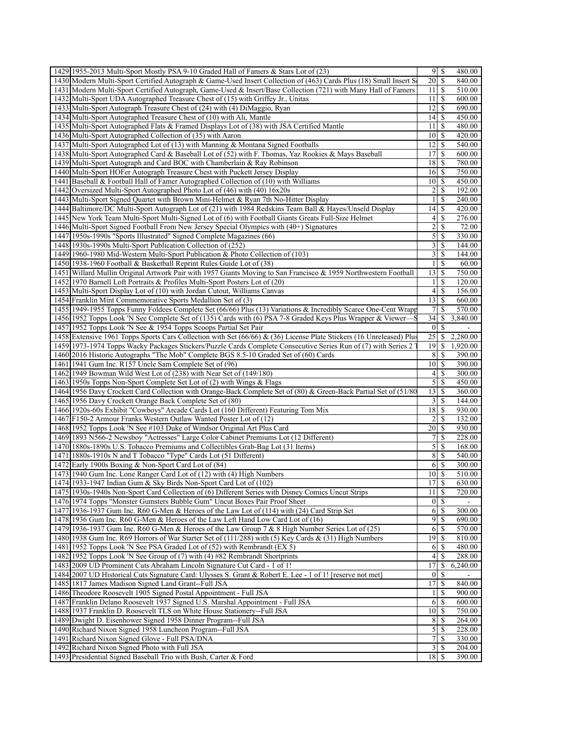| | | | | |
|---|---|---|---|---|
| 1429 | 1955-2013 Multi-Sport Mostly PSA 9-10 Graded Hall of Famers & Stars Lot of (23) | 9 | $ | 480.00 |
| 1430 | Modern Multi-Sport Certified Autograph & Game-Used Insert Collection of (463) Cards Plus (18) Small Insert S | 20 | $ | 840.00 |
| 1431 | Modern Multi-Sport Certified Autograph, Game-Used & Insert/Base Collection (721) with Many Hall of Famers | 11 | $ | 510.00 |
| 1432 | Multi-Sport UDA Autographed Treasure Chest of (15) with Griffey Jr., Unitas | 11 | $ | 600.00 |
| 1433 | Multi-Sport Autograph Treasure Chest of (24) with (4) DiMaggio, Ryan | 12 | $ | 690.00 |
| 1434 | Multi-Sport Autographed Treasure Chest of (10) with Ali, Mantle | 14 | $ | 450.00 |
| 1435 | Multi-Sport Autographed Flats & Framed Displays Lot of (38) with JSA Certified Mantle | 11 | $ | 480.00 |
| 1436 | Multi-Sport Autographed Collection of (35) with Aaron | 10 | $ | 420.00 |
| 1437 | Multi-Sport Autographed Lot of (13) with Manning & Montana Signed Footballs | 12 | $ | 540.00 |
| 1438 | Multi-Sport Autographed Card & Baseball Lot of (52) with F. Thomas, Yaz Rookies & Mays Baseball | 17 | $ | 600.00 |
| 1439 | Multi-Sport Autograph and Card BOC with Chamberlain & Ray Robinson | 18 | $ | 780.00 |
| 1440 | Multi-Sport HOFer Autograph Treasure Chest with Puckett Jersey Display | 16 | $ | 750.00 |
| 1441 | Baseball & Football Hall of Famer Autographed Collection of (10) with Williams | 10 | $ | 450.00 |
| 1442 | Oversized Multi-Sport Autographed Photo Lot of (46) with (40) 16x20s | 2 | $ | 192.00 |
| 1443 | Multi-Sport Signed Quartet with Brown Mini-Helmet & Ryan 7th No-Hitter Display | 1 | $ | 240.00 |
| 1444 | Baltimore/DC Multi-Sport Autograph Lot of (21) with 1984 Redskins Team Ball & Hayes/Unseld Display | 14 | $ | 420.00 |
| 1445 | New York Team Multi-Sport Multi-Signed Lot of (6) with Football Giants Greats Full-Size Helmet | 4 | $ | 276.00 |
| 1446 | Multi-Sport Signed Football From New Jersey Special Olympics with (40+) Signatures | 2 | $ | 72.00 |
| 1447 | 1950s-1990s "Sports Illustrated" Signed Complete Magazines (66) | 5 | $ | 330.00 |
| 1448 | 1930s-1990s Multi-Sport Publication Collection of (252) | 3 | $ | 144.00 |
| 1449 | 1960-1980 Mid-Western Multi-Sport Publication & Photo Collection of (103) | 3 | $ | 144.00 |
| 1450 | 1938-1960 Football & Basketball Reprint Rules Guide Lot of (38) | 1 | $ | 60.00 |
| 1451 | Willard Mullin Original Artwork Pair with 1957 Giants Moving to San Francisco & 1959 Northwestern Football | 13 | $ | 750.00 |
| 1452 | 1970 Barnell Loft Portraits & Profiles Multi-Sport Posters Lot of (20) | 1 | $ | 120.00 |
| 1453 | Multi-Sport Display Lot of (10) with Jordan Cutout, Williams Canvas | 4 | $ | 156.00 |
| 1454 | Franklin Mint Commemorative Sports Medallion Set of (3) | 13 | $ | 660.00 |
| 1455 | 1949-1955 Topps Funny Foldees Complete Set (66/66) Plus (13) Variations & Incredibly Scarce One-Cent Wrapp | 7 | $ | 570.00 |
| 1456 | 1952 Topps Look 'N See Complete Set of (135) Cards with (6) PSA 7-8 Graded Keys Plus Wrapper & Viewer—S | 34 | $ | 3,840.00 |
| 1457 | 1952 Topps Look 'N See & 1954 Topps Scoops Partial Set Pair | 0 | $ | - |
| 1458 | Extensive 1961 Topps Sports Cars Collection with Set (66/66) & (36) License Plate Stickers (16 Unreleased) Plus | 25 | $ | 2,280.00 |
| 1459 | 1973-1974 Topps Wacky Packages Stickers/Puzzle Cards Complete Consecutive Series Run of (7) with Series 2 T | 19 | $ | 1,920.00 |
| 1460 | 2016 Historic Autographs "The Mob" Complete BGS 8.5-10 Graded Set of (60) Cards | 8 | $ | 390.00 |
| 1461 | 1941 Gum Inc. R157 Uncle Sam Complete Set of (96) | 10 | $ | 390.00 |
| 1462 | 1949 Bowman Wild West Lot of (238) with Near Set of (149/180) | 4 | $ | 300.00 |
| 1463 | 1950s Topps Non-Sport Complete Set Lot of (2) with Wings & Flags | 5 | $ | 450.00 |
| 1464 | 1956 Davy Crockett Card Collection with Orange-Back Complete Set of (80) & Green-Back Partial Set of (51/80 | 13 | $ | 360.00 |
| 1465 | 1956 Davy Crockett Orange Back Complete Set of (80) | 3 | $ | 144.00 |
| 1466 | 1920s-60s Exhibit "Cowboys" Arcade Cards Lot (160 Different) Featuring Tom Mix | 18 | $ | 930.00 |
| 1467 | F150-2 Armour Franks Western Outlaw Wanted Poster Lot of (12) | 2 | $ | 132.00 |
| 1468 | 1952 Topps Look 'N See #103 Duke of Windsor Original Art Plus Card | 20 | $ | 930.00 |
| 1469 | 1893 N566-2 Newsboy "Actresses" Large Color Cabinet Premiums Lot (12 Different) | 7 | $ | 228.00 |
| 1470 | 1880s-1890s U.S. Tobacco Premiums and Collectibles Grab-Bag Lot (31 Items) | 5 | $ | 168.00 |
| 1471 | 1880s-1910s N and T Tobacco "Type" Cards Lot (51 Different) | 8 | $ | 540.00 |
| 1472 | Early 1900s Boxing & Non-Sport Card Lot of (84) | 6 | $ | 300.00 |
| 1473 | 1940 Gum Inc. Lone Ranger Card Lot of (12) with (4) High Numbers | 10 | $ | 510.00 |
| 1474 | 1933-1947 Indian Gum & Sky Birds Non-Sport Card Lot of (102) | 17 | $ | 630.00 |
| 1475 | 1930s-1940s Non-Sport Card Collection of (6) Different Series with Disney Comics Uncut Strips | 11 | $ | 720.00 |
| 1476 | 1974 Topps "Monster Gumsters Bubble Gum" Uncut Boxes Pair Proof Sheet | 0 | $ | - |
| 1477 | 1936-1937 Gum Inc. R60 G-Men & Heroes of the Law Lot of (114) with (24) Card Strip Set | 6 | $ | 300.00 |
| 1478 | 1936 Gum Inc. R60 G-Men & Heroes of the Law Left Hand Low Card Lot of (16) | 9 | $ | 690.00 |
| 1479 | 1936-1937 Gum Inc. R60 G-Men & Heroes of the Law Group 7 & 8 High Number Series Lot of (25) | 6 | $ | 570.00 |
| 1480 | 1938 Gum Inc. R69 Horrors of War Starter Set of (111/288) with (5) Key Cards & (31) High Numbers | 19 | $ | 810.00 |
| 1481 | 1952 Topps Look 'N See PSA Graded Lot of (52) with Rembrandt (EX 5) | 6 | $ | 480.00 |
| 1482 | 1952 Topps Look 'N See Group of (7) with (4) #82 Rembrandt Shortprints | 4 | $ | 288.00 |
| 1483 | 2009 UD Prominent Cuts Abraham Lincoln Signature Cut Card - 1 of 1! | 17 | $ | 6,240.00 |
| 1484 | 2007 UD Historical Cuts Signature Card: Ulysses S. Grant & Robert E. Lee - 1 of 1! [reserve not met] | 0 | $ | - |
| 1485 | 1817 James Madison Signed Land Grant--Full JSA | 17 | $ | 840.00 |
| 1486 | Theodore Roosevelt 1905 Signed Postal Appointment - Full JSA | 1 | $ | 900.00 |
| 1487 | Franklin Delano Roosevelt 1937 Signed U.S. Marshal Appointment - Full JSA | 6 | $ | 600.00 |
| 1488 | 1937 Franklin D. Roosevelt TLS on White House Stationery--Full JSA | 10 | $ | 750.00 |
| 1489 | Dwight D. Eisenhower Signed 1958 Dinner Program--Full JSA | 8 | $ | 264.00 |
| 1490 | Richard Nixon Signed 1958 Luncheon Program--Full JSA | 5 | $ | 228.00 |
| 1491 | Richard Nixon Signed Glove - Full PSA/DNA | 7 | $ | 330.00 |
| 1492 | Richard Nixon Signed Photo with Full JSA | 3 | $ | 204.00 |
| 1493 | Presidential Signed Baseball Trio with Bush, Carter & Ford | 18 | $ | 390.00 |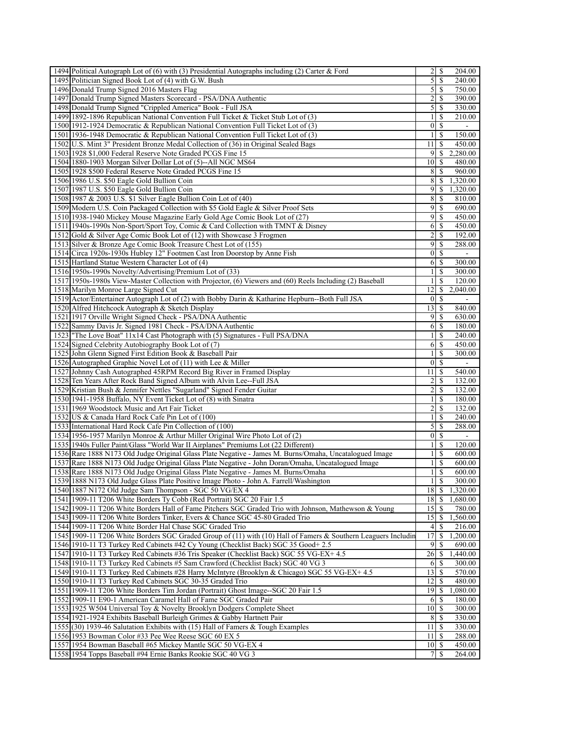| | | | | |
|---|---|---|---|---|
| 1494 | Political Autograph Lot of (6) with (3) Presidential Autographs including (2) Carter & Ford | 2 | $ | 204.00 |
| 1495 | Politician Signed Book Lot of (4) with G.W. Bush | 5 | $ | 240.00 |
| 1496 | Donald Trump Signed 2016 Masters Flag | 5 | $ | 750.00 |
| 1497 | Donald Trump Signed Masters Scorecard - PSA/DNA Authentic | 2 | $ | 390.00 |
| 1498 | Donald Trump Signed "Crippled America" Book - Full JSA | 5 | $ | 330.00 |
| 1499 | 1892-1896 Republican National Convention Full Ticket & Ticket Stub Lot of (3) | 1 | $ | 210.00 |
| 1500 | 1912-1924 Democratic & Republican National Convention Full Ticket Lot of (3) | 0 | $ | - |
| 1501 | 1936-1948 Democratic & Republican National Convention Full Ticket Lot of (3) | 1 | $ | 150.00 |
| 1502 | U.S. Mint 3" President Bronze Medal Collection of (36) in Original Sealed Bags | 11 | $ | 450.00 |
| 1503 | 1928 $1,000 Federal Reserve Note Graded PCGS Fine 15 | 9 | $ | 2,280.00 |
| 1504 | 1880-1903 Morgan Silver Dollar Lot of (5)--All NGC MS64 | 10 | $ | 480.00 |
| 1505 | 1928 $500 Federal Reserve Note Graded PCGS Fine 15 | 8 | $ | 960.00 |
| 1506 | 1986 U.S. $50 Eagle Gold Bullion Coin | 8 | $ | 1,320.00 |
| 1507 | 1987 U.S. $50 Eagle Gold Bullion Coin | 9 | $ | 1,320.00 |
| 1508 | 1987 & 2003 U.S. $1 Silver Eagle Bullion Coin Lot of (40) | 8 | $ | 810.00 |
| 1509 | Modern U.S. Coin Packaged Collection with $5 Gold Eagle & Silver Proof Sets | 9 | $ | 690.00 |
| 1510 | 1938-1940 Mickey Mouse Magazine Early Gold Age Comic Book Lot of (27) | 9 | $ | 450.00 |
| 1511 | 1940s-1990s Non-Sport/Sport Toy, Comic & Card Collection with TMNT & Disney | 6 | $ | 450.00 |
| 1512 | Gold & Silver Age Comic Book Lot of (12) with Showcase 3 Frogmen | 2 | $ | 192.00 |
| 1513 | Silver & Bronze Age Comic Book Treasure Chest Lot of (155) | 9 | $ | 288.00 |
| 1514 | Circa 1920s-1930s Hubley 12" Footmen Cast Iron Doorstop by Anne Fish | 0 | $ | - |
| 1515 | Hartland Statue Western Character Lot of (4) | 6 | $ | 300.00 |
| 1516 | 1950s-1990s Novelty/Advertising/Premium Lot of (33) | 1 | $ | 300.00 |
| 1517 | 1950s-1980s View-Master Collection with Projector, (6) Viewers and (60) Reels Including (2) Baseball | 1 | $ | 120.00 |
| 1518 | Marilyn Monroe Large Signed Cut | 12 | $ | 2,040.00 |
| 1519 | Actor/Entertainer Autograph Lot of (2) with Bobby Darin & Katharine Hepburn--Both Full JSA | 0 | $ | - |
| 1520 | Alfred Hitchcock Autograph & Sketch Display | 13 | $ | 840.00 |
| 1521 | 1917 Orville Wright Signed Check - PSA/DNA Authentic | 9 | $ | 630.00 |
| 1522 | Sammy Davis Jr. Signed 1981 Check - PSA/DNA Authentic | 6 | $ | 180.00 |
| 1523 | "The Love Boat" 11x14 Cast Photograph with (5) Signatures - Full PSA/DNA | 1 | $ | 240.00 |
| 1524 | Signed Celebrity Autobiography Book Lot of (7) | 6 | $ | 450.00 |
| 1525 | John Glenn Signed First Edition Book & Baseball Pair | 1 | $ | 300.00 |
| 1526 | Autographed Graphic Novel Lot of (11) with Lee & Miller | 0 | $ | - |
| 1527 | Johnny Cash Autographed 45RPM Record Big River in Framed Display | 11 | $ | 540.00 |
| 1528 | Ten Years After Rock Band Signed Album with Alvin Lee--Full JSA | 2 | $ | 132.00 |
| 1529 | Kristian Bush & Jennifer Nettles "Sugarland" Signed Fender Guitar | 2 | $ | 132.00 |
| 1530 | 1941-1958 Buffalo, NY Event Ticket Lot of (8) with Sinatra | 1 | $ | 180.00 |
| 1531 | 1969 Woodstock Music and Art Fair Ticket | 2 | $ | 132.00 |
| 1532 | US & Canada Hard Rock Cafe Pin Lot of (100) | 1 | $ | 240.00 |
| 1533 | International Hard Rock Cafe Pin Collection of (100) | 5 | $ | 288.00 |
| 1534 | 1956-1957 Marilyn Monroe & Arthur Miller Original Wire Photo Lot of (2) | 0 | $ | - |
| 1535 | 1940s Fuller Paint/Glass "World War II Airplanes" Premiums Lot (22 Different) | 1 | $ | 120.00 |
| 1536 | Rare 1888 N173 Old Judge Original Glass Plate Negative - James M. Burns/Omaha, Uncatalogued Image | 1 | $ | 600.00 |
| 1537 | Rare 1888 N173 Old Judge Original Glass Plate Negative - John Doran/Omaha, Uncatalogued Image | 1 | $ | 600.00 |
| 1538 | Rare 1888 N173 Old Judge Original Glass Plate Negative - James M. Burns/Omaha | 1 | $ | 600.00 |
| 1539 | 1888 N173 Old Judge Glass Plate Positive Image Photo - John A. Farrell/Washington | 1 | $ | 300.00 |
| 1540 | 1887 N172 Old Judge Sam Thompson - SGC 50 VG/EX 4 | 18 | $ | 1,320.00 |
| 1541 | 1909-11 T206 White Borders Ty Cobb (Red Portrait) SGC 20 Fair 1.5 | 18 | $ | 1,680.00 |
| 1542 | 1909-11 T206 White Borders Hall of Fame Pitchers SGC Graded Trio with Johnson, Mathewson & Young | 15 | $ | 780.00 |
| 1543 | 1909-11 T206 White Borders Tinker, Evers & Chance SGC 45-80 Graded Trio | 15 | $ | 1,560.00 |
| 1544 | 1909-11 T206 White Border Hal Chase SGC Graded Trio | 4 | $ | 216.00 |
| 1545 | 1909-11 T206 White Borders SGC Graded Group of (11) with (10) Hall of Famers & Southern Leaguers Includin | 17 | $ | 1,200.00 |
| 1546 | 1910-11 T3 Turkey Red Cabinets #42 Cy Young (Checklist Back) SGC 35 Good+ 2.5 | 9 | $ | 690.00 |
| 1547 | 1910-11 T3 Turkey Red Cabinets #36 Tris Speaker (Checklist Back) SGC 55 VG-EX+ 4.5 | 26 | $ | 1,440.00 |
| 1548 | 1910-11 T3 Turkey Red Cabinets #5 Sam Crawford (Checklist Back) SGC 40 VG 3 | 6 | $ | 300.00 |
| 1549 | 1910-11 T3 Turkey Red Cabinets #28 Harry McIntyre (Brooklyn & Chicago) SGC 55 VG-EX+ 4.5 | 13 | $ | 570.00 |
| 1550 | 1910-11 T3 Turkey Red Cabinets SGC 30-35 Graded Trio | 12 | $ | 480.00 |
| 1551 | 1909-11 T206 White Borders Tim Jordan (Portrait) Ghost Image--SGC 20 Fair 1.5 | 19 | $ | 1,080.00 |
| 1552 | 1909-11 E90-1 American Caramel Hall of Fame SGC Graded Pair | 6 | $ | 180.00 |
| 1553 | 1925 W504 Universal Toy & Novelty Brooklyn Dodgers Complete Sheet | 10 | $ | 300.00 |
| 1554 | 1921-1924 Exhibits Baseball Burleigh Grimes & Gabby Hartnett Pair | 8 | $ | 330.00 |
| 1555 | (30) 1939-46 Salutation Exhibits with (15) Hall of Famers & Tough Examples | 11 | $ | 330.00 |
| 1556 | 1953 Bowman Color #33 Pee Wee Reese SGC 60 EX 5 | 11 | $ | 288.00 |
| 1557 | 1954 Bowman Baseball #65 Mickey Mantle SGC 50 VG-EX 4 | 10 | $ | 450.00 |
| 1558 | 1954 Topps Baseball #94 Ernie Banks Rookie SGC 40 VG 3 | 7 | $ | 264.00 |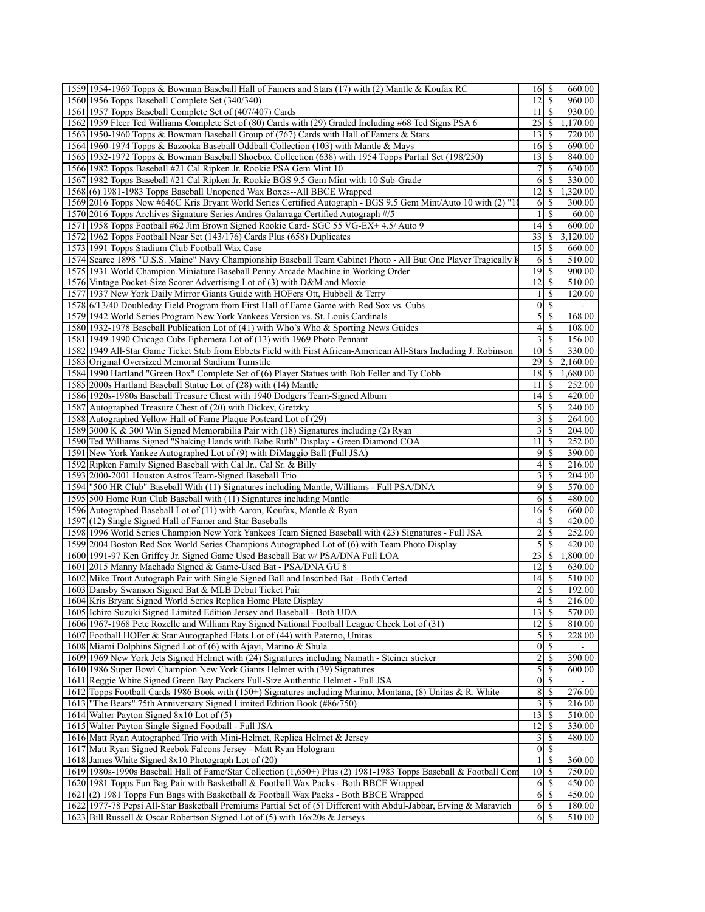| | | | | |
|---|---|---|---|---|
| 1559 | 1954-1969 Topps & Bowman Baseball Hall of Famers and Stars (17) with (2) Mantle & Koufax RC | 16 | $ | 660.00 |
| 1560 | 1956 Topps Baseball Complete Set (340/340) | 12 | $ | 960.00 |
| 1561 | 1957 Topps Baseball Complete Set of (407/407) Cards | 11 | $ | 930.00 |
| 1562 | 1959 Fleer Ted Williams Complete Set of (80) Cards with (29) Graded Including #68 Ted Signs PSA 6 | 25 | $ | 1,170.00 |
| 1563 | 1950-1960 Topps & Bowman Baseball Group of (767) Cards with Hall of Famers & Stars | 13 | $ | 720.00 |
| 1564 | 1960-1974 Topps & Bazooka Baseball Oddball Collection (103) with Mantle & Mays | 16 | $ | 690.00 |
| 1565 | 1952-1972 Topps & Bowman Baseball Shoebox Collection (638) with 1954 Topps Partial Set (198/250) | 13 | $ | 840.00 |
| 1566 | 1982 Topps Baseball #21 Cal Ripken Jr. Rookie PSA Gem Mint 10 | 7 | $ | 630.00 |
| 1567 | 1982 Topps Baseball #21 Cal Ripken Jr. Rookie BGS 9.5 Gem Mint with 10 Sub-Grade | 6 | $ | 330.00 |
| 1568 | (6) 1981-1983 Topps Baseball Unopened Wax Boxes--All BBCE Wrapped | 12 | $ | 1,320.00 |
| 1569 | 2016 Topps Now #646C Kris Bryant World Series Certified Autograph - BGS 9.5 Gem Mint/Auto 10 with (2) "1 | 6 | $ | 300.00 |
| 1570 | 2016 Topps Archives Signature Series Andres Galarraga Certified Autograph #/5 | 1 | $ | 60.00 |
| 1571 | 1958 Topps Football #62 Jim Brown Signed Rookie Card- SGC 55 VG-EX+ 4.5/ Auto 9 | 14 | $ | 600.00 |
| 1572 | 1962 Topps Football Near Set (143/176) Cards Plus (658) Duplicates | 33 | $ | 3,120.00 |
| 1573 | 1991 Topps Stadium Club Football Wax Case | 15 | $ | 660.00 |
| 1574 | Scarce 1898 "U.S.S. Maine" Navy Championship Baseball Team Cabinet Photo - All But One Player Tragically K | 6 | $ | 510.00 |
| 1575 | 1931 World Champion Miniature Baseball Penny Arcade Machine in Working Order | 19 | $ | 900.00 |
| 1576 | Vintage Pocket-Size Scorer Advertising Lot of (3) with D&M and Moxie | 12 | $ | 510.00 |
| 1577 | 1937 New York Daily Mirror Giants Guide with HOFers Ott, Hubbell & Terry | 1 | $ | 120.00 |
| 1578 | 6/13/40 Doubleday Field Program from First Hall of Fame Game with Red Sox vs. Cubs | 0 | $ | - |
| 1579 | 1942 World Series Program New York Yankees Version vs. St. Louis Cardinals | 5 | $ | 168.00 |
| 1580 | 1932-1978 Baseball Publication Lot of (41) with Who's Who & Sporting News Guides | 4 | $ | 108.00 |
| 1581 | 1949-1990 Chicago Cubs Ephemera Lot of (13) with 1969 Photo Pennant | 3 | $ | 156.00 |
| 1582 | 1949 All-Star Game Ticket Stub from Ebbets Field with First African-American All-Stars Including J. Robinson | 10 | $ | 330.00 |
| 1583 | Original Oversized Memorial Stadium Turnstile | 29 | $ | 2,160.00 |
| 1584 | 1990 Hartland "Green Box" Complete Set of (6) Player Statues with Bob Feller and Ty Cobb | 18 | $ | 1,680.00 |
| 1585 | 2000s Hartland Baseball Statue Lot of (28) with (14) Mantle | 11 | $ | 252.00 |
| 1586 | 1920s-1980s Baseball Treasure Chest with 1940 Dodgers Team-Signed Album | 14 | $ | 420.00 |
| 1587 | Autographed Treasure Chest of (20) with Dickey, Gretzky | 5 | $ | 240.00 |
| 1588 | Autographed Yellow Hall of Fame Plaque Postcard Lot of (29) | 3 | $ | 264.00 |
| 1589 | 3000 K & 300 Win Signed Memorabilia Pair with (18) Signatures including (2) Ryan | 3 | $ | 204.00 |
| 1590 | Ted Williams Signed "Shaking Hands with Babe Ruth" Display - Green Diamond COA | 11 | $ | 252.00 |
| 1591 | New York Yankee Autographed Lot of (9) with DiMaggio Ball (Full JSA) | 9 | $ | 390.00 |
| 1592 | Ripken Family Signed Baseball with Cal Jr., Cal Sr. & Billy | 4 | $ | 216.00 |
| 1593 | 2000-2001 Houston Astros Team-Signed Baseball Trio | 3 | $ | 204.00 |
| 1594 | "500 HR Club" Baseball With (11) Signatures including Mantle, Williams - Full PSA/DNA | 9 | $ | 570.00 |
| 1595 | 500 Home Run Club Baseball with (11) Signatures including Mantle | 6 | $ | 480.00 |
| 1596 | Autographed Baseball Lot of (11) with Aaron, Koufax, Mantle & Ryan | 16 | $ | 660.00 |
| 1597 | (12) Single Signed Hall of Famer and Star Baseballs | 4 | $ | 420.00 |
| 1598 | 1996 World Series Champion New York Yankees Team Signed Baseball with (23) Signatures - Full JSA | 2 | $ | 252.00 |
| 1599 | 2004 Boston Red Sox World Series Champions Autographed Lot of (6) with Team Photo Display | 5 | $ | 420.00 |
| 1600 | 1991-97 Ken Griffey Jr. Signed Game Used Baseball Bat w/ PSA/DNA Full LOA | 23 | $ | 1,800.00 |
| 1601 | 2015 Manny Machado Signed & Game-Used Bat - PSA/DNA GU 8 | 12 | $ | 630.00 |
| 1602 | Mike Trout Autograph Pair with Single Signed Ball and Inscribed Bat - Both Certed | 14 | $ | 510.00 |
| 1603 | Dansby Swanson Signed Bat & MLB Debut Ticket Pair | 2 | $ | 192.00 |
| 1604 | Kris Bryant Signed World Series Replica Home Plate Display | 4 | $ | 216.00 |
| 1605 | Ichiro Suzuki Signed Limited Edition Jersey and Baseball - Both UDA | 13 | $ | 570.00 |
| 1606 | 1967-1968 Pete Rozelle and William Ray Signed National Football League Check Lot of (31) | 12 | $ | 810.00 |
| 1607 | Football HOFer & Star Autographed Flats Lot of (44) with Paterno, Unitas | 5 | $ | 228.00 |
| 1608 | Miami Dolphins Signed Lot of (6) with Ajayi, Marino & Shula | 0 | $ | - |
| 1609 | 1969 New York Jets Signed Helmet with (24) Signatures including Namath - Steiner sticker | 2 | $ | 390.00 |
| 1610 | 1986 Super Bowl Champion New York Giants Helmet with (39) Signatures | 5 | $ | 600.00 |
| 1611 | Reggie White Signed Green Bay Packers Full-Size Authentic Helmet - Full JSA | 0 | $ | - |
| 1612 | Topps Football Cards 1986 Book with (150+) Signatures including Marino, Montana, (8) Unitas & R. White | 8 | $ | 276.00 |
| 1613 | "The Bears" 75th Anniversary Signed Limited Edition Book (#86/750) | 3 | $ | 216.00 |
| 1614 | Walter Payton Signed 8x10 Lot of (5) | 13 | $ | 510.00 |
| 1615 | Walter Payton Single Signed Football - Full JSA | 12 | $ | 330.00 |
| 1616 | Matt Ryan Autographed Trio with Mini-Helmet, Replica Helmet & Jersey | 3 | $ | 480.00 |
| 1617 | Matt Ryan Signed Reebok Falcons Jersey - Matt Ryan Hologram | 0 | $ | - |
| 1618 | James White Signed 8x10 Photograph Lot of (20) | 1 | $ | 360.00 |
| 1619 | 1980s-1990s Baseball Hall of Fame/Star Collection (1,650+) Plus (2) 1981-1983 Topps Baseball & Football Com | 10 | $ | 750.00 |
| 1620 | 1981 Topps Fun Bag Pair with Basketball & Football Wax Packs - Both BBCE Wrapped | 6 | $ | 450.00 |
| 1621 | (2) 1981 Topps Fun Bags with Basketball & Football Wax Packs - Both BBCE Wrapped | 6 | $ | 450.00 |
| 1622 | 1977-78 Pepsi All-Star Basketball Premiums Partial Set of (5) Different with Abdul-Jabbar, Erving & Maravich | 6 | $ | 180.00 |
| 1623 | Bill Russell & Oscar Robertson Signed Lot of (5) with 16x20s & Jerseys | 6 | $ | 510.00 |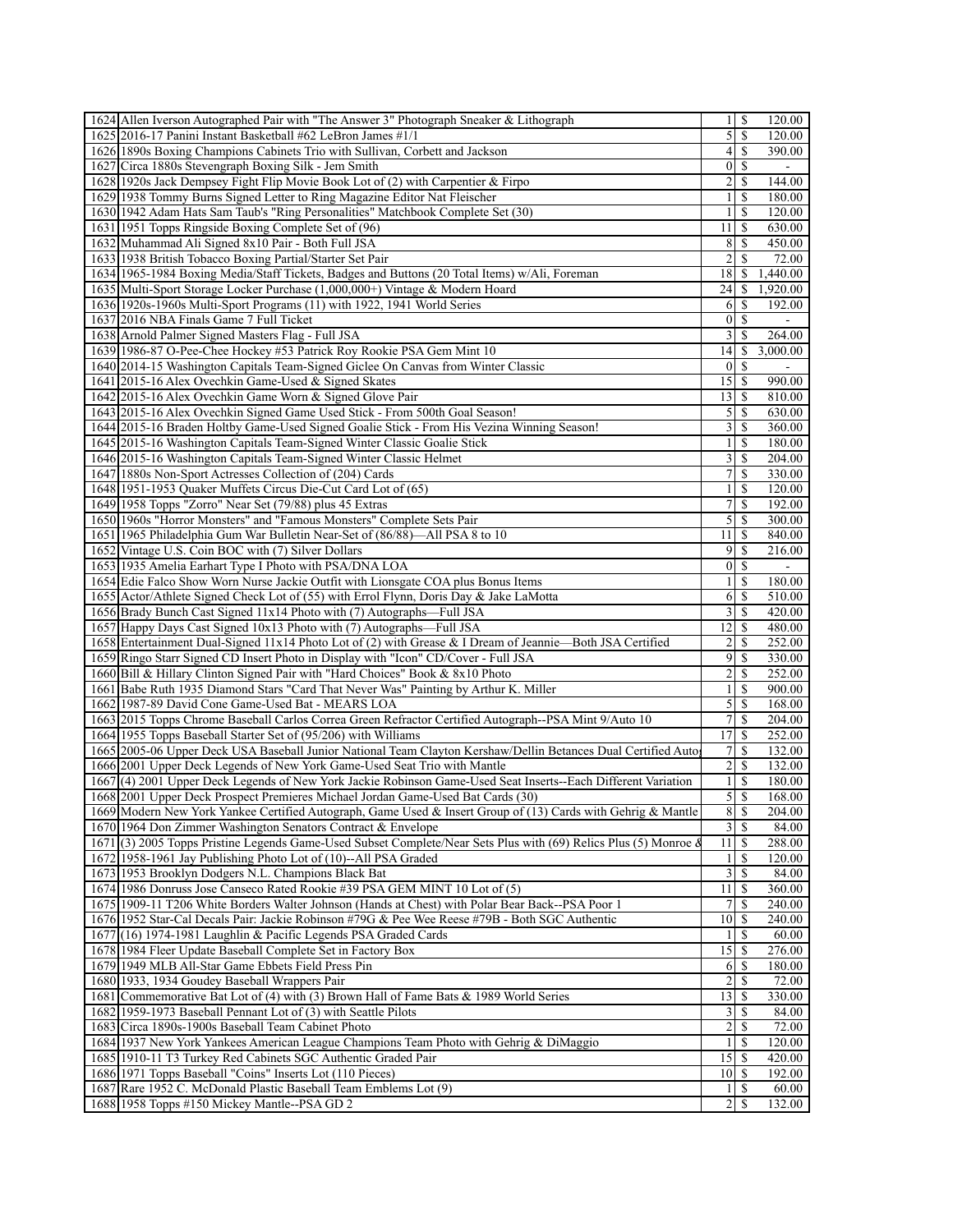| | | | | |
|---|---|---|---|---|
| 1624 | Allen Iverson Autographed Pair with "The Answer 3" Photograph Sneaker & Lithograph | 1 | $ | 120.00 |
| 1625 | 2016-17 Panini Instant Basketball #62 LeBron James #1/1 | 5 | $ | 120.00 |
| 1626 | 1890s Boxing Champions Cabinets Trio with Sullivan, Corbett and Jackson | 4 | $ | 390.00 |
| 1627 | Circa 1880s Stevengraph Boxing Silk - Jem Smith | 0 | $ | - |
| 1628 | 1920s Jack Dempsey Fight Flip Movie Book Lot of (2) with Carpentier & Firpo | 2 | $ | 144.00 |
| 1629 | 1938 Tommy Burns Signed Letter to Ring Magazine Editor Nat Fleischer | 1 | $ | 180.00 |
| 1630 | 1942 Adam Hats Sam Taub's "Ring Personalities" Matchbook Complete Set (30) | 1 | $ | 120.00 |
| 1631 | 1951 Topps Ringside Boxing Complete Set of (96) | 11 | $ | 630.00 |
| 1632 | Muhammad Ali Signed 8x10 Pair - Both Full JSA | 8 | $ | 450.00 |
| 1633 | 1938 British Tobacco Boxing Partial/Starter Set Pair | 2 | $ | 72.00 |
| 1634 | 1965-1984 Boxing Media/Staff Tickets, Badges and Buttons (20 Total Items) w/Ali, Foreman | 18 | $ | 1,440.00 |
| 1635 | Multi-Sport Storage Locker Purchase (1,000,000+) Vintage & Modern Hoard | 24 | $ | 1,920.00 |
| 1636 | 1920s-1960s Multi-Sport Programs (11) with 1922, 1941 World Series | 6 | $ | 192.00 |
| 1637 | 2016 NBA Finals Game 7 Full Ticket | 0 | $ | - |
| 1638 | Arnold Palmer Signed Masters Flag - Full JSA | 3 | $ | 264.00 |
| 1639 | 1986-87 O-Pee-Chee Hockey #53 Patrick Roy Rookie PSA Gem Mint 10 | 14 | $ | 3,000.00 |
| 1640 | 2014-15 Washington Capitals Team-Signed Giclee On Canvas from Winter Classic | 0 | $ | - |
| 1641 | 2015-16 Alex Ovechkin Game-Used & Signed Skates | 15 | $ | 990.00 |
| 1642 | 2015-16 Alex Ovechkin Game Worn & Signed Glove Pair | 13 | $ | 810.00 |
| 1643 | 2015-16 Alex Ovechkin Signed Game Used Stick - From 500th Goal Season! | 5 | $ | 630.00 |
| 1644 | 2015-16 Braden Holtby Game-Used Signed Goalie Stick - From His Vezina Winning Season! | 3 | $ | 360.00 |
| 1645 | 2015-16 Washington Capitals Team-Signed Winter Classic Goalie Stick | 1 | $ | 180.00 |
| 1646 | 2015-16 Washington Capitals Team-Signed Winter Classic Helmet | 3 | $ | 204.00 |
| 1647 | 1880s Non-Sport Actresses Collection of (204) Cards | 7 | $ | 330.00 |
| 1648 | 1951-1953 Quaker Muffets Circus Die-Cut Card Lot of (65) | 1 | $ | 120.00 |
| 1649 | 1958 Topps "Zorro" Near Set (79/88) plus 45 Extras | 7 | $ | 192.00 |
| 1650 | 1960s "Horror Monsters" and "Famous Monsters" Complete Sets Pair | 5 | $ | 300.00 |
| 1651 | 1965 Philadelphia Gum War Bulletin Near-Set of (86/88)—All PSA 8 to 10 | 11 | $ | 840.00 |
| 1652 | Vintage U.S. Coin BOC with (7) Silver Dollars | 9 | $ | 216.00 |
| 1653 | 1935 Amelia Earhart Type I Photo with PSA/DNA LOA | 0 | $ | - |
| 1654 | Edie Falco Show Worn Nurse Jackie Outfit with Lionsgate COA plus Bonus Items | 1 | $ | 180.00 |
| 1655 | Actor/Athlete Signed Check Lot of (55) with Errol Flynn, Doris Day & Jake LaMotta | 6 | $ | 510.00 |
| 1656 | Brady Bunch Cast Signed 11x14 Photo with (7) Autographs—Full JSA | 3 | $ | 420.00 |
| 1657 | Happy Days Cast Signed 10x13 Photo with (7) Autographs—Full JSA | 12 | $ | 480.00 |
| 1658 | Entertainment Dual-Signed 11x14 Photo Lot of (2) with Grease & I Dream of Jeannie—Both JSA Certified | 2 | $ | 252.00 |
| 1659 | Ringo Starr Signed CD Insert Photo in Display with "Icon" CD/Cover - Full JSA | 9 | $ | 330.00 |
| 1660 | Bill & Hillary Clinton Signed Pair with "Hard Choices" Book & 8x10 Photo | 2 | $ | 252.00 |
| 1661 | Babe Ruth 1935 Diamond Stars "Card That Never Was" Painting by Arthur K. Miller | 1 | $ | 900.00 |
| 1662 | 1987-89 David Cone Game-Used Bat - MEARS LOA | 5 | $ | 168.00 |
| 1663 | 2015 Topps Chrome Baseball Carlos Correa Green Refractor Certified Autograph--PSA Mint 9/Auto 10 | 7 | $ | 204.00 |
| 1664 | 1955 Topps Baseball Starter Set of (95/206) with Williams | 17 | $ | 252.00 |
| 1665 | 2005-06 Upper Deck USA Baseball Junior National Team Clayton Kershaw/Dellin Betances Dual Certified Auto | 7 | $ | 132.00 |
| 1666 | 2001 Upper Deck Legends of New York Game-Used Seat Trio with Mantle | 2 | $ | 132.00 |
| 1667 | (4) 2001 Upper Deck Legends of New York Jackie Robinson Game-Used Seat Inserts--Each Different Variation | 1 | $ | 180.00 |
| 1668 | 2001 Upper Deck Prospect Premieres Michael Jordan Game-Used Bat Cards (30) | 5 | $ | 168.00 |
| 1669 | Modern New York Yankee Certified Autograph, Game Used & Insert Group of (13) Cards with Gehrig & Mantle | 8 | $ | 204.00 |
| 1670 | 1964 Don Zimmer Washington Senators Contract & Envelope | 3 | $ | 84.00 |
| 1671 | (3) 2005 Topps Pristine Legends Game-Used Subset Complete/Near Sets Plus with (69) Relics Plus (5) Monroe & | 11 | $ | 288.00 |
| 1672 | 1958-1961 Jay Publishing Photo Lot of (10)--All PSA Graded | 1 | $ | 120.00 |
| 1673 | 1953 Brooklyn Dodgers N.L. Champions Black Bat | 3 | $ | 84.00 |
| 1674 | 1986 Donruss Jose Canseco Rated Rookie #39 PSA GEM MINT 10 Lot of (5) | 11 | $ | 360.00 |
| 1675 | 1909-11 T206 White Borders Walter Johnson (Hands at Chest) with Polar Bear Back--PSA Poor 1 | 7 | $ | 240.00 |
| 1676 | 1952 Star-Cal Decals Pair: Jackie Robinson #79G & Pee Wee Reese #79B - Both SGC Authentic | 10 | $ | 240.00 |
| 1677 | (16) 1974-1981 Laughlin & Pacific Legends PSA Graded Cards | 1 | $ | 60.00 |
| 1678 | 1984 Fleer Update Baseball Complete Set in Factory Box | 15 | $ | 276.00 |
| 1679 | 1949 MLB All-Star Game Ebbets Field Press Pin | 6 | $ | 180.00 |
| 1680 | 1933, 1934 Goudey Baseball Wrappers Pair | 2 | $ | 72.00 |
| 1681 | Commemorative Bat Lot of (4) with (3) Brown Hall of Fame Bats & 1989 World Series | 13 | $ | 330.00 |
| 1682 | 1959-1973 Baseball Pennant Lot of (3) with Seattle Pilots | 3 | $ | 84.00 |
| 1683 | Circa 1890s-1900s Baseball Team Cabinet Photo | 2 | $ | 72.00 |
| 1684 | 1937 New York Yankees American League Champions Team Photo with Gehrig & DiMaggio | 1 | $ | 120.00 |
| 1685 | 1910-11 T3 Turkey Red Cabinets SGC Authentic Graded Pair | 15 | $ | 420.00 |
| 1686 | 1971 Topps Baseball "Coins" Inserts Lot (110 Pieces) | 10 | $ | 192.00 |
| 1687 | Rare 1952 C. McDonald Plastic Baseball Team Emblems Lot (9) | 1 | $ | 60.00 |
| 1688 | 1958 Topps #150 Mickey Mantle--PSA GD 2 | 2 | $ | 132.00 |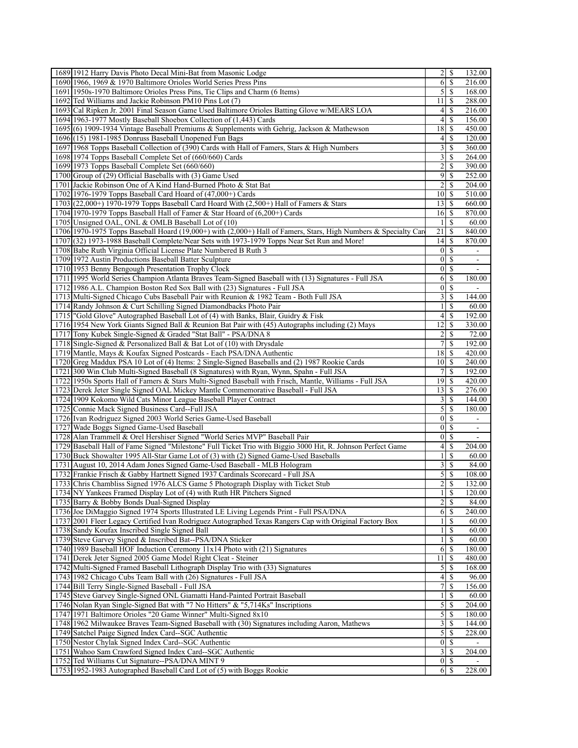| | | | | |
|---|---|---|---|---|
| 1689 | 1912 Harry Davis Photo Decal Mini-Bat from Masonic Lodge | 2 | $ | 132.00 |
| 1690 | 1966, 1969 & 1970 Baltimore Orioles World Series Press Pins | 6 | $ | 216.00 |
| 1691 | 1950s-1970 Baltimore Orioles Press Pins, Tie Clips and Charm (6 Items) | 5 | $ | 168.00 |
| 1692 | Ted Williams and Jackie Robinson PM10 Pins Lot (7) | 11 | $ | 288.00 |
| 1693 | Cal Ripken Jr. 2001 Final Season Game Used Baltimore Orioles Batting Glove w/MEARS LOA | 4 | $ | 216.00 |
| 1694 | 1963-1977 Mostly Baseball Shoebox Collection of (1,443) Cards | 4 | $ | 156.00 |
| 1695 | (6) 1909-1934 Vintage Baseball Premiums & Supplements with Gehrig, Jackson & Mathewson | 18 | $ | 450.00 |
| 1696 | (15) 1981-1985 Donruss Baseball Unopened Fun Bags | 4 | $ | 120.00 |
| 1697 | 1968 Topps Baseball Collection of (390) Cards with Hall of Famers, Stars & High Numbers | 3 | $ | 360.00 |
| 1698 | 1974 Topps Baseball Complete Set of (660/660) Cards | 3 | $ | 264.00 |
| 1699 | 1973 Topps Baseball Complete Set (660/660) | 2 | $ | 390.00 |
| 1700 | Group of (29) Official Baseballs with (3) Game Used | 9 | $ | 252.00 |
| 1701 | Jackie Robinson One of A Kind Hand-Burned Photo & Stat Bat | 2 | $ | 204.00 |
| 1702 | 1976-1979 Topps Baseball Card Hoard of (47,000+) Cards | 10 | $ | 510.00 |
| 1703 | (22,000+) 1970-1979 Topps Baseball Card Hoard With (2,500+) Hall of Famers & Stars | 13 | $ | 660.00 |
| 1704 | 1970-1979 Topps Baseball Hall of Famer & Star Hoard of (6,200+) Cards | 16 | $ | 870.00 |
| 1705 | Unsigned OAL, ONL & OMLB Baseball Lot of (10) | 1 | $ | 60.00 |
| 1706 | 1970-1975 Topps Baseball Hoard (19,000+) with (2,000+) Hall of Famers, Stars, High Numbers & Specialty Car | 21 | $ | 840.00 |
| 1707 | (32) 1973-1988 Baseball Complete/Near Sets with 1973-1979 Topps Near Set Run and More! | 14 | $ | 870.00 |
| 1708 | Babe Ruth Virginia Official License Plate Numbered B Ruth 3 | 0 | $ | - |
| 1709 | 1972 Austin Productions Baseball Batter Sculpture | 0 | $ | - |
| 1710 | 1953 Benny Bengough Presentation Trophy Clock | 0 | $ | - |
| 1711 | 1995 World Series Champion Atlanta Braves Team-Signed Baseball with (13) Signatures - Full JSA | 6 | $ | 180.00 |
| 1712 | 1986 A.L. Champion Boston Red Sox Ball with (23) Signatures - Full JSA | 0 | $ | - |
| 1713 | Multi-Signed Chicago Cubs Baseball Pair with Reunion & 1982 Team - Both Full JSA | 3 | $ | 144.00 |
| 1714 | Randy Johnson & Curt Schilling Signed Diamondbacks Photo Pair | 1 | $ | 60.00 |
| 1715 | "Gold Glove" Autographed Baseball Lot of (4) with Banks, Blair, Guidry & Fisk | 4 | $ | 192.00 |
| 1716 | 1954 New York Giants Signed Ball & Reunion Bat Pair with (45) Autographs including (2) Mays | 12 | $ | 330.00 |
| 1717 | Tony Kubek Single-Signed & Graded "Stat Ball" - PSA/DNA 8 | 2 | $ | 72.00 |
| 1718 | Single-Signed & Personalized Ball & Bat Lot of (10) with Drysdale | 7 | $ | 192.00 |
| 1719 | Mantle, Mays & Koufax Signed Postcards - Each PSA/DNA Authentic | 18 | $ | 420.00 |
| 1720 | Greg Maddux PSA 10 Lot of (4) Items: 2 Single-Signed Baseballs and (2) 1987 Rookie Cards | 10 | $ | 240.00 |
| 1721 | 300 Win Club Multi-Signed Baseball (8 Signatures) with Ryan, Wynn, Spahn - Full JSA | 7 | $ | 192.00 |
| 1722 | 1950s Sports Hall of Famers & Stars Multi-Signed Baseball with Frisch, Mantle, Williams - Full JSA | 19 | $ | 420.00 |
| 1723 | Derek Jeter Single Signed OAL Mickey Mantle Commemorative Baseball - Full JSA | 13 | $ | 276.00 |
| 1724 | 1909 Kokomo Wild Cats Minor League Baseball Player Contract | 3 | $ | 144.00 |
| 1725 | Connie Mack Signed Business Card--Full JSA | 5 | $ | 180.00 |
| 1726 | Ivan Rodriguez Signed 2003 World Series Game-Used Baseball | 0 | $ | - |
| 1727 | Wade Boggs Signed Game-Used Baseball | 0 | $ | - |
| 1728 | Alan Trammell & Orel Hershiser Signed "World Series MVP" Baseball Pair | 0 | $ | - |
| 1729 | Baseball Hall of Fame Signed "Milestone" Full Ticket Trio with Biggio 3000 Hit, R. Johnson Perfect Game | 4 | $ | 204.00 |
| 1730 | Buck Showalter 1995 All-Star Game Lot of (3) with (2) Signed Game-Used Baseballs | 1 | $ | 60.00 |
| 1731 | August 10, 2014 Adam Jones Signed Game-Used Baseball - MLB Hologram | 3 | $ | 84.00 |
| 1732 | Frankie Frisch & Gabby Hartnett Signed 1937 Cardinals Scorecard - Full JSA | 5 | $ | 108.00 |
| 1733 | Chris Chambliss Signed 1976 ALCS Game 5 Photograph Display with Ticket Stub | 2 | $ | 132.00 |
| 1734 | NY Yankees Framed Display Lot of (4) with Ruth HR Pitchers Signed | 1 | $ | 120.00 |
| 1735 | Barry & Bobby Bonds Dual-Signed Display | 2 | $ | 84.00 |
| 1736 | Joe DiMaggio Signed 1974 Sports Illustrated LE Living Legends Print - Full PSA/DNA | 6 | $ | 240.00 |
| 1737 | 2001 Fleer Legacy Certified Ivan Rodriguez Autographed Texas Rangers Cap with Original Factory Box | 1 | $ | 60.00 |
| 1738 | Sandy Koufax Inscribed Single Signed Ball | 1 | $ | 60.00 |
| 1739 | Steve Garvey Signed & Inscribed Bat--PSA/DNA Sticker | 1 | $ | 60.00 |
| 1740 | 1989 Baseball HOF Induction Ceremony 11x14 Photo with (21) Signatures | 6 | $ | 180.00 |
| 1741 | Derek Jeter Signed 2005 Game Model Right Cleat - Steiner | 11 | $ | 480.00 |
| 1742 | Multi-Signed Framed Baseball Lithograph Display Trio with (33) Signatures | 5 | $ | 168.00 |
| 1743 | 1982 Chicago Cubs Team Ball with (26) Signatures - Full JSA | 4 | $ | 96.00 |
| 1744 | Bill Terry Single-Signed Baseball - Full JSA | 7 | $ | 156.00 |
| 1745 | Steve Garvey Single-Signed ONL Giamatti Hand-Painted Portrait Baseball | 1 | $ | 60.00 |
| 1746 | Nolan Ryan Single-Signed Bat with "7 No Hitters" & "5,714Ks" Inscriptions | 5 | $ | 204.00 |
| 1747 | 1971 Baltimore Orioles "20 Game Winner" Multi-Signed 8x10 | 5 | $ | 180.00 |
| 1748 | 1962 Milwaukee Braves Team-Signed Baseball with (30) Signatures including Aaron, Mathews | 3 | $ | 144.00 |
| 1749 | Satchel Paige Signed Index Card--SGC Authentic | 5 | $ | 228.00 |
| 1750 | Nestor Chylak Signed Index Card--SGC Authentic | 0 | $ | - |
| 1751 | Wahoo Sam Crawford Signed Index Card--SGC Authentic | 3 | $ | 204.00 |
| 1752 | Ted Williams Cut Signature--PSA/DNA MINT 9 | 0 | $ | - |
| 1753 | 1952-1983 Autographed Baseball Card Lot of (5) with Boggs Rookie | 6 | $ | 228.00 |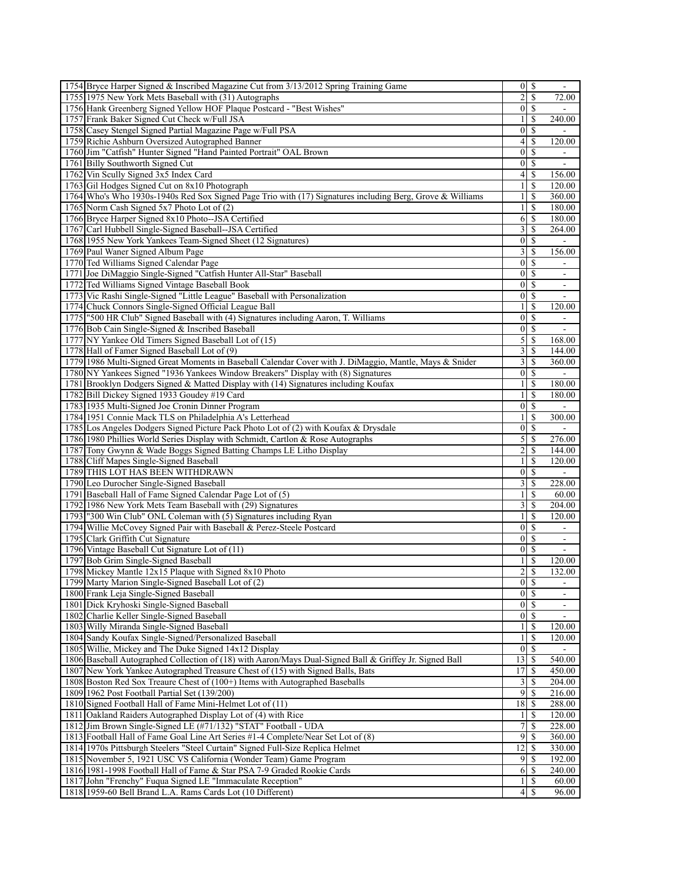| | | | | |
|---|---|---|---|---|
| 1754 | Bryce Harper Signed & Inscribed Magazine Cut from 3/13/2012 Spring Training Game | 0 | $ | - |
| 1755 | 1975 New York Mets Baseball with (31) Autographs | 2 | $ | 72.00 |
| 1756 | Hank Greenberg Signed Yellow HOF Plaque Postcard - "Best Wishes" | 0 | $ | - |
| 1757 | Frank Baker Signed Cut Check w/Full JSA | 1 | $ | 240.00 |
| 1758 | Casey Stengel Signed Partial Magazine Page w/Full PSA | 0 | $ | - |
| 1759 | Richie Ashburn Oversized Autographed Banner | 4 | $ | 120.00 |
| 1760 | Jim "Catfish" Hunter Signed "Hand Painted Portrait" OAL Brown | 0 | $ | - |
| 1761 | Billy Southworth Signed Cut | 0 | $ | - |
| 1762 | Vin Scully Signed 3x5 Index Card | 4 | $ | 156.00 |
| 1763 | Gil Hodges Signed Cut on 8x10 Photograph | 1 | $ | 120.00 |
| 1764 | Who's Who 1930s-1940s Red Sox Signed Page Trio with (17) Signatures including Berg, Grove & Williams | 1 | $ | 360.00 |
| 1765 | Norm Cash Signed 5x7 Photo Lot of (2) | 1 | $ | 180.00 |
| 1766 | Bryce Harper Signed 8x10 Photo--JSA Certified | 6 | $ | 180.00 |
| 1767 | Carl Hubbell Single-Signed Baseball--JSA Certified | 3 | $ | 264.00 |
| 1768 | 1955 New York Yankees Team-Signed Sheet (12 Signatures) | 0 | $ | - |
| 1769 | Paul Waner Signed Album Page | 3 | $ | 156.00 |
| 1770 | Ted Williams Signed Calendar Page | 0 | $ | - |
| 1771 | Joe DiMaggio Single-Signed "Catfish Hunter All-Star" Baseball | 0 | $ | - |
| 1772 | Ted Williams Signed Vintage Baseball Book | 0 | $ | - |
| 1773 | Vic Rashi Single-Signed "Little League" Baseball with Personalization | 0 | $ | - |
| 1774 | Chuck Connors Single-Signed Official League Ball | 1 | $ | 120.00 |
| 1775 | "500 HR Club" Signed Baseball with (4) Signatures including Aaron, T. Williams | 0 | $ | - |
| 1776 | Bob Cain Single-Signed & Inscribed Baseball | 0 | $ | - |
| 1777 | NY Yankee Old Timers Signed Baseball Lot of (15) | 5 | $ | 168.00 |
| 1778 | Hall of Famer Signed Baseball Lot of (9) | 3 | $ | 144.00 |
| 1779 | 1986 Multi-Signed Great Moments in Baseball Calendar Cover with J. DiMaggio, Mantle, Mays & Snider | 3 | $ | 360.00 |
| 1780 | NY Yankees Signed "1936 Yankees Window Breakers" Display with (8) Signatures | 0 | $ | - |
| 1781 | Brooklyn Dodgers Signed & Matted Display with (14) Signatures including Koufax | 1 | $ | 180.00 |
| 1782 | Bill Dickey Signed 1933 Goudey #19 Card | 1 | $ | 180.00 |
| 1783 | 1935 Multi-Signed Joe Cronin Dinner Program | 0 | $ | - |
| 1784 | 1951 Connie Mack TLS on Philadelphia A's Letterhead | 1 | $ | 300.00 |
| 1785 | Los Angeles Dodgers Signed Picture Pack Photo Lot of (2) with Koufax & Drysdale | 0 | $ | - |
| 1786 | 1980 Phillies World Series Display with Schmidt, Cartlon & Rose Autographs | 5 | $ | 276.00 |
| 1787 | Tony Gwynn & Wade Boggs Signed Batting Champs LE Litho Display | 2 | $ | 144.00 |
| 1788 | Cliff Mapes Single-Signed Baseball | 1 | $ | 120.00 |
| 1789 | THIS LOT HAS BEEN WITHDRAWN | 0 | $ | - |
| 1790 | Leo Durocher Single-Signed Baseball | 3 | $ | 228.00 |
| 1791 | Baseball Hall of Fame Signed Calendar Page Lot of (5) | 1 | $ | 60.00 |
| 1792 | 1986 New York Mets Team Baseball with (29) Signatures | 3 | $ | 204.00 |
| 1793 | "300 Win Club" ONL Coleman with (5) Signatures including Ryan | 1 | $ | 120.00 |
| 1794 | Willie McCovey Signed Pair with Baseball & Perez-Steele Postcard | 0 | $ | - |
| 1795 | Clark Griffith Cut Signature | 0 | $ | - |
| 1796 | Vintage Baseball Cut Signature Lot of (11) | 0 | $ | - |
| 1797 | Bob Grim Single-Signed Baseball | 1 | $ | 120.00 |
| 1798 | Mickey Mantle 12x15 Plaque with Signed 8x10 Photo | 2 | $ | 132.00 |
| 1799 | Marty Marion Single-Signed Baseball Lot of (2) | 0 | $ | - |
| 1800 | Frank Leja Single-Signed Baseball | 0 | $ | - |
| 1801 | Dick Kryhoski Single-Signed Baseball | 0 | $ | - |
| 1802 | Charlie Keller Single-Signed Baseball | 0 | $ | - |
| 1803 | Willy Miranda Single-Signed Baseball | 1 | $ | 120.00 |
| 1804 | Sandy Koufax Single-Signed/Personalized Baseball | 1 | $ | 120.00 |
| 1805 | Willie, Mickey and The Duke Signed 14x12 Display | 0 | $ | - |
| 1806 | Baseball Autographed Collection of (18) with Aaron/Mays Dual-Signed Ball & Griffey Jr. Signed Ball | 13 | $ | 540.00 |
| 1807 | New York Yankee Autographed Treasure Chest of (15) with Signed Balls, Bats | 17 | $ | 450.00 |
| 1808 | Boston Red Sox Treaure Chest of (100+) Items with Autographed Baseballs | 3 | $ | 204.00 |
| 1809 | 1962 Post Football Partial Set (139/200) | 9 | $ | 216.00 |
| 1810 | Signed Football Hall of Fame Mini-Helmet Lot of (11) | 18 | $ | 288.00 |
| 1811 | Oakland Raiders Autographed Display Lot of (4) with Rice | 1 | $ | 120.00 |
| 1812 | Jim Brown Single-Signed LE (#71/132) "STAT" Football - UDA | 7 | $ | 228.00 |
| 1813 | Football Hall of Fame Goal Line Art Series #1-4 Complete/Near Set Lot of (8) | 9 | $ | 360.00 |
| 1814 | 1970s Pittsburgh Steelers "Steel Curtain" Signed Full-Size Replica Helmet | 12 | $ | 330.00 |
| 1815 | November 5, 1921 USC VS California (Wonder Team) Game Program | 9 | $ | 192.00 |
| 1816 | 1981-1998 Football Hall of Fame & Star PSA 7-9 Graded Rookie Cards | 6 | $ | 240.00 |
| 1817 | John "Frenchy" Fuqua Signed LE "Immaculate Reception" | 1 | $ | 60.00 |
| 1818 | 1959-60 Bell Brand L.A. Rams Cards Lot (10 Different) | 4 | $ | 96.00 |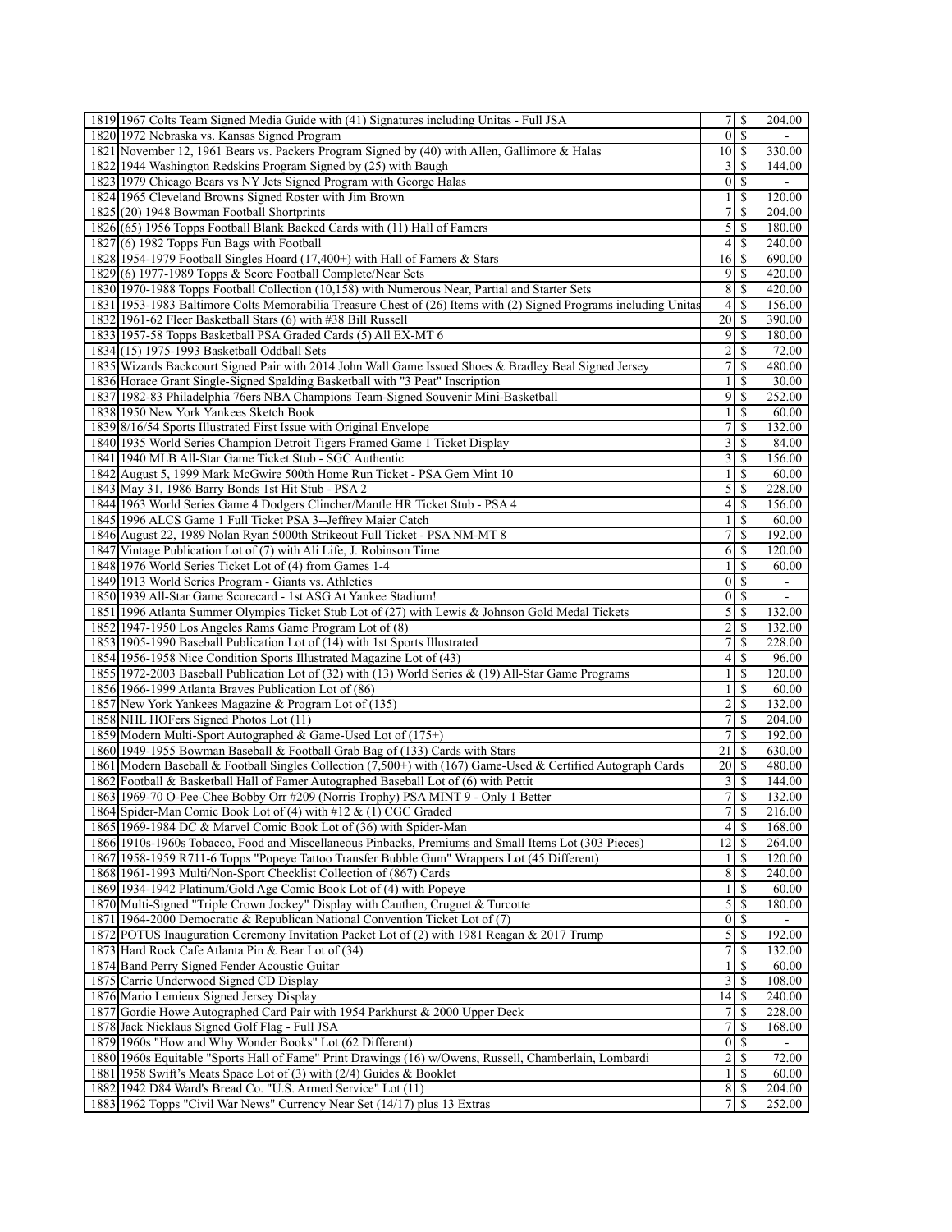| | | | | |
|---|---|---|---|---|
| 1819 | 1967 Colts Team Signed Media Guide with (41) Signatures including Unitas - Full JSA | 7 | $ | 204.00 |
| 1820 | 1972 Nebraska vs. Kansas Signed Program | 0 | $ | - |
| 1821 | November 12, 1961 Bears vs. Packers Program Signed by (40) with Allen, Gallimore & Halas | 10 | $ | 330.00 |
| 1822 | 1944 Washington Redskins Program Signed by (25) with Baugh | 3 | $ | 144.00 |
| 1823 | 1979 Chicago Bears vs NY Jets Signed Program with George Halas | 0 | $ | - |
| 1824 | 1965 Cleveland Browns Signed Roster with Jim Brown | 1 | $ | 120.00 |
| 1825 | (20) 1948 Bowman Football Shortprints | 7 | $ | 204.00 |
| 1826 | (65) 1956 Topps Football Blank Backed Cards with (11) Hall of Famers | 5 | $ | 180.00 |
| 1827 | (6) 1982 Topps Fun Bags with Football | 4 | $ | 240.00 |
| 1828 | 1954-1979 Football Singles Hoard (17,400+) with Hall of Famers & Stars | 16 | $ | 690.00 |
| 1829 | (6) 1977-1989 Topps & Score Football Complete/Near Sets | 9 | $ | 420.00 |
| 1830 | 1970-1988 Topps Football Collection (10,158) with Numerous Near, Partial and Starter Sets | 8 | $ | 420.00 |
| 1831 | 1953-1983 Baltimore Colts Memorabilia Treasure Chest of (26) Items with (2) Signed Programs including Unitas | 4 | $ | 156.00 |
| 1832 | 1961-62 Fleer Basketball Stars (6) with #38 Bill Russell | 20 | $ | 390.00 |
| 1833 | 1957-58 Topps Basketball PSA Graded Cards (5) All EX-MT 6 | 9 | $ | 180.00 |
| 1834 | (15) 1975-1993 Basketball Oddball Sets | 2 | $ | 72.00 |
| 1835 | Wizards Backcourt Signed Pair with 2014 John Wall Game Issued Shoes & Bradley Beal Signed Jersey | 7 | $ | 480.00 |
| 1836 | Horace Grant Single-Signed Spalding Basketball with "3 Peat" Inscription | 1 | $ | 30.00 |
| 1837 | 1982-83 Philadelphia 76ers NBA Champions Team-Signed Souvenir Mini-Basketball | 9 | $ | 252.00 |
| 1838 | 1950 New York Yankees Sketch Book | 1 | $ | 60.00 |
| 1839 | 8/16/54 Sports Illustrated First Issue with Original Envelope | 7 | $ | 132.00 |
| 1840 | 1935 World Series Champion Detroit Tigers Framed Game 1 Ticket Display | 3 | $ | 84.00 |
| 1841 | 1940 MLB All-Star Game Ticket Stub - SGC Authentic | 3 | $ | 156.00 |
| 1842 | August 5, 1999 Mark McGwire 500th Home Run Ticket - PSA Gem Mint 10 | 1 | $ | 60.00 |
| 1843 | May 31, 1986 Barry Bonds 1st Hit Stub - PSA 2 | 5 | $ | 228.00 |
| 1844 | 1963 World Series Game 4 Dodgers Clincher/Mantle HR Ticket Stub - PSA 4 | 4 | $ | 156.00 |
| 1845 | 1996 ALCS Game 1 Full Ticket PSA 3--Jeffrey Maier Catch | 1 | $ | 60.00 |
| 1846 | August 22, 1989 Nolan Ryan 5000th Strikeout Full Ticket - PSA NM-MT 8 | 7 | $ | 192.00 |
| 1847 | Vintage Publication Lot of (7) with Ali Life, J. Robinson Time | 6 | $ | 120.00 |
| 1848 | 1976 World Series Ticket Lot of (4) from Games 1-4 | 1 | $ | 60.00 |
| 1849 | 1913 World Series Program - Giants vs. Athletics | 0 | $ | - |
| 1850 | 1939 All-Star Game Scorecard - 1st ASG At Yankee Stadium! | 0 | $ | - |
| 1851 | 1996 Atlanta Summer Olympics Ticket Stub Lot of (27) with Lewis & Johnson Gold Medal Tickets | 5 | $ | 132.00 |
| 1852 | 1947-1950 Los Angeles Rams Game Program Lot of (8) | 2 | $ | 132.00 |
| 1853 | 1905-1990 Baseball Publication Lot of (14) with 1st Sports Illustrated | 7 | $ | 228.00 |
| 1854 | 1956-1958 Nice Condition Sports Illustrated Magazine Lot of (43) | 4 | $ | 96.00 |
| 1855 | 1972-2003 Baseball Publication Lot of (32) with (13) World Series & (19) All-Star Game Programs | 1 | $ | 120.00 |
| 1856 | 1966-1999 Atlanta Braves Publication Lot of (86) | 1 | $ | 60.00 |
| 1857 | New York Yankees Magazine & Program Lot of (135) | 2 | $ | 132.00 |
| 1858 | NHL HOFers Signed Photos Lot (11) | 7 | $ | 204.00 |
| 1859 | Modern Multi-Sport Autographed & Game-Used Lot of (175+) | 7 | $ | 192.00 |
| 1860 | 1949-1955 Bowman Baseball & Football Grab Bag of (133) Cards with Stars | 21 | $ | 630.00 |
| 1861 | Modern Baseball & Football Singles Collection (7,500+) with (167) Game-Used & Certified Autograph Cards | 20 | $ | 480.00 |
| 1862 | Football & Basketball Hall of Famer Autographed Baseball Lot of (6) with Pettit | 3 | $ | 144.00 |
| 1863 | 1969-70 O-Pee-Chee Bobby Orr #209 (Norris Trophy) PSA MINT 9 - Only 1 Better | 7 | $ | 132.00 |
| 1864 | Spider-Man Comic Book Lot of (4) with #12 & (1) CGC Graded | 7 | $ | 216.00 |
| 1865 | 1969-1984 DC & Marvel Comic Book Lot of (36) with Spider-Man | 4 | $ | 168.00 |
| 1866 | 1910s-1960s Tobacco, Food and Miscellaneous Pinbacks, Premiums and Small Items Lot (303 Pieces) | 12 | $ | 264.00 |
| 1867 | 1958-1959 R711-6 Topps "Popeye Tattoo Transfer Bubble Gum" Wrappers Lot (45 Different) | 1 | $ | 120.00 |
| 1868 | 1961-1993 Multi/Non-Sport Checklist Collection of (867) Cards | 8 | $ | 240.00 |
| 1869 | 1934-1942 Platinum/Gold Age Comic Book Lot of (4) with Popeye | 1 | $ | 60.00 |
| 1870 | Multi-Signed "Triple Crown Jockey" Display with Cauthen, Cruguet & Turcotte | 5 | $ | 180.00 |
| 1871 | 1964-2000 Democratic & Republican National Convention Ticket Lot of (7) | 0 | $ | - |
| 1872 | POTUS Inauguration Ceremony Invitation Packet Lot of (2) with 1981 Reagan & 2017 Trump | 5 | $ | 192.00 |
| 1873 | Hard Rock Cafe Atlanta Pin & Bear Lot of (34) | 7 | $ | 132.00 |
| 1874 | Band Perry Signed Fender Acoustic Guitar | 1 | $ | 60.00 |
| 1875 | Carrie Underwood Signed CD Display | 3 | $ | 108.00 |
| 1876 | Mario Lemieux Signed Jersey Display | 14 | $ | 240.00 |
| 1877 | Gordie Howe Autographed Card Pair with 1954 Parkhurst & 2000 Upper Deck | 7 | $ | 228.00 |
| 1878 | Jack Nicklaus Signed Golf Flag - Full JSA | 7 | $ | 168.00 |
| 1879 | 1960s "How and Why Wonder Books" Lot (62 Different) | 0 | $ | - |
| 1880 | 1960s Equitable "Sports Hall of Fame" Print Drawings (16) w/Owens, Russell, Chamberlain, Lombardi | 2 | $ | 72.00 |
| 1881 | 1958 Swift's Meats Space Lot of (3) with (2/4) Guides & Booklet | 1 | $ | 60.00 |
| 1882 | 1942 D84 Ward's Bread Co. "U.S. Armed Service" Lot (11) | 8 | $ | 204.00 |
| 1883 | 1962 Topps "Civil War News" Currency Near Set (14/17) plus 13 Extras | 7 | $ | 252.00 |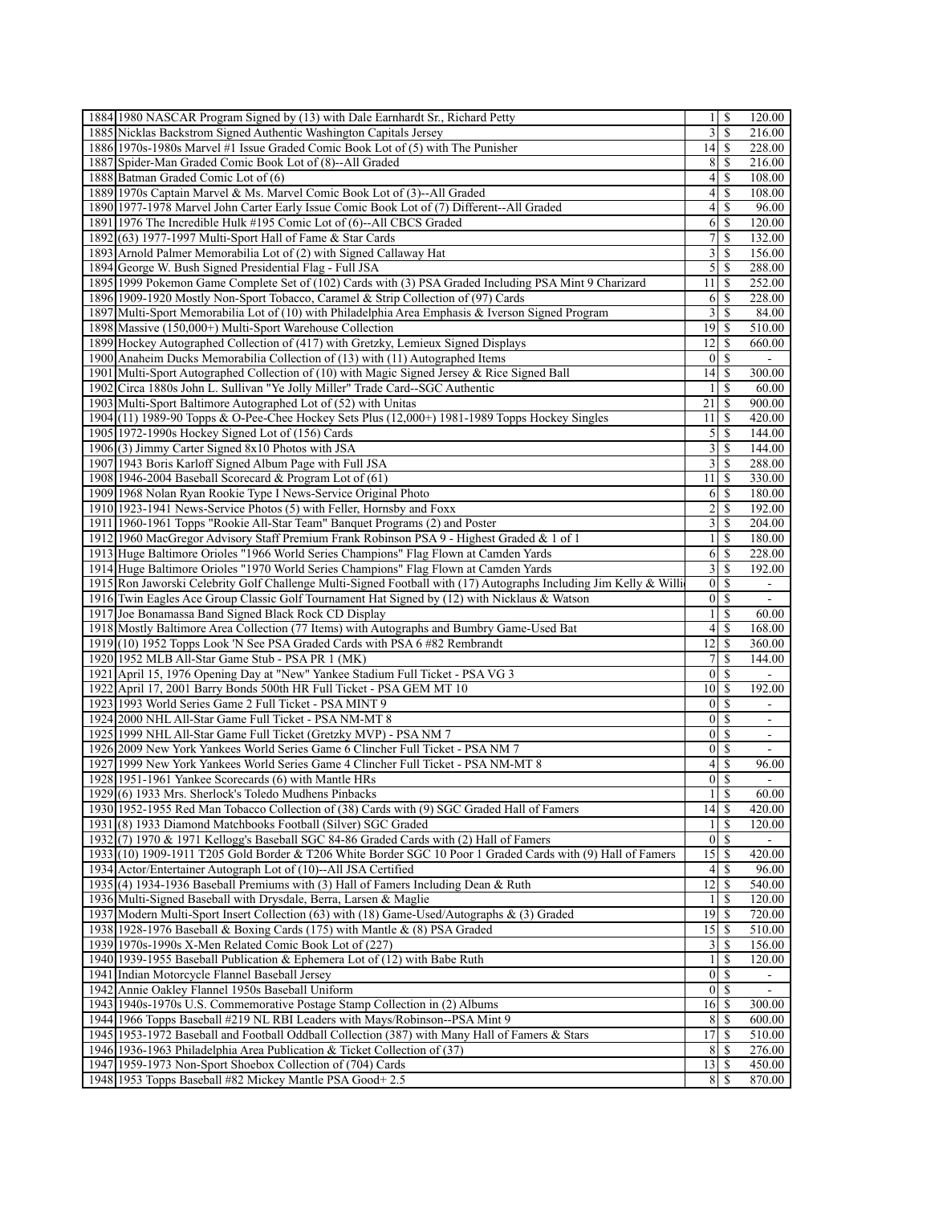| | | | | |
|---|---|---|---|---|
| 1884 | 1980 NASCAR Program Signed by (13) with Dale Earnhardt Sr., Richard Petty | 1 | $ | 120.00 |
| 1885 | Nicklas Backstrom Signed Authentic Washington Capitals Jersey | 3 | $ | 216.00 |
| 1886 | 1970s-1980s Marvel #1 Issue Graded Comic Book Lot of (5) with The Punisher | 14 | $ | 228.00 |
| 1887 | Spider-Man Graded Comic Book Lot of (8)--All Graded | 8 | $ | 216.00 |
| 1888 | Batman Graded Comic Lot of (6) | 4 | $ | 108.00 |
| 1889 | 1970s Captain Marvel & Ms. Marvel Comic Book Lot of (3)--All Graded | 4 | $ | 108.00 |
| 1890 | 1977-1978 Marvel John Carter Early Issue Comic Book Lot of (7) Different--All Graded | 4 | $ | 96.00 |
| 1891 | 1976 The Incredible Hulk #195 Comic Lot of (6)--All CBCS Graded | 6 | $ | 120.00 |
| 1892 | (63) 1977-1997 Multi-Sport Hall of Fame & Star Cards | 7 | $ | 132.00 |
| 1893 | Arnold Palmer Memorabilia Lot of (2) with Signed Callaway Hat | 3 | $ | 156.00 |
| 1894 | George W. Bush Signed Presidential Flag - Full JSA | 5 | $ | 288.00 |
| 1895 | 1999 Pokemon Game Complete Set of (102) Cards with (3) PSA Graded Including PSA Mint 9 Charizard | 11 | $ | 252.00 |
| 1896 | 1909-1920 Mostly Non-Sport Tobacco, Caramel & Strip Collection of (97) Cards | 6 | $ | 228.00 |
| 1897 | Multi-Sport Memorabilia Lot of (10) with Philadelphia Area Emphasis & Iverson Signed Program | 3 | $ | 84.00 |
| 1898 | Massive (150,000+) Multi-Sport Warehouse Collection | 19 | $ | 510.00 |
| 1899 | Hockey Autographed Collection of (417) with Gretzky, Lemieux Signed Displays | 12 | $ | 660.00 |
| 1900 | Anaheim Ducks Memorabilia Collection of (13) with (11) Autographed Items | 0 | $ | - |
| 1901 | Multi-Sport Autographed Collection of (10) with Magic Signed Jersey & Rice Signed Ball | 14 | $ | 300.00 |
| 1902 | Circa 1880s John L. Sullivan "Ye Jolly Miller" Trade Card--SGC Authentic | 1 | $ | 60.00 |
| 1903 | Multi-Sport Baltimore Autographed Lot of (52) with Unitas | 21 | $ | 900.00 |
| 1904 | (11) 1989-90 Topps & O-Pee-Chee Hockey Sets Plus (12,000+) 1981-1989 Topps Hockey Singles | 11 | $ | 420.00 |
| 1905 | 1972-1990s Hockey Signed Lot of (156) Cards | 5 | $ | 144.00 |
| 1906 | (3) Jimmy Carter Signed 8x10 Photos with JSA | 3 | $ | 144.00 |
| 1907 | 1943 Boris Karloff Signed Album Page with Full JSA | 3 | $ | 288.00 |
| 1908 | 1946-2004 Baseball Scorecard & Program Lot of (61) | 11 | $ | 330.00 |
| 1909 | 1968 Nolan Ryan Rookie Type I News-Service Original Photo | 6 | $ | 180.00 |
| 1910 | 1923-1941 News-Service Photos (5) with Feller, Hornsby and Foxx | 2 | $ | 192.00 |
| 1911 | 1960-1961 Topps "Rookie All-Star Team" Banquet Programs (2) and Poster | 3 | $ | 204.00 |
| 1912 | 1960 MacGregor Advisory Staff Premium Frank Robinson PSA 9 - Highest Graded & 1 of 1 | 1 | $ | 180.00 |
| 1913 | Huge Baltimore Orioles "1966 World Series Champions" Flag Flown at Camden Yards | 6 | $ | 228.00 |
| 1914 | Huge Baltimore Orioles "1970 World Series Champions" Flag Flown at Camden Yards | 3 | $ | 192.00 |
| 1915 | Ron Jaworski Celebrity Golf Challenge Multi-Signed Football with (17) Autographs Including Jim Kelly & Willi | 0 | $ | - |
| 1916 | Twin Eagles Ace Group Classic Golf Tournament Hat Signed by (12) with Nicklaus & Watson | 0 | $ | - |
| 1917 | Joe Bonamassa Band Signed Black Rock CD Display | 1 | $ | 60.00 |
| 1918 | Mostly Baltimore Area Collection (77 Items) with Autographs and Bumbry Game-Used Bat | 4 | $ | 168.00 |
| 1919 | (10) 1952 Topps Look 'N See PSA Graded Cards with PSA 6 #82 Rembrandt | 12 | $ | 360.00 |
| 1920 | 1952 MLB All-Star Game Stub - PSA PR 1 (MK) | 7 | $ | 144.00 |
| 1921 | April 15, 1976 Opening Day at "New" Yankee Stadium Full Ticket - PSA VG 3 | 0 | $ | - |
| 1922 | April 17, 2001 Barry Bonds 500th HR Full Ticket - PSA GEM MT 10 | 10 | $ | 192.00 |
| 1923 | 1993 World Series Game 2 Full Ticket - PSA MINT 9 | 0 | $ | - |
| 1924 | 2000 NHL All-Star Game Full Ticket - PSA NM-MT 8 | 0 | $ | - |
| 1925 | 1999 NHL All-Star Game Full Ticket (Gretzky MVP) - PSA NM 7 | 0 | $ | - |
| 1926 | 2009 New York Yankees World Series Game 6 Clincher Full Ticket - PSA NM 7 | 0 | $ | - |
| 1927 | 1999 New York Yankees World Series Game 4 Clincher Full Ticket - PSA NM-MT 8 | 4 | $ | 96.00 |
| 1928 | 1951-1961 Yankee Scorecards (6) with Mantle HRs | 0 | $ | - |
| 1929 | (6) 1933 Mrs. Sherlock's Toledo Mudhens Pinbacks | 1 | $ | 60.00 |
| 1930 | 1952-1955 Red Man Tobacco Collection of (38) Cards with (9) SGC Graded Hall of Famers | 14 | $ | 420.00 |
| 1931 | (8) 1933 Diamond Matchbooks Football (Silver) SGC Graded | 1 | $ | 120.00 |
| 1932 | (7) 1970 & 1971 Kellogg's Baseball SGC 84-86 Graded Cards with (2) Hall of Famers | 0 | $ | - |
| 1933 | (10) 1909-1911 T205 Gold Border & T206 White Border SGC 10 Poor 1 Graded Cards with (9) Hall of Famers | 15 | $ | 420.00 |
| 1934 | Actor/Entertainer Autograph Lot of (10)--All JSA Certified | 4 | $ | 96.00 |
| 1935 | (4) 1934-1936 Baseball Premiums with (3) Hall of Famers Including Dean & Ruth | 12 | $ | 540.00 |
| 1936 | Multi-Signed Baseball with Drysdale, Berra, Larsen & Maglie | 1 | $ | 120.00 |
| 1937 | Modern Multi-Sport Insert Collection (63) with (18) Game-Used/Autographs & (3) Graded | 19 | $ | 720.00 |
| 1938 | 1928-1976 Baseball & Boxing Cards (175) with Mantle & (8) PSA Graded | 15 | $ | 510.00 |
| 1939 | 1970s-1990s X-Men Related Comic Book Lot of (227) | 3 | $ | 156.00 |
| 1940 | 1939-1955 Baseball Publication & Ephemera Lot of (12) with Babe Ruth | 1 | $ | 120.00 |
| 1941 | Indian Motorcycle Flannel Baseball Jersey | 0 | $ | - |
| 1942 | Annie Oakley Flannel 1950s Baseball Uniform | 0 | $ | - |
| 1943 | 1940s-1970s U.S. Commemorative Postage Stamp Collection in (2) Albums | 16 | $ | 300.00 |
| 1944 | 1966 Topps Baseball #219 NL RBI Leaders with Mays/Robinson--PSA Mint 9 | 8 | $ | 600.00 |
| 1945 | 1953-1972 Baseball and Football Oddball Collection (387) with Many Hall of Famers & Stars | 17 | $ | 510.00 |
| 1946 | 1936-1963 Philadelphia Area Publication & Ticket Collection of (37) | 8 | $ | 276.00 |
| 1947 | 1959-1973 Non-Sport Shoebox Collection of (704) Cards | 13 | $ | 450.00 |
| 1948 | 1953 Topps Baseball #82 Mickey Mantle PSA Good+ 2.5 | 8 | $ | 870.00 |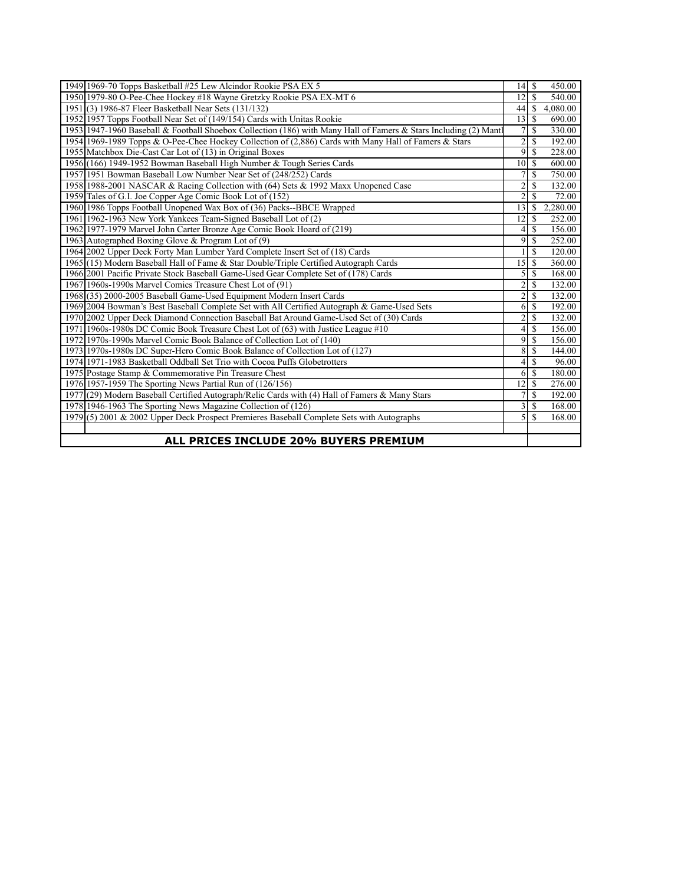| | | | | |
|---|---|---|---|---|
| 1949 | 1969-70 Topps Basketball #25 Lew Alcindor Rookie PSA EX 5 | 14 | $ | 450.00 |
| 1950 | 1979-80 O-Pee-Chee Hockey #18 Wayne Gretzky Rookie PSA EX-MT 6 | 12 | $ | 540.00 |
| 1951 | (3) 1986-87 Fleer Basketball Near Sets (131/132) | 44 | $ | 4,080.00 |
| 1952 | 1957 Topps Football Near Set of (149/154) Cards with Unitas Rookie | 13 | $ | 690.00 |
| 1953 | 1947-1960 Baseball & Football Shoebox Collection (186) with Many Hall of Famers & Stars Including (2) Mantl | 7 | $ | 330.00 |
| 1954 | 1969-1989 Topps & O-Pee-Chee Hockey Collection of (2,886) Cards with Many Hall of Famers & Stars | 2 | $ | 192.00 |
| 1955 | Matchbox Die-Cast Car Lot of (13) in Original Boxes | 9 | $ | 228.00 |
| 1956 | (166) 1949-1952 Bowman Baseball High Number & Tough Series Cards | 10 | $ | 600.00 |
| 1957 | 1951 Bowman Baseball Low Number Near Set of (248/252) Cards | 7 | $ | 750.00 |
| 1958 | 1988-2001 NASCAR & Racing Collection with (64) Sets & 1992 Maxx Unopened Case | 2 | $ | 132.00 |
| 1959 | Tales of G.I. Joe Copper Age Comic Book Lot of (152) | 2 | $ | 72.00 |
| 1960 | 1986 Topps Football Unopened Wax Box of (36) Packs--BBCE Wrapped | 13 | $ | 2,280.00 |
| 1961 | 1962-1963 New York Yankees Team-Signed Baseball Lot of (2) | 12 | $ | 252.00 |
| 1962 | 1977-1979 Marvel John Carter Bronze Age Comic Book Hoard of (219) | 4 | $ | 156.00 |
| 1963 | Autographed Boxing Glove & Program Lot of (9) | 9 | $ | 252.00 |
| 1964 | 2002 Upper Deck Forty Man Lumber Yard Complete Insert Set of (18) Cards | 1 | $ | 120.00 |
| 1965 | (15) Modern Baseball Hall of Fame & Star Double/Triple Certified Autograph Cards | 15 | $ | 360.00 |
| 1966 | 2001 Pacific Private Stock Baseball Game-Used Gear Complete Set of (178) Cards | 5 | $ | 168.00 |
| 1967 | 1960s-1990s Marvel Comics Treasure Chest Lot of (91) | 2 | $ | 132.00 |
| 1968 | (35) 2000-2005 Baseball Game-Used Equipment Modern Insert Cards | 2 | $ | 132.00 |
| 1969 | 2004 Bowman's Best Baseball Complete Set with All Certified Autograph & Game-Used Sets | 6 | $ | 192.00 |
| 1970 | 2002 Upper Deck Diamond Connection Baseball Bat Around Game-Used Set of (30) Cards | 2 | $ | 132.00 |
| 1971 | 1960s-1980s DC Comic Book Treasure Chest Lot of (63) with Justice League #10 | 4 | $ | 156.00 |
| 1972 | 1970s-1990s Marvel Comic Book Balance of Collection Lot of (140) | 9 | $ | 156.00 |
| 1973 | 1970s-1980s DC Super-Hero Comic Book Balance of Collection Lot of (127) | 8 | $ | 144.00 |
| 1974 | 1971-1983 Basketball Oddball Set Trio with Cocoa Puffs Globetrotters | 4 | $ | 96.00 |
| 1975 | Postage Stamp & Commemorative Pin Treasure Chest | 6 | $ | 180.00 |
| 1976 | 1957-1959 The Sporting News Partial Run of (126/156) | 12 | $ | 276.00 |
| 1977 | (29) Modern Baseball Certified Autograph/Relic Cards with (4) Hall of Famers & Many Stars | 7 | $ | 192.00 |
| 1978 | 1946-1963 The Sporting News Magazine Collection of (126) | 3 | $ | 168.00 |
| 1979 | (5) 2001 & 2002 Upper Deck Prospect Premieres Baseball Complete Sets with Autographs | 5 | $ | 168.00 |
| | | | | |
| | **ALL PRICES INCLUDE 20% BUYERS PREMIUM** | | | |